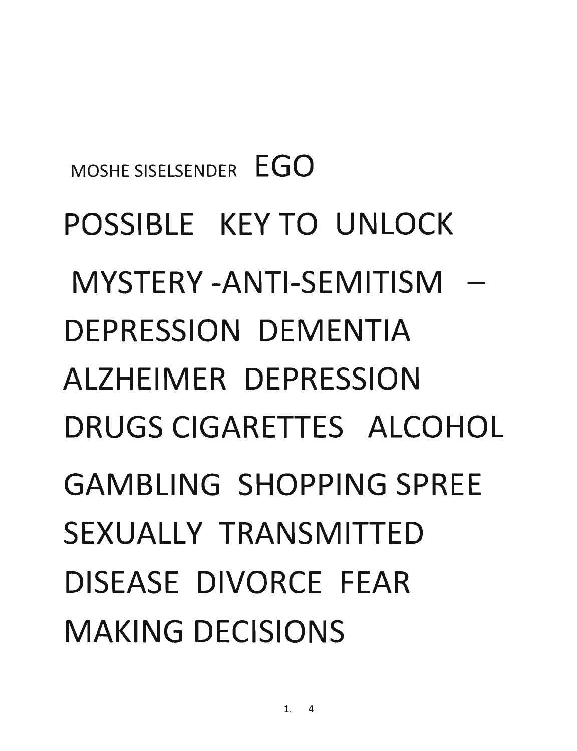MOSHE SISELSENDER EGO

# POSSIBLE KEY TO UNLOCK MYSTERY -ANTI-SEMITISM – DEPRESSION DEMENTIA ALZHEIMER DEPRESSION DRUGS CIGARETTES ALCOHOL GAMBLING SHOPPING SPREE SEXUALLY TRANSMITTED DISEASE DIVORCE FEAR MAKING DECISIONS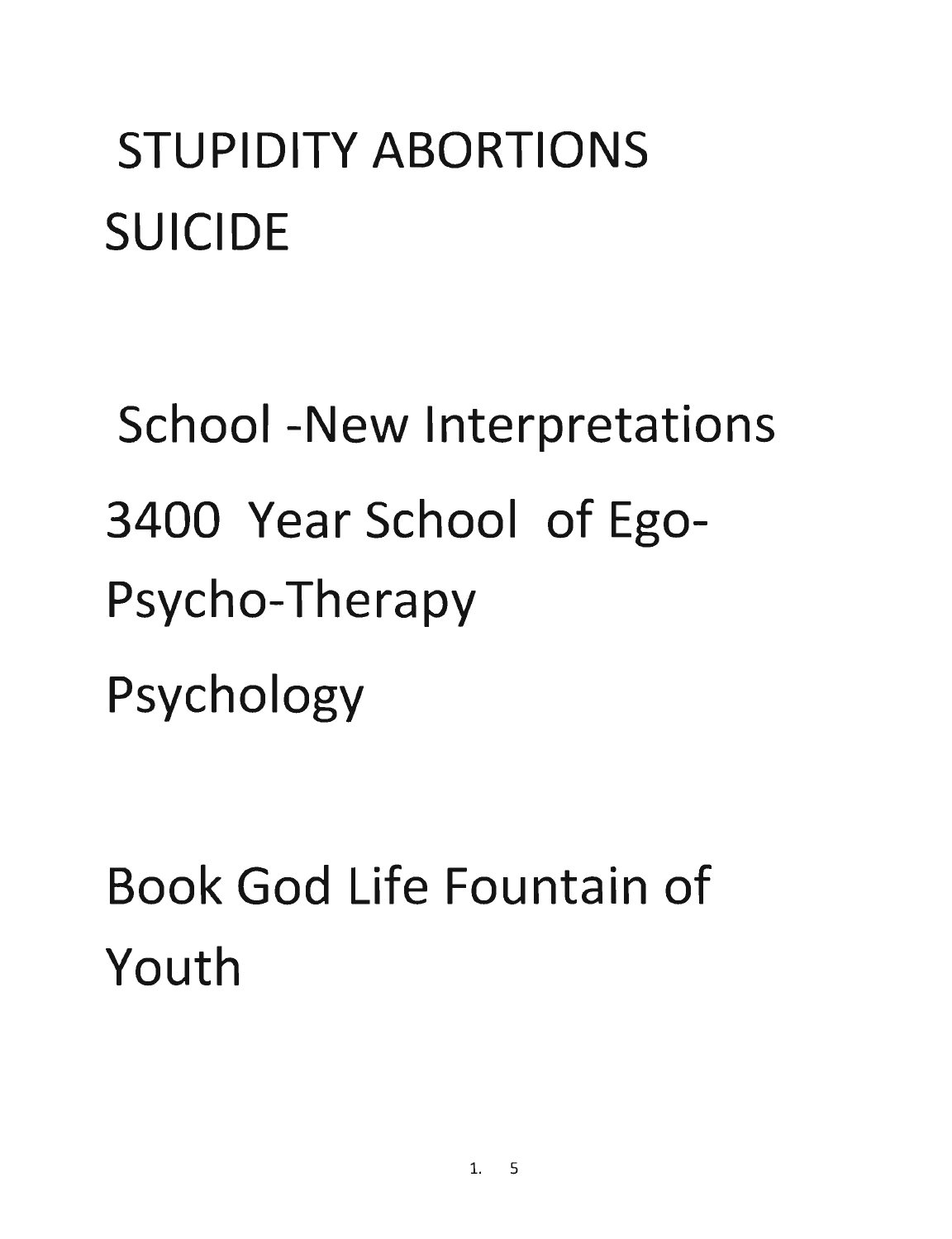# STUPIDITY ABORTIONS SUICIDE

School -New Interpretations

3400 Year School of Ego-Psycho-Therapy

Psychology

Book God Life Fountain of Youth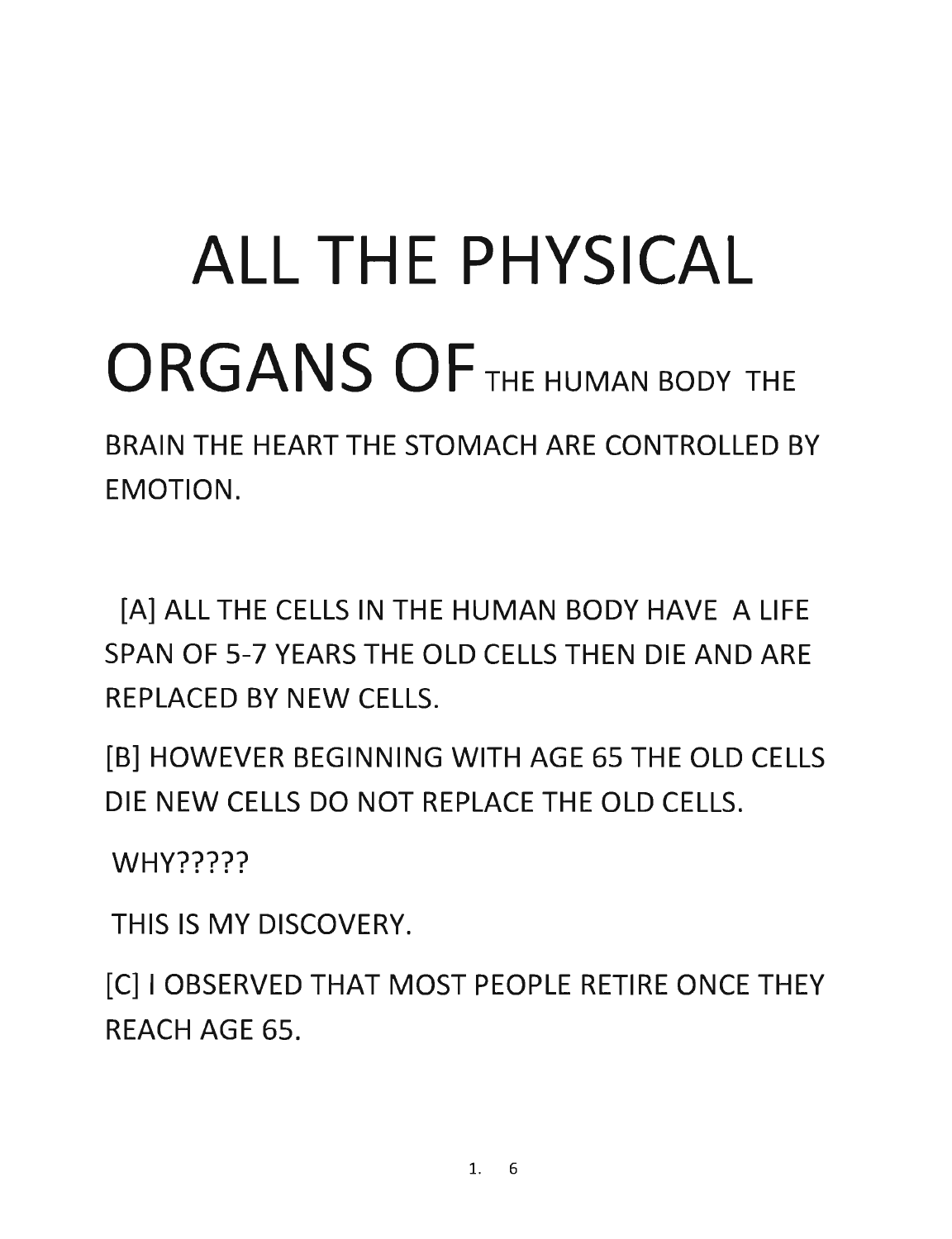# ALL THE PHYSICAL ORGANS OF THE HUMAN BODY THE BRAIN THE HEART THE STOMACH ARE CONTROLLED BY EMOTION.

[A] ALL THE CELLS IN THE HUMAN BODY HAVE A LIFE SPAN OF 5-7 YEARS THE OLD CELLS THEN DIE AND ARE REPLACED BY NEW CELLS.

[B] HOWEVER BEGINNING WITH AGE 65 THE OLD CELLS DIE NEW CELLS DO NOT REPLACE THE OLD CELLS.

WHY?????

THIS IS MY DISCOVERY.

[C] I OBSERVED THAT MOST PEOPLE RETIRE ONCE THEY REACH AGE 65.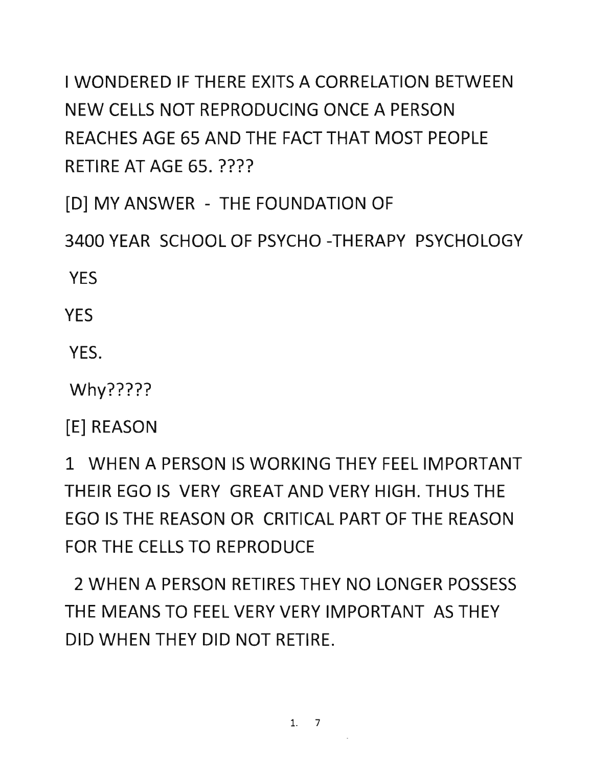I WONDERED IF THERE EXITS A CORRELATION BETWEEN NEW CELLS NOT REPRODUCING ONCE A PERSON REACHES AGE 65 AND THE FACT THAT MOST PEOPLE RETIRE AT AGE 65. ????

[D] MY ANSWER - THE FOUNDATION OF

3400 YEAR SCHOOL OF PSYCHO -THERAPY PSYCHOLOGY

YES

YES

YES.

Why?????

[E] REASON

1 WHEN A PERSON IS WORKING THEY FEEL IMPORTANT THEIR EGO IS VERY GREAT AND VERY HIGH. THUS THE EGO IS THE REASON OR CRITICAL PART OF THE REASON FOR THE CELLS TO REPRODUCE

2 WHEN A PERSON RETIRES THEY NO LONGER POSSESS THE MEANS TO FEEL VERY VERY IMPORTANT AS THEY DID WHEN THEY DID NOT RETIRE.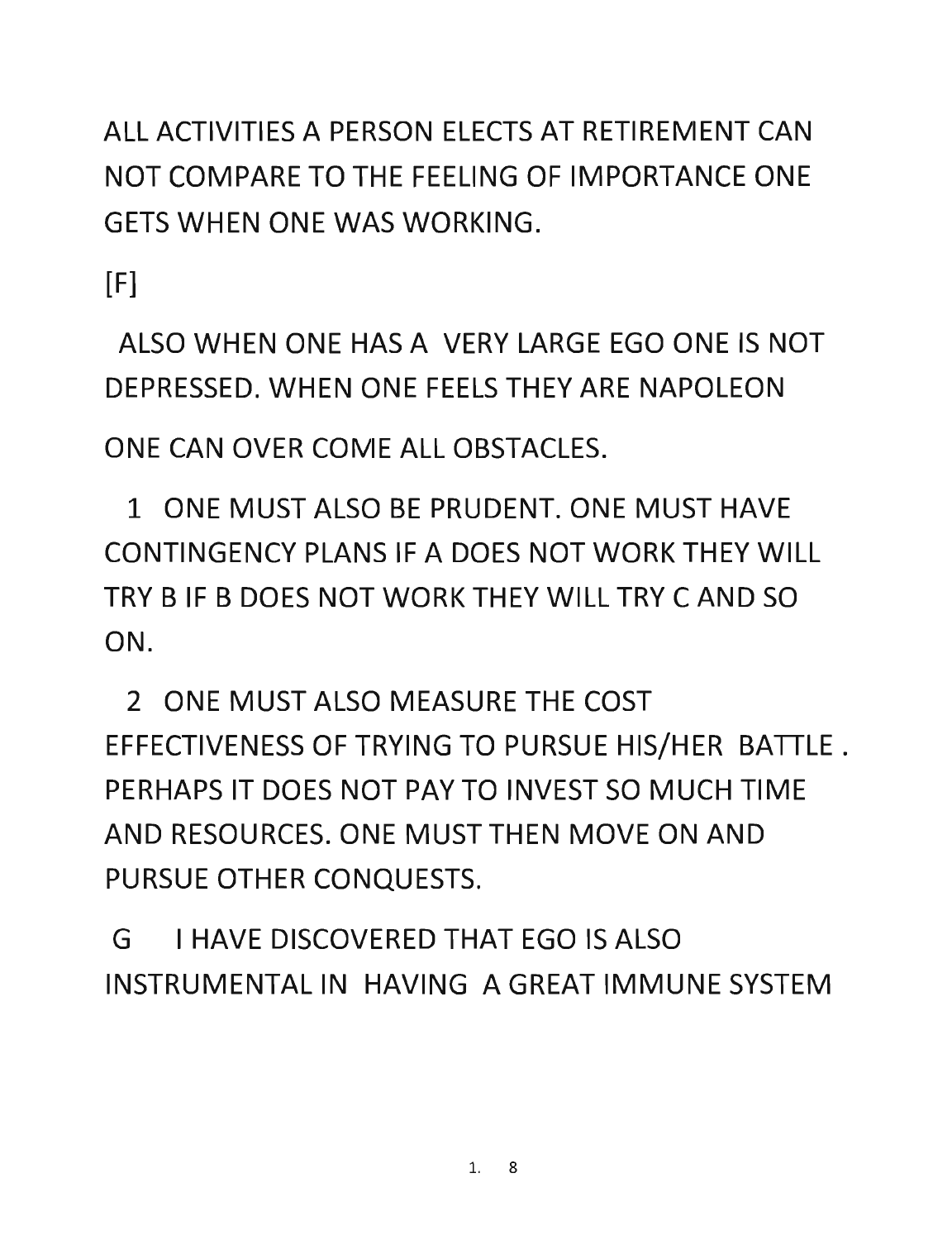ALL ACTIVITIES A PERSON ELECTS AT RETIREMENT CAN NOT COMPARE TO THE FEELING OF IMPORTANCE ONE GETS WHEN ONE WAS WORKING.

[F]

ALSO WHEN ONE HAS A VERY LARGE EGO ONE IS NOT DEPRESSED. WHEN ONE FEELS THEY ARE NAPOLEON ONE CAN OVER COME ALL OBSTACLES.

1 ONE MUST ALSO BE PRUDENT. ONE MUST HAVE CONTINGENCY PLANS IF A DOES NOT WORK THEY WILL TRY B IF B DOES NOT WORK THEY WILL TRY C AND SO ON.

2 ONE MUST ALSO MEASURE THE COST EFFECTIVENESS OF TRYING TO PURSUE HIS/HER BATTLE . PERHAPS IT DOES NOT PAY TO INVEST SO MUCH TIME AND RESOURCES. ONE MUST THEN MOVE ON AND PURSUE OTHER CONQUESTS.

G I HAVE DISCOVERED THAT EGO IS ALSO INSTRUMENTAL IN HAVING A GREAT IMMUNE SYSTEM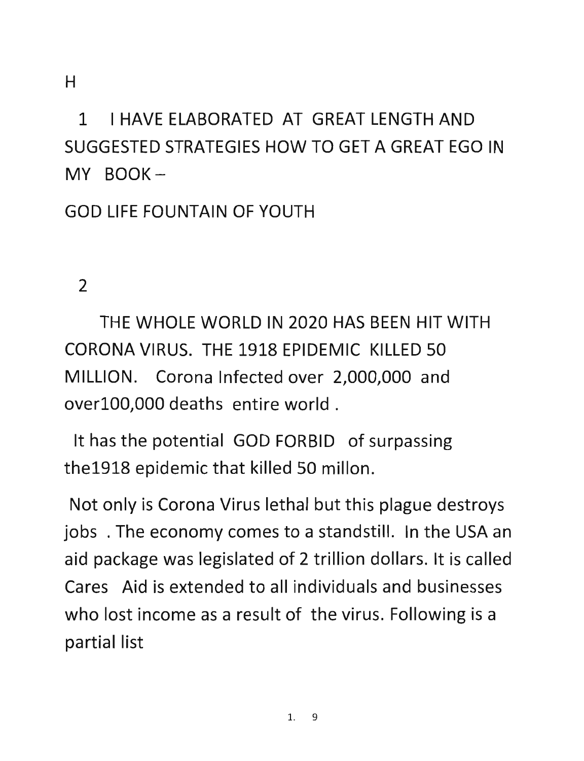H

1 I HAVE ELABORATED AT GREAT LENGTH AND SUGGESTED STRATEGIES HOW TO GET A GREAT EGO IN MY BOOK –

GOD LIFE FOUNTAIN OF YOUTH

2

THE WHOLE WORLD IN 2020 HAS BEEN HIT WITH CORONA VIRUS. THE 1918 EPIDEMIC KILLED 50 MILLION. Corona Infected over 2,000,000 and over100,000 deaths entire world .

It has the potential GOD FORBID of surpassing the1918 epidemic that killed 50 millon.

Not only is Corona Virus lethal but this plague destroys jobs . The economy comes to a standstill. In the USA an aid package was legislated of 2 trillion dollars. It is called Cares Aid is extended to all individuals and businesses who lost income as a result of the virus. Following is a partial list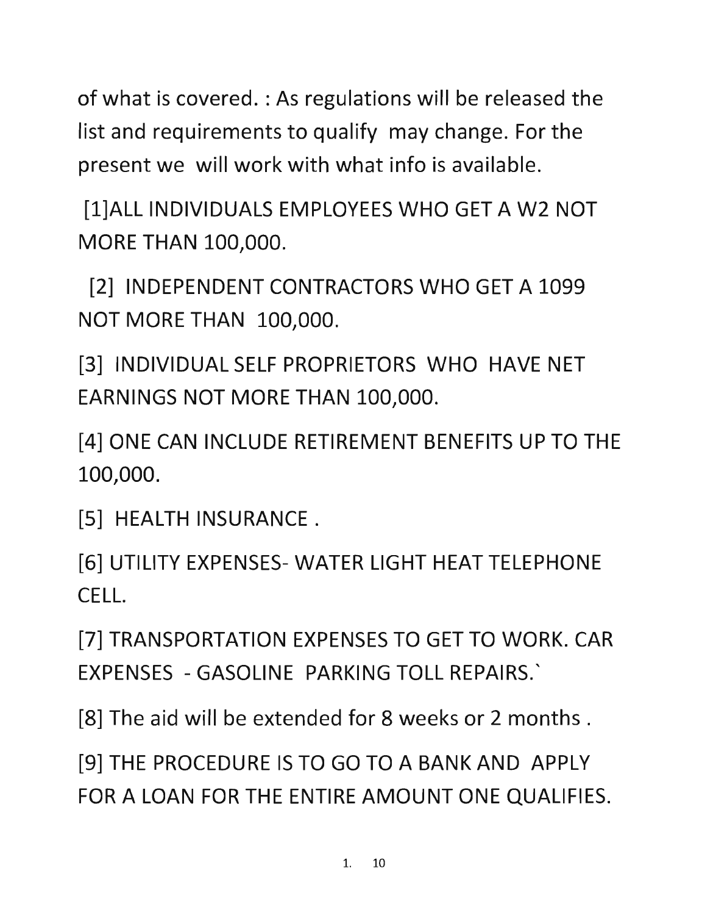of what is covered. : As regulations will be released the list and requirements to qualify may change. For the present we will work with what info is available.

[1]ALL INDIVIDUALS EMPLOYEES WHO GET A W2 NOT MORE THAN 100,000.

[2] INDEPENDENT CONTRACTORS WHO GET A 1099 NOT MORE THAN 100,000.

[3] INDIVIDUAL SELF PROPRIETORS WHO HAVE NET EARNINGS NOT MORE THAN 100,000.

[4] ONE CAN INCLUDE RETIREMENT BENEFITS UP TO THE 100,000.

[5] HEALTH INSURANCE .

[6] UTILITY EXPENSES- WATER LIGHT HEAT TELEPHONE CELL.

[7] TRANSPORTATION EXPENSES TO GET TO WORK. CAR EXPENSES - GASOLINE PARKING TOLL REPAIRS.`

[8] The aid will be extended for 8 weeks or 2 months .

[9] THE PROCEDURE IS TO GO TO A BANK AND APPLY FOR A LOAN FOR THE ENTIRE AMOUNT ONE QUALIFIES.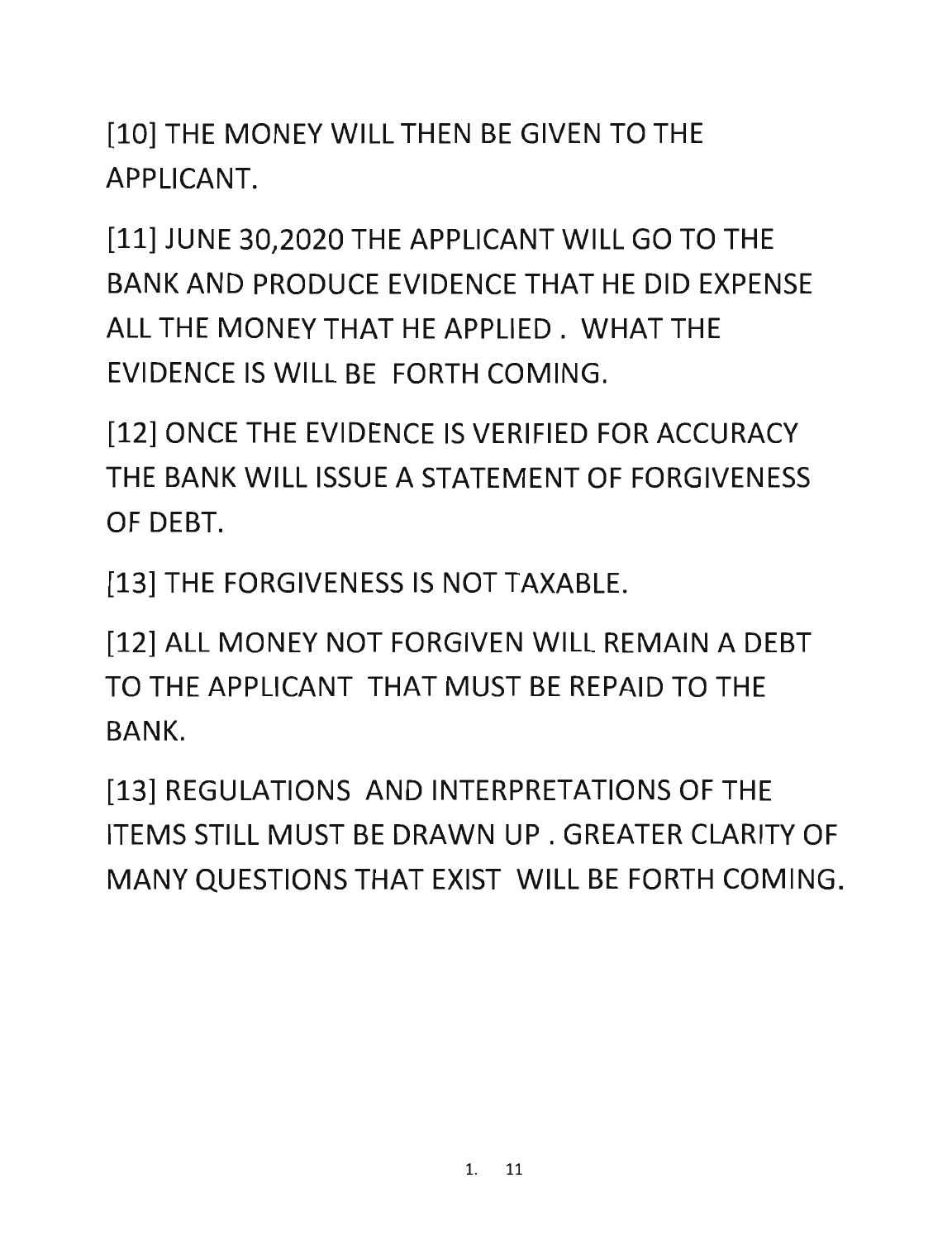[10] THE MONEY WILL THEN BE GIVEN TO THE APPLICANT.

[11] JUNE 30,2020 THE APPLICANT WILL GO TO THE BANK AND PRODUCE EVIDENCE THAT HE DID EXPENSE ALL THE MONEY THAT HE APPLIED . WHAT THE EVIDENCE IS WILL BE FORTH COMING.

[12] ONCE THE EVIDENCE IS VERIFIED FOR ACCURACY THE BANK WILL ISSUE A STATEMENT OF FORGIVENESS OF DEBT.

[13] THE FORGIVENESS IS NOT TAXABLE.

[12] ALL MONEY NOT FORGIVEN WILL REMAIN A DEBT TO THE APPLICANT THAT MUST BE REPAID TO THE BANK.

[13] REGULATIONS AND INTERPRETATIONS OF THE ITEMS STILL MUST BE DRAWN UP . GREATER CLARITY OF MANY QUESTIONS THAT EXIST WILL BE FORTH COMING.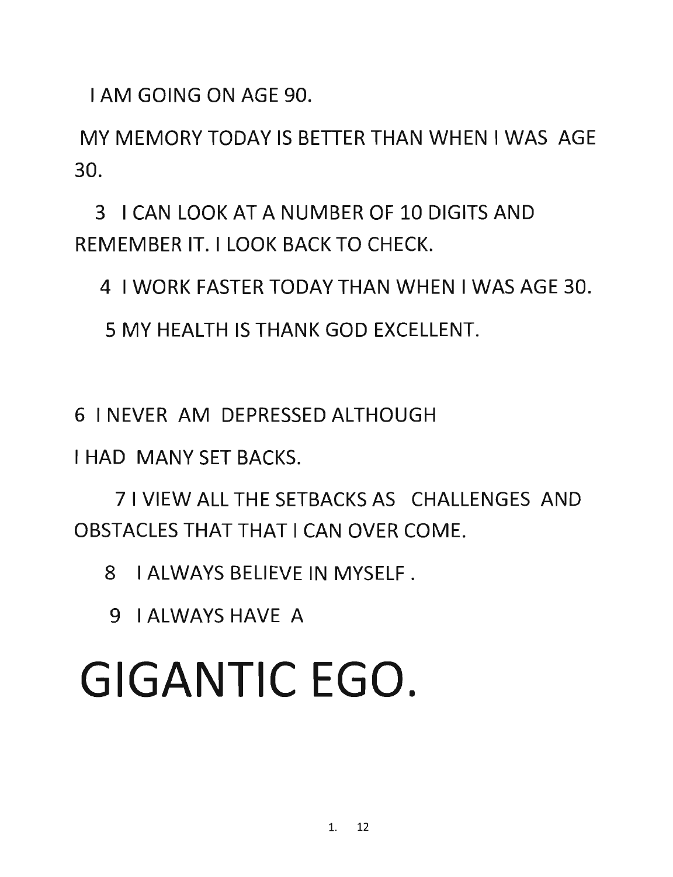I AM GOING ON AGE 90.

MY MEMORY TODAY IS BETTER THAN WHEN I WAS AGE 30.

3 I CAN LOOK AT A NUMBER OF 10 DIGITS AND REMEMBER IT. I LOOK BACK TO CHECK.

4 I WORK FASTER TODAY THAN WHEN I WAS AGE 30.

5 MY HEALTH IS THANK GOD EXCELLENT.

6 I NEVER AM DEPRESSED ALTHOUGH

I HAD MANY SET BACKS.

7 I VIEW ALL THE SETBACKS AS CHALLENGES AND OBSTACLES THAT THAT I CAN OVER COME.

8 I ALWAYS BELIEVE IN MYSELF .

9 I ALWAYS HAVE A

# GIGANTIC EGO.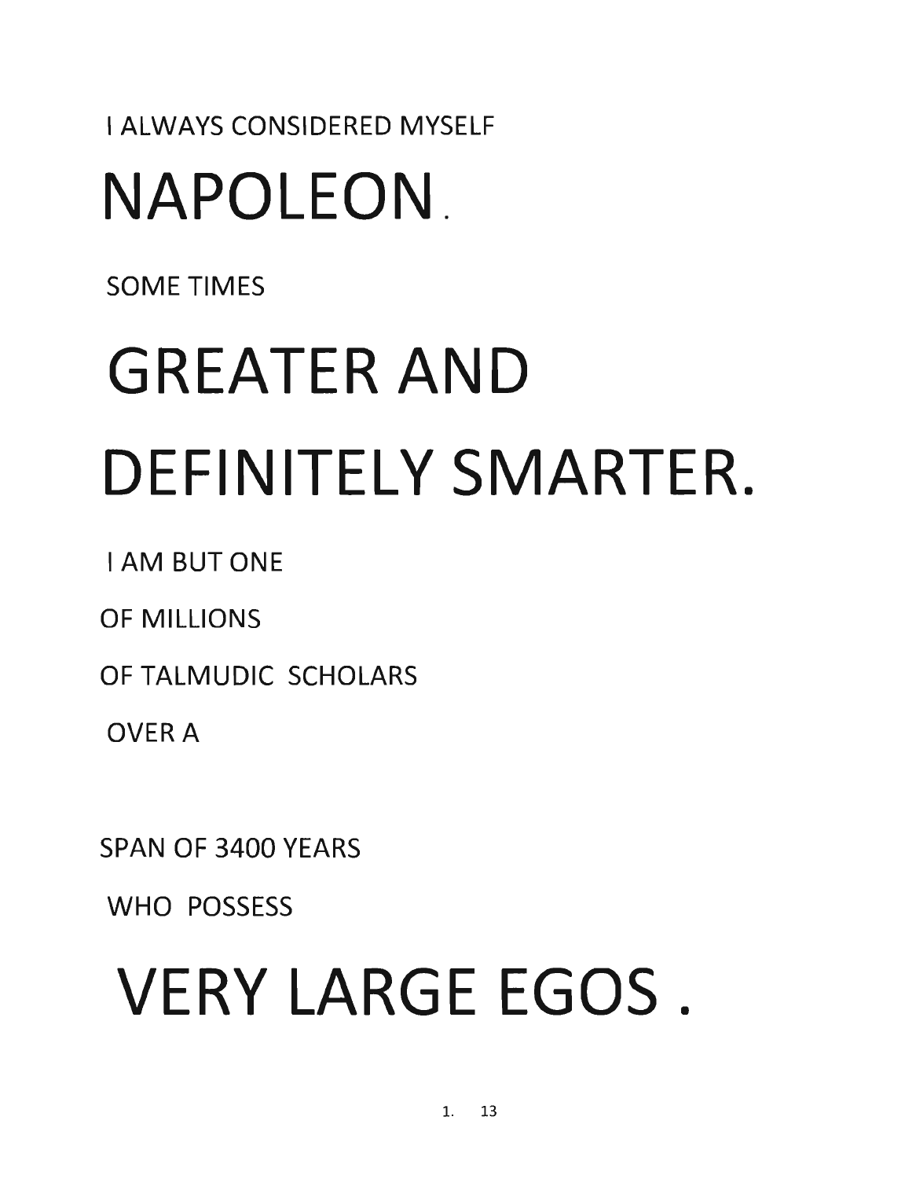I ALWAYS CONSIDERED MYSELF

# NAPOLEON.

SOME TIMES

# GREATER AND DEFINITELY SMARTER.

I AM BUT ONE

OF MILLIONS

OF TALMUDIC SCHOLARS

OVER A

SPAN OF 3400 YEARS

WHO POSSESS

# VERY LARGE EGOS .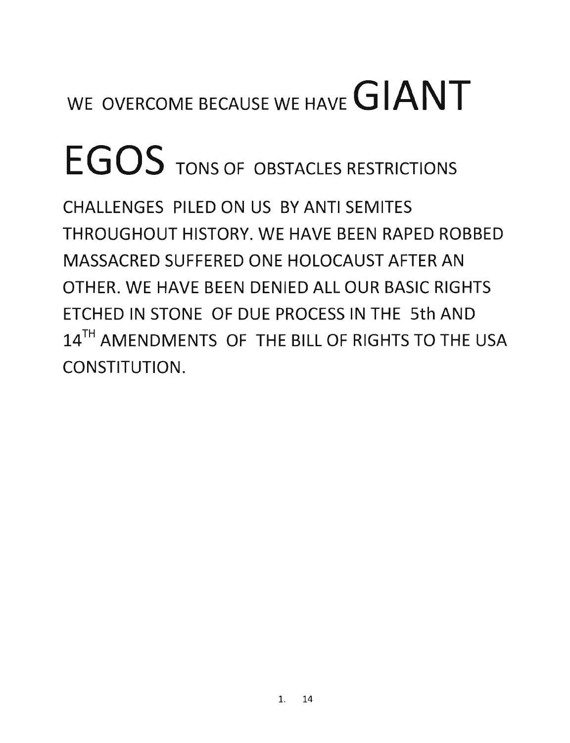WE OVERCOME BECAUSE WE HAVE **GIANT EGOS** TONS OF OBSTACLES RESTRICTIONS CHALLENGES PILED ON US BY ANTI SEMITES THROUGHOUT HISTORY. WE HAVE BEEN RAPED ROBBED MASSACRED SUFFERED ONE HOLOCAUST AFTER AN OTHER. WE HAVE BEEN DENIED ALL OUR BASIC RIGHTS ETCHED IN STONE OF DUE PROCESS IN THE 5th AND 14TH AMENDMENTS OF THE BILL OF RIGHTS TO THE USA CONSTITUTION.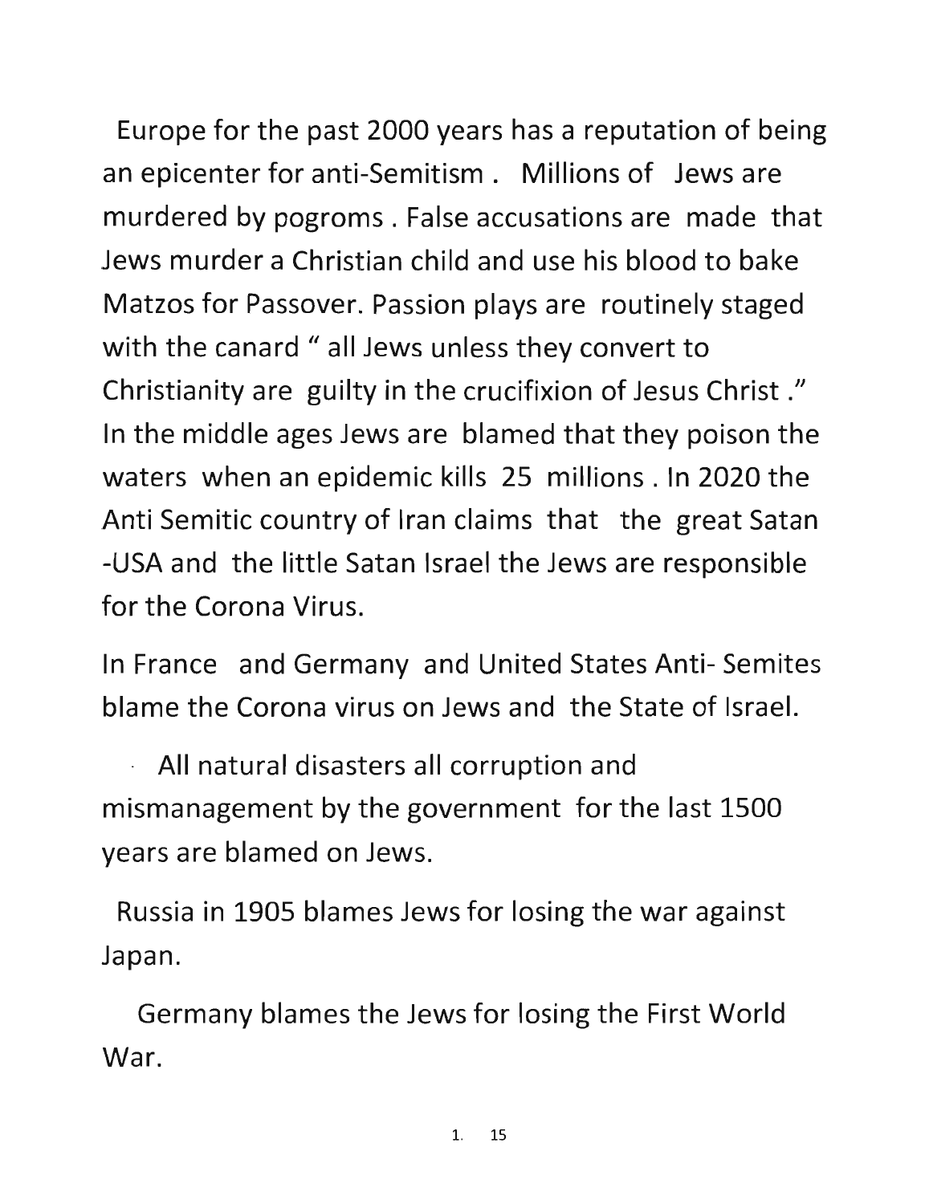Europe for the past 2000 years has a reputation of being an epicenter for anti-Semitism . Millions of Jews are murdered by pogroms . False accusations are made that Jews murder a Christian child and use his blood to bake Matzos for Passover. Passion plays are routinely staged with the canard " all Jews unless they convert to Christianity are guilty in the crucifixion of Jesus Christ ." In the middle ages Jews are blamed that they poison the waters when an epidemic kills 25 millions . In 2020 the Anti Semitic country of Iran claims that the great Satan -USA and the little Satan Israel the Jews are responsible for the Corona Virus.

In France and Germany and United States Anti- Semites blame the Corona virus on Jews and the State of Israel.

All natural disasters all corruption and mismanagement by the government for the last 1500 years are blamed on Jews.

Russia in 1905 blames Jews for losing the war against Japan.

Germany blames the Jews for losing the First World War.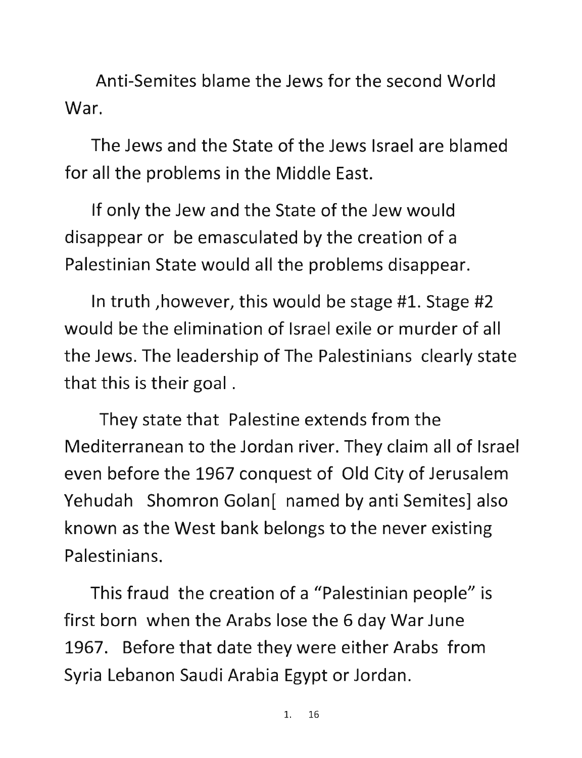Anti-Semites blame the Jews for the second World War.

The Jews and the State of the Jews Israel are blamed for all the problems in the Middle East.

If only the Jew and the State of the Jew would disappear or be emasculated by the creation of a Palestinian State would all the problems disappear.

In truth ,however, this would be stage #1. Stage #2 would be the elimination of Israel exile or murder of all the Jews. The leadership of The Palestinians clearly state that this is their goal .

They state that Palestine extends from the Mediterranean to the Jordan river. They claim all of Israel even before the 1967 conquest of Old City of Jerusalem Yehudah Shomron Golan[ named by anti Semites] also known as the West bank belongs to the never existing Palestinians.

This fraud the creation of a "Palestinian people" is first born when the Arabs lose the 6 day War June 1967. Before that date they were either Arabs from Syria Lebanon Saudi Arabia Egypt or Jordan.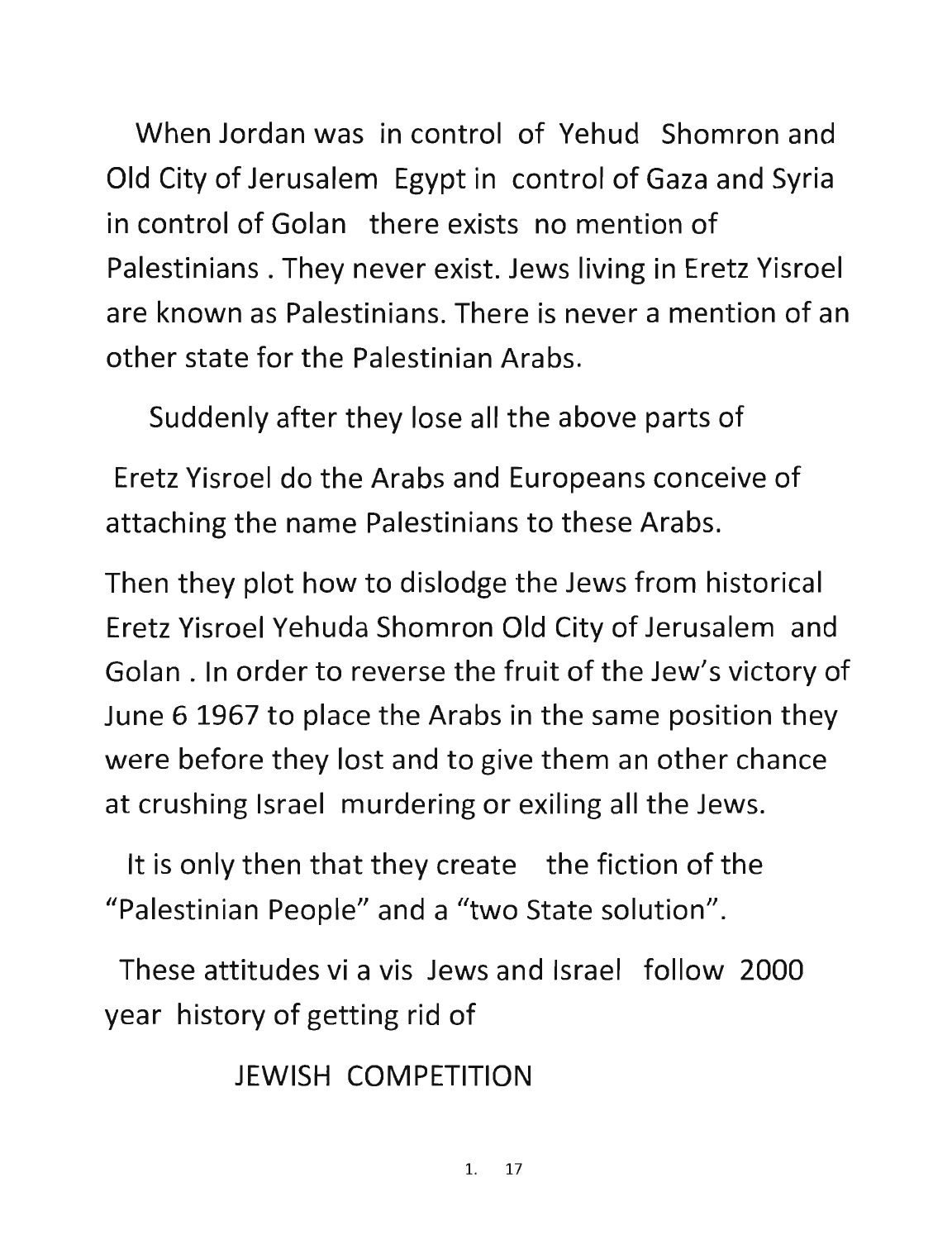When Jordan was in control of Yehud Shomron and Old City of Jerusalem Egypt in control of Gaza and Syria in control of Golan there exists no mention of Palestinians . They never exist. Jews living in Eretz Yisroel are known as Palestinians. There is never a mention of an other state for the Palestinian Arabs.

Suddenly after they lose all the above parts of

Eretz Yisroel do the Arabs and Europeans conceive of attaching the name Palestinians to these Arabs.

Then they plot how to dislodge the Jews from historical Eretz Yisroel Yehuda Shomron Old City of Jerusalem and Golan . In order to reverse the fruit of the Jew's victory of June 6 1967 to place the Arabs in the same position they were before they lost and to give them an other chance at crushing Israel murdering or exiling all the Jews.

It is only then that they create the fiction of the "Palestinian People" and a "two State solution".

These attitudes vi a vis Jews and Israel follow 2000 year history of getting rid of

JEWISH COMPETITION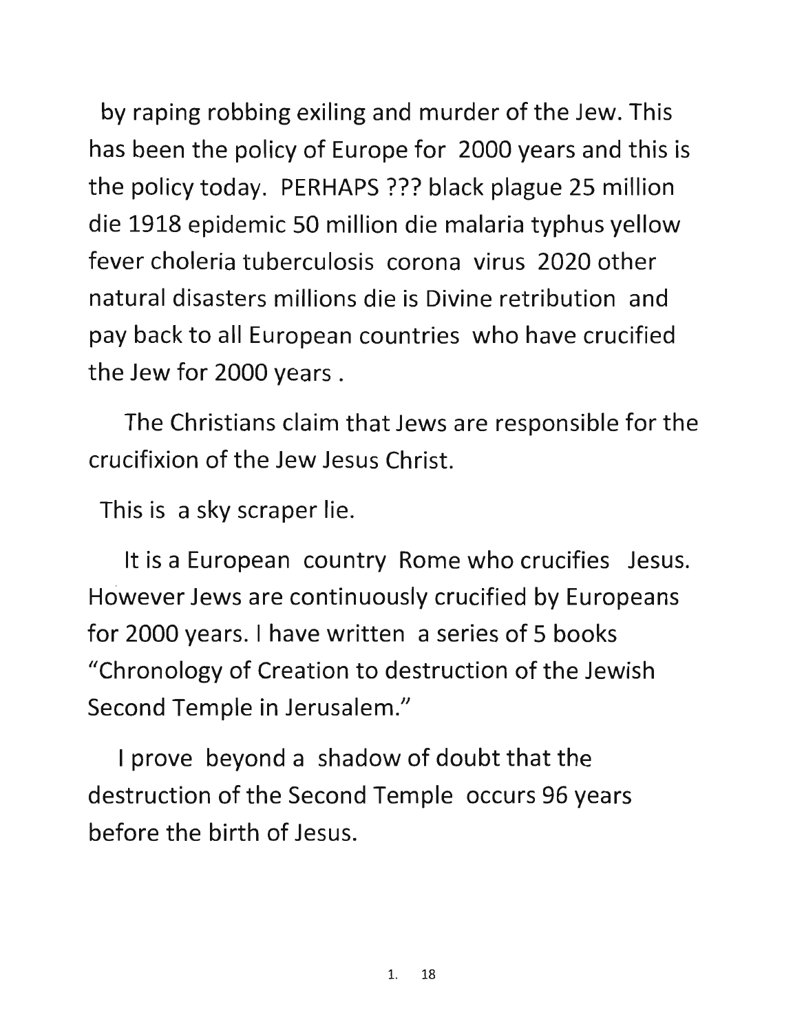by raping robbing exiling and murder of the Jew. This has been the policy of Europe for 2000 years and this is the policy today. PERHAPS ??? black plague 25 million die 1918 epidemic 50 million die malaria typhus yellow fever choleria tuberculosis corona virus 2020 other natural disasters millions die is Divine retribution and pay back to all European countries who have crucified the Jew for 2000 years .

The Christians claim that Jews are responsible for the crucifixion of the Jew Jesus Christ.

This is a sky scraper lie.

It is a European country Rome who crucifies Jesus. However Jews are continuously crucified by Europeans for 2000 years. I have written a series of 5 books "Chronology of Creation to destruction of the Jewish Second Temple in Jerusalem."

I prove beyond a shadow of doubt that the destruction of the Second Temple occurs 96 years before the birth of Jesus.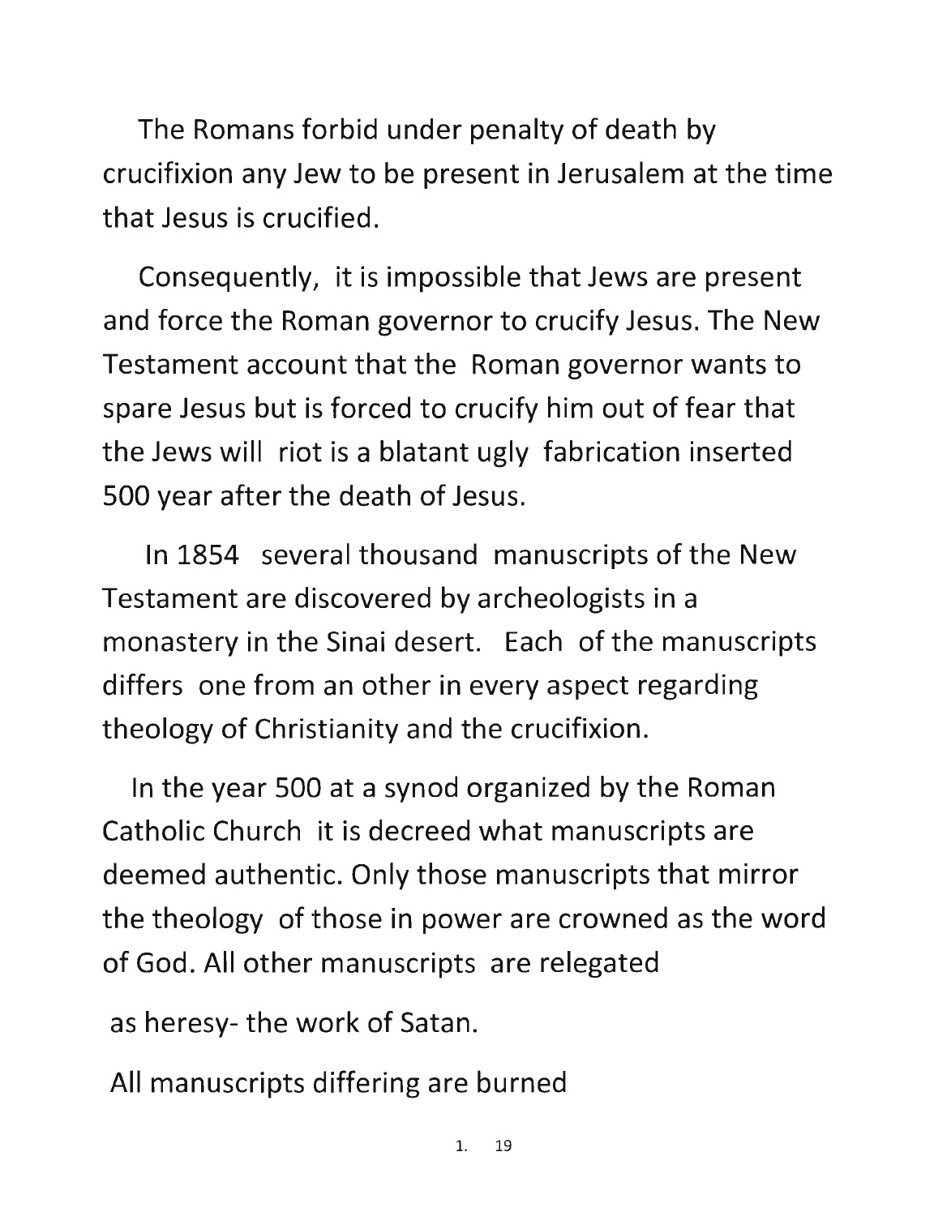The Romans forbid under penalty of death by crucifixion any Jew to be present in Jerusalem at the time that Jesus is crucified.

Consequently, it is impossible that Jews are present and force the Roman governor to crucify Jesus. The New Testament account that the Roman governor wants to spare Jesus but is forced to crucify him out of fear that the Jews will riot is a blatant ugly fabrication inserted 500 year after the death of Jesus.

In 1854 several thousand manuscripts of the New Testament are discovered by archeologists in a monastery in the Sinai desert. Each of the manuscripts differs one from an other in every aspect regarding theology of Christianity and the crucifixion.

In the year 500 at a synod organized by the Roman Catholic Church it is decreed what manuscripts are deemed authentic. Only those manuscripts that mirror the theology of those in power are crowned as the word of God. All other manuscripts are relegated

as heresy- the work of Satan.

All manuscripts differing are burned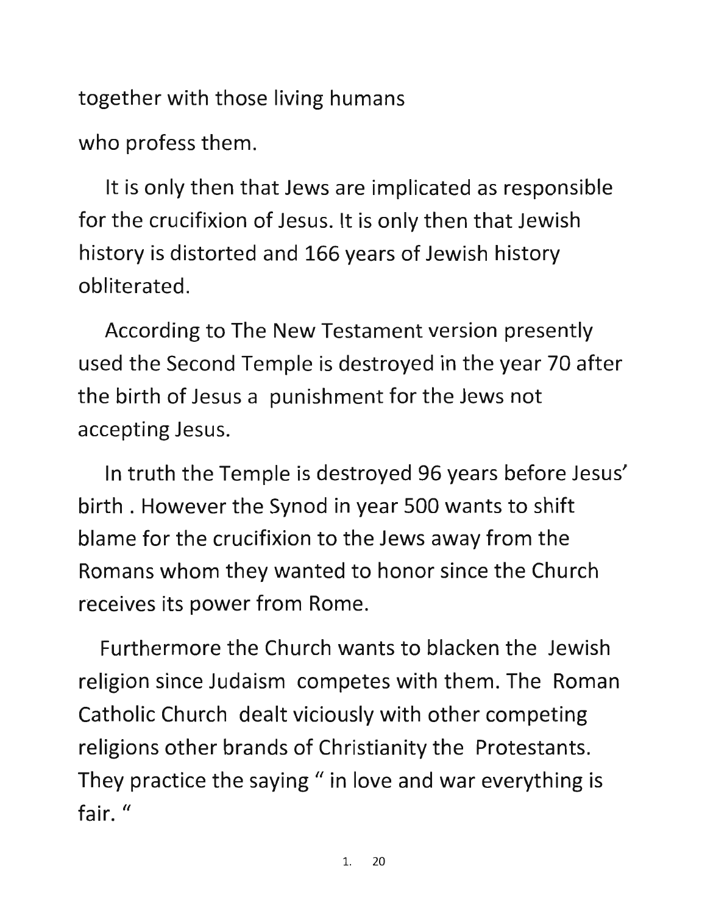together with those living humans

who profess them.

It is only then that Jews are implicated as responsible for the crucifixion of Jesus. It is only then that Jewish history is distorted and 166 years of Jewish history obliterated.

According to The New Testament version presently used the Second Temple is destroyed in the year 70 after the birth of Jesus a punishment for the Jews not accepting Jesus.

In truth the Temple is destroyed 96 years before Jesus' birth . However the Synod in year 500 wants to shift blame for the crucifixion to the Jews away from the Romans whom they wanted to honor since the Church receives its power from Rome.

Furthermore the Church wants to blacken the Jewish religion since Judaism competes with them. The Roman Catholic Church dealt viciously with other competing religions other brands of Christianity the Protestants. They practice the saying " in love and war everything is fair. "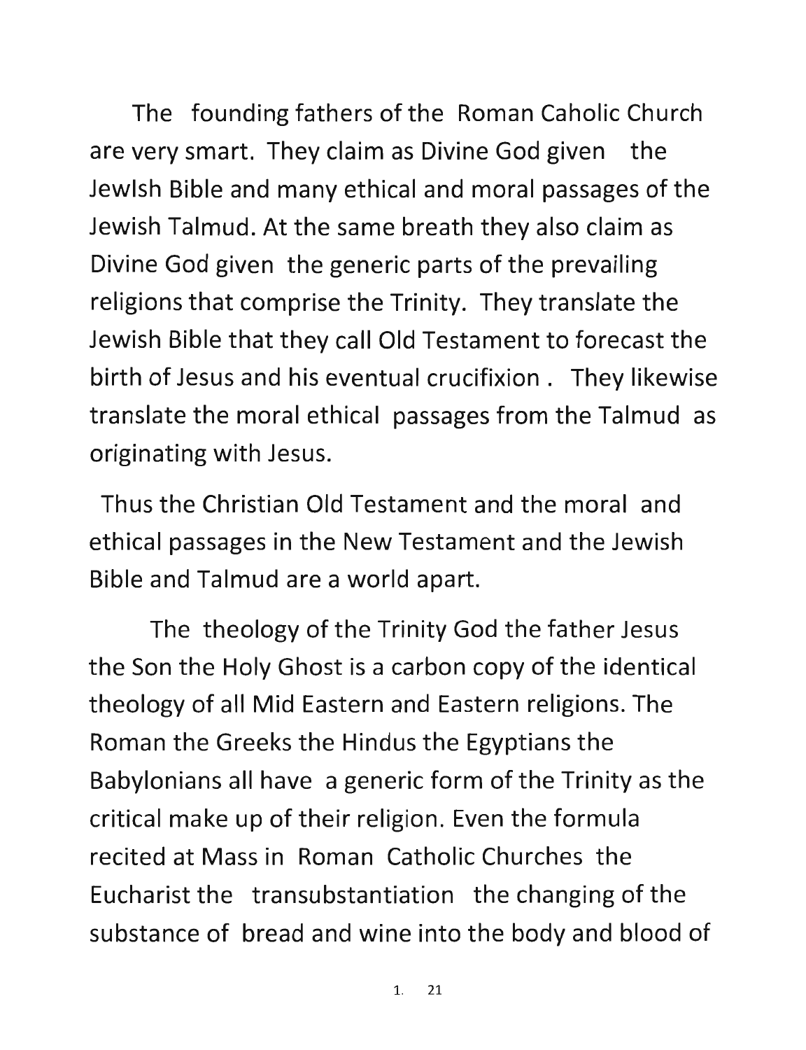The founding fathers of the Roman Caholic Church are very smart. They claim as Divine God given the JewIsh Bible and many ethical and moral passages of the Jewish Talmud. At the same breath they also claim as Divine God given the generic parts of the prevailing religions that comprise the Trinity. They translate the Jewish Bible that they call Old Testament to forecast the birth of Jesus and his eventual crucifixion . They likewise translate the moral ethical passages from the Talmud as originating with Jesus.

Thus the Christian Old Testament and the moral and ethical passages in the New Testament and the Jewish Bible and Talmud are a world apart.

The theology of the Trinity God the father Jesus the Son the Holy Ghost is a carbon copy of the identical theology of all Mid Eastern and Eastern religions. The Roman the Greeks the Hindus the Egyptians the Babylonians all have a generic form of the Trinity as the critical make up of their religion. Even the formula recited at Mass in Roman Catholic Churches the Eucharist the transubstantiation the changing of the substance of bread and wine into the body and blood of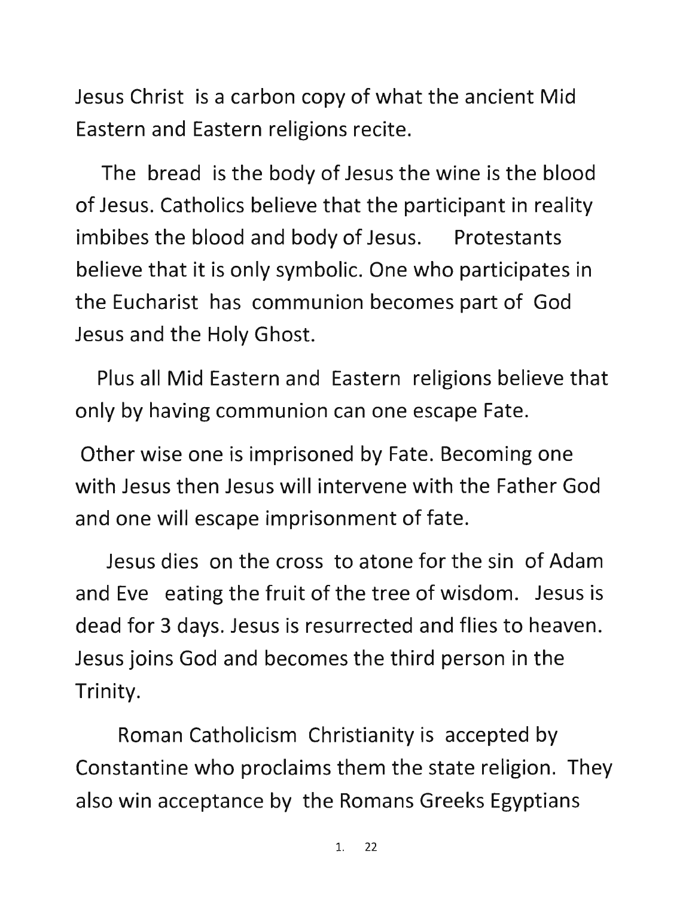Jesus Christ is a carbon copy of what the ancient Mid Eastern and Eastern religions recite.

The bread is the body of Jesus the wine is the blood of Jesus. Catholics believe that the participant in reality imbibes the blood and body of Jesus. Protestants believe that it is only symbolic. One who participates in the Eucharist has communion becomes part of God Jesus and the Holy Ghost.

Plus all Mid Eastern and Eastern religions believe that only by having communion can one escape Fate.

Other wise one is imprisoned by Fate. Becoming one with Jesus then Jesus will intervene with the Father God and one will escape imprisonment of fate.

Jesus dies on the cross to atone for the sin of Adam and Eve eating the fruit of the tree of wisdom. Jesus is dead for 3 days. Jesus is resurrected and flies to heaven. Jesus joins God and becomes the third person in the Trinity.

Roman Catholicism Christianity is accepted by Constantine who proclaims them the state religion. They also win acceptance by the Romans Greeks Egyptians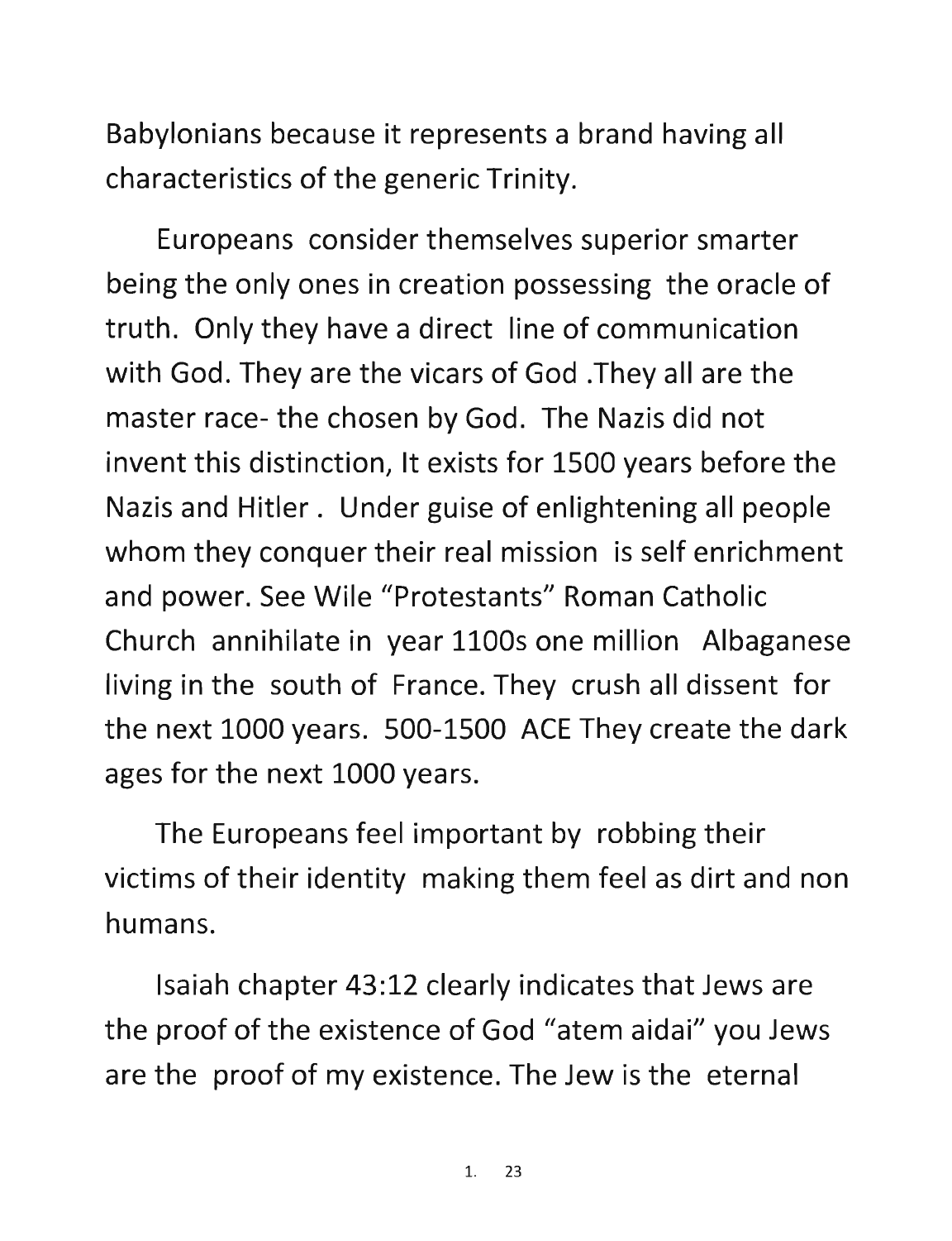Babylonians because it represents a brand having all characteristics of the generic Trinity.

Europeans consider themselves superior smarter being the only ones in creation possessing the oracle of truth. Only they have a direct line of communication with God. They are the vicars of God .They all are the master race- the chosen by God. The Nazis did not invent this distinction, It exists for 1500 years before the Nazis and Hitler . Under guise of enlightening all people whom they conquer their real mission is self enrichment and power. See Wile "Protestants" Roman Catholic Church annihilate in year 1100s one million Albaganese living in the south of France. They crush all dissent for the next 1000 years. 500-1500 ACE They create the dark ages for the next 1000 years.

The Europeans feel important by robbing their victims of their identity making them feel as dirt and non humans.

Isaiah chapter 43:12 clearly indicates that Jews are the proof of the existence of God "atem aidai" you Jews are the proof of my existence. The Jew is the eternal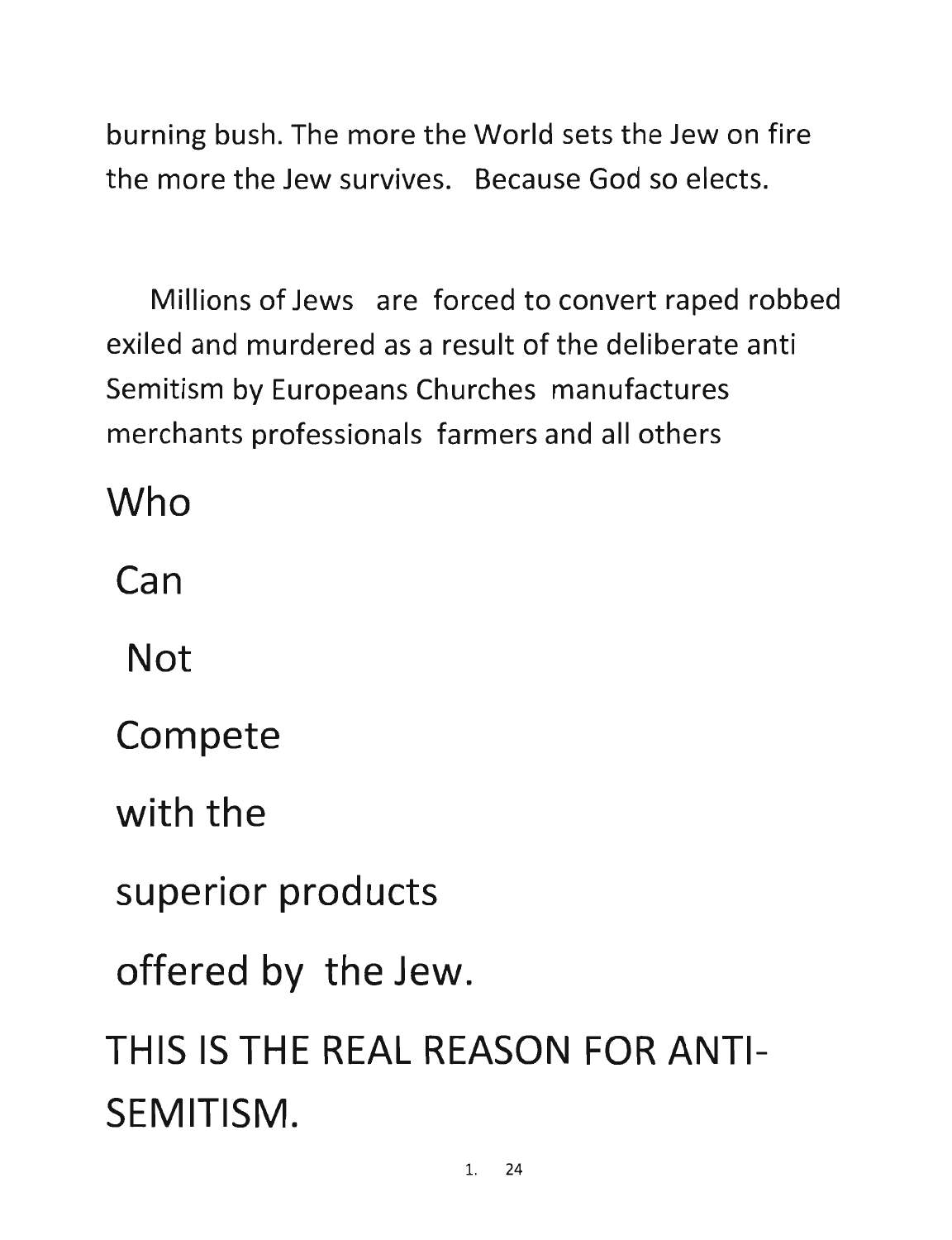burning bush. The more the World sets the Jew on fire the more the Jew survives. Because God so elects.

Millions of Jews are forced to convert raped robbed exiled and murdered as a result of the deliberate anti Semitism by Europeans Churches manufactures merchants professionals farmers and all others

Who

Can

Not

Compete

with the

superior products

offered by the Jew.

THIS IS THE REAL REASON FOR ANTI-SEMITISM.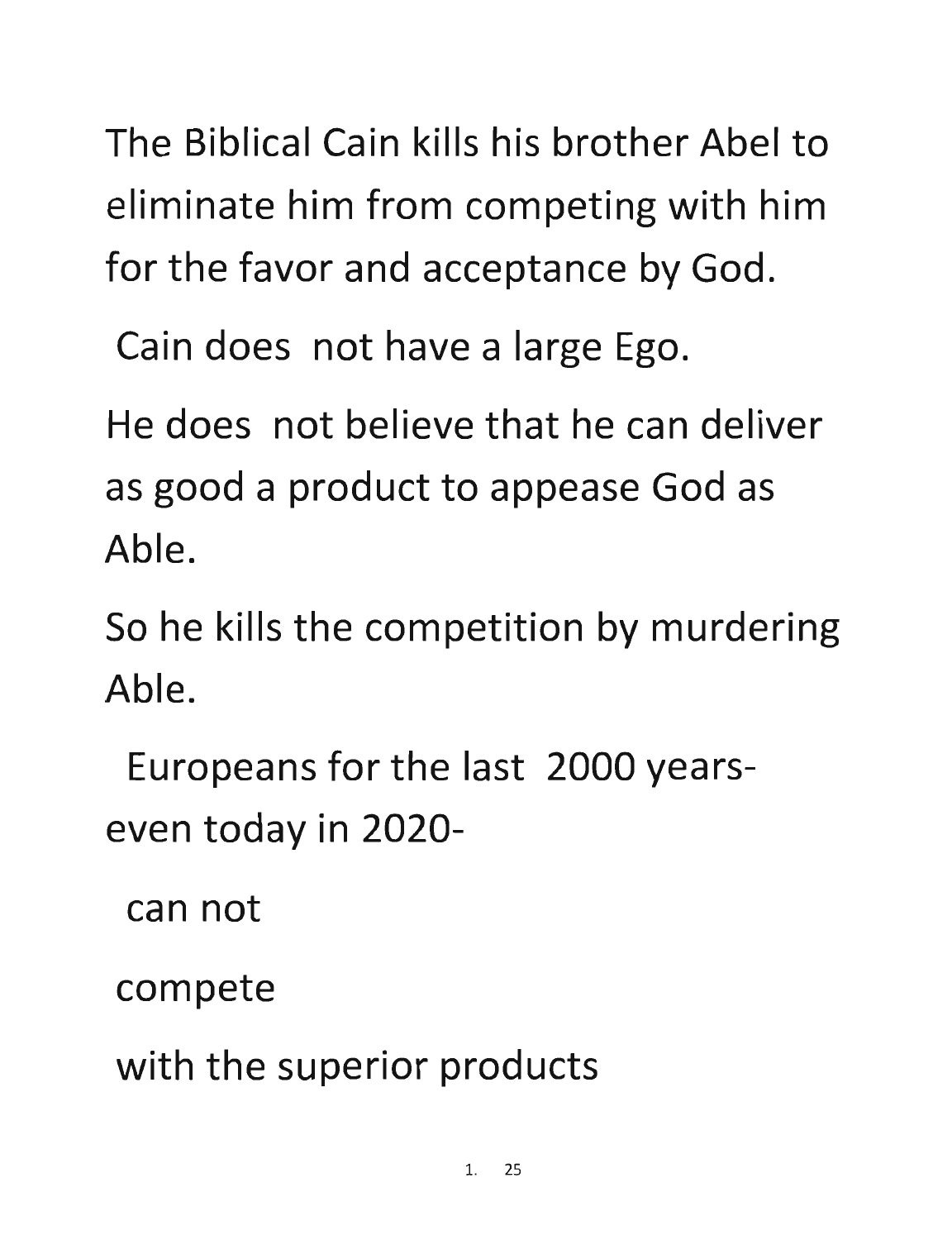The Biblical Cain kills his brother Abel to eliminate him from competing with him for the favor and acceptance by God.

Cain does not have a large Ego.

He does not believe that he can deliver as good a product to appease God as Able.

So he kills the competition by murdering Able.

Europeans for the last 2000 years- even today in 2020-

can not

compete

with the superior products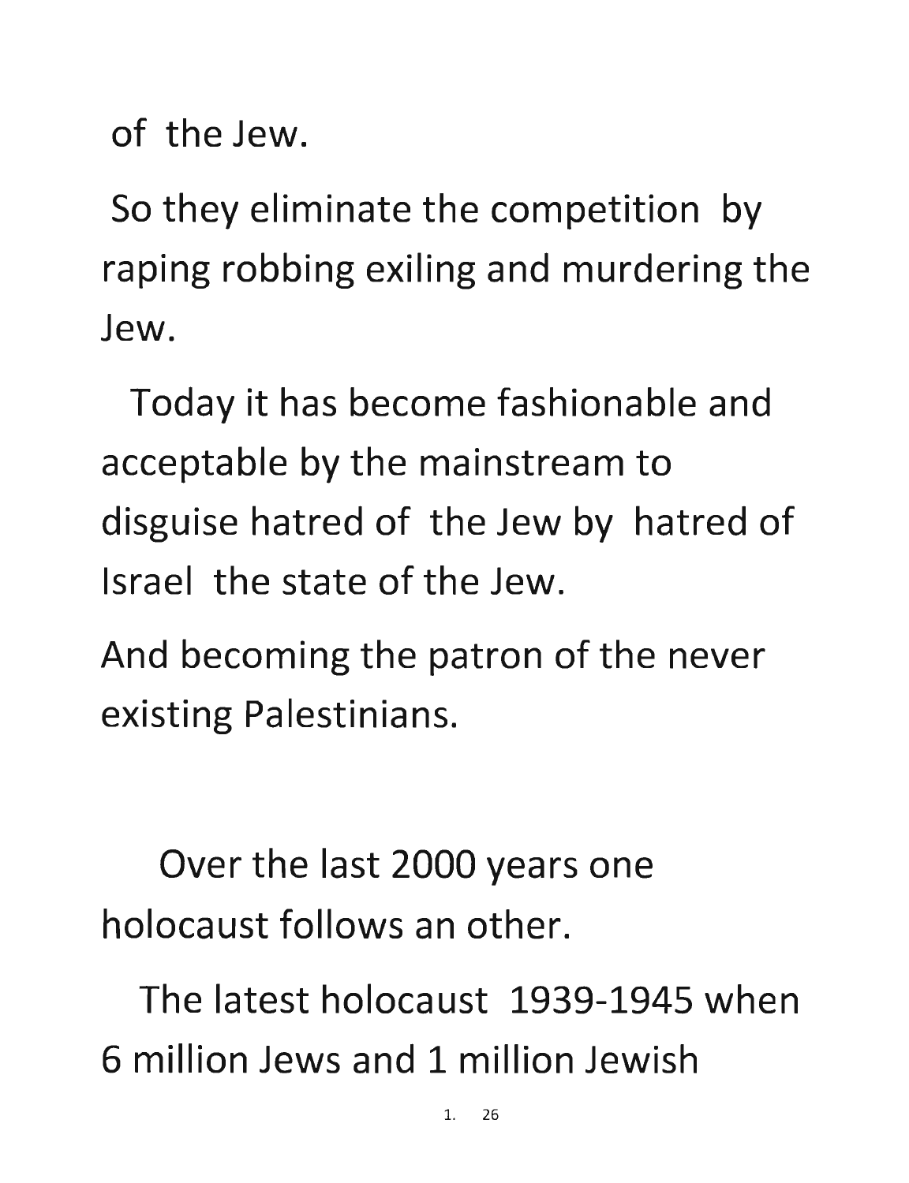of the Jew.

So they eliminate the competition by raping robbing exiling and murdering the Jew.

Today it has become fashionable and acceptable by the mainstream to disguise hatred of the Jew by hatred of Israel the state of the Jew.

And becoming the patron of the never existing Palestinians.

Over the last 2000 years one holocaust follows an other.

The latest holocaust 1939-1945 when 6 million Jews and 1 million Jewish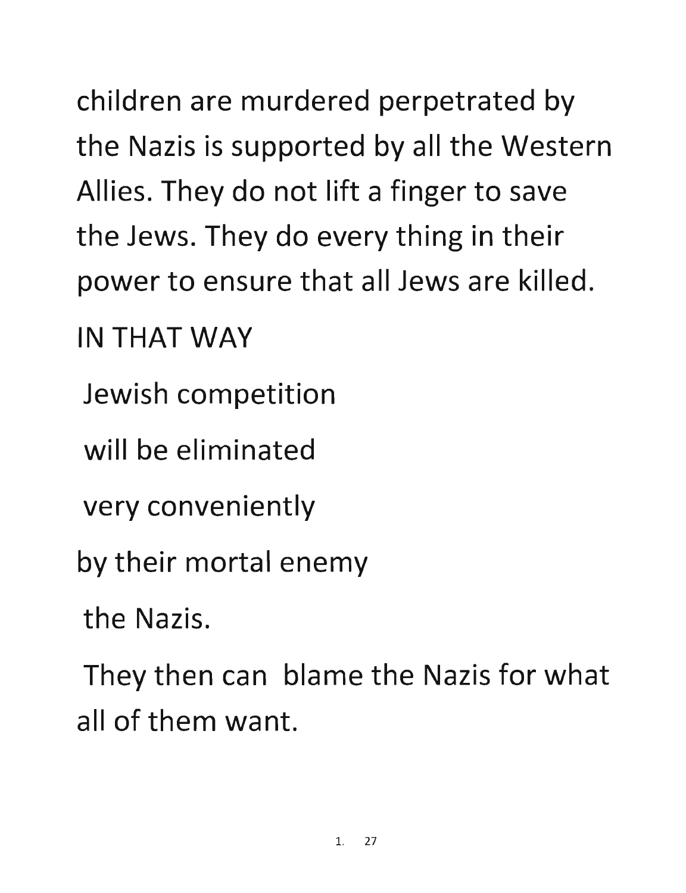children are murdered perpetrated by the Nazis is supported by all the Western Allies. They do not lift a finger to save the Jews. They do every thing in their power to ensure that all Jews are killed.

IN THAT WAY

Jewish competition

will be eliminated

very conveniently

by their mortal enemy

the Nazis.

They then can blame the Nazis for what all of them want.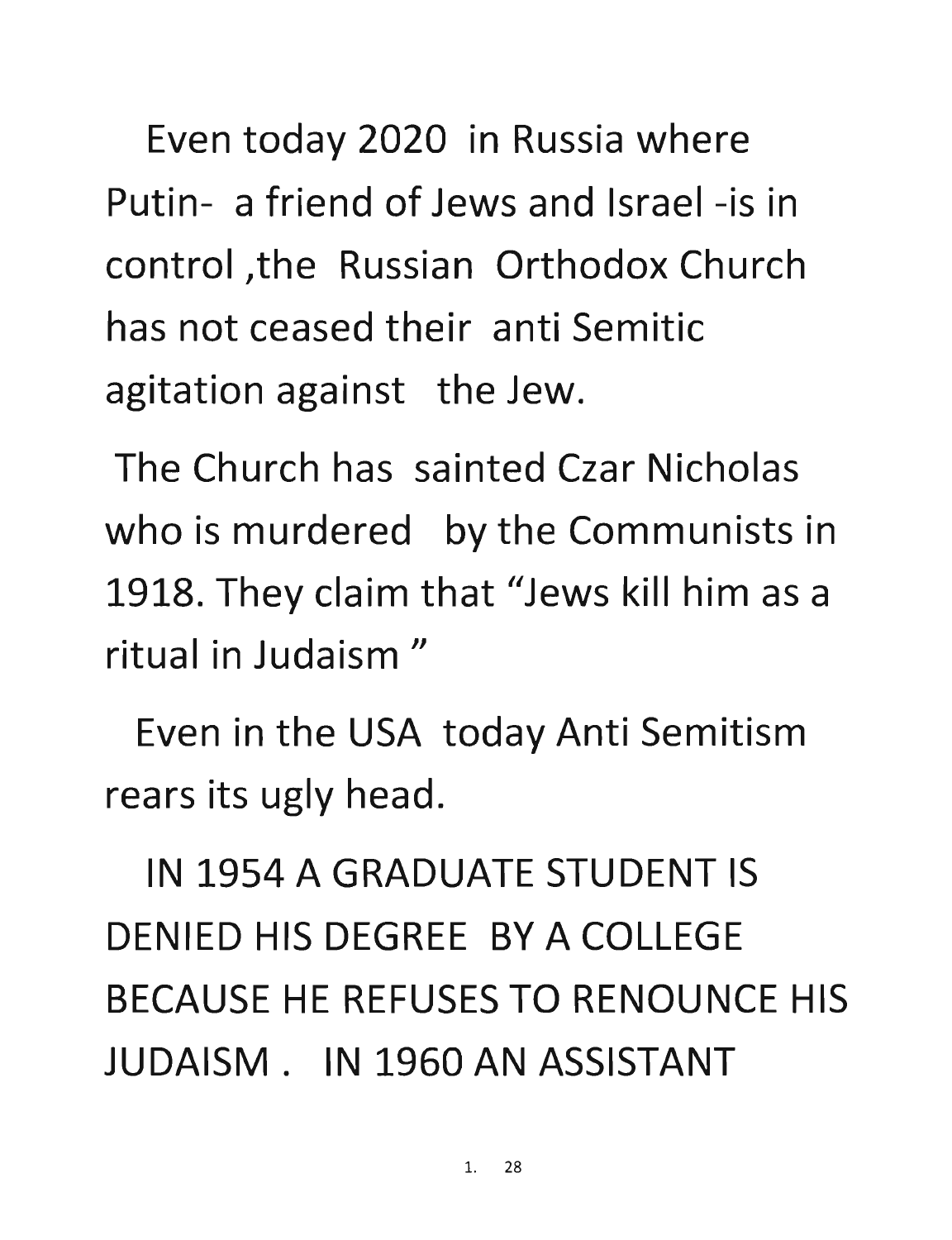Even today 2020 in Russia where Putin- a friend of Jews and Israel -is in control ,the Russian Orthodox Church has not ceased their anti Semitic agitation against the Jew.

The Church has sainted Czar Nicholas who is murdered by the Communists in 1918. They claim that "Jews kill him as a ritual in Judaism "

Even in the USA today Anti Semitism rears its ugly head.

IN 1954 A GRADUATE STUDENT IS DENIED HIS DEGREE BY A COLLEGE BECAUSE HE REFUSES TO RENOUNCE HIS JUDAISM . IN 1960 AN ASSISTANT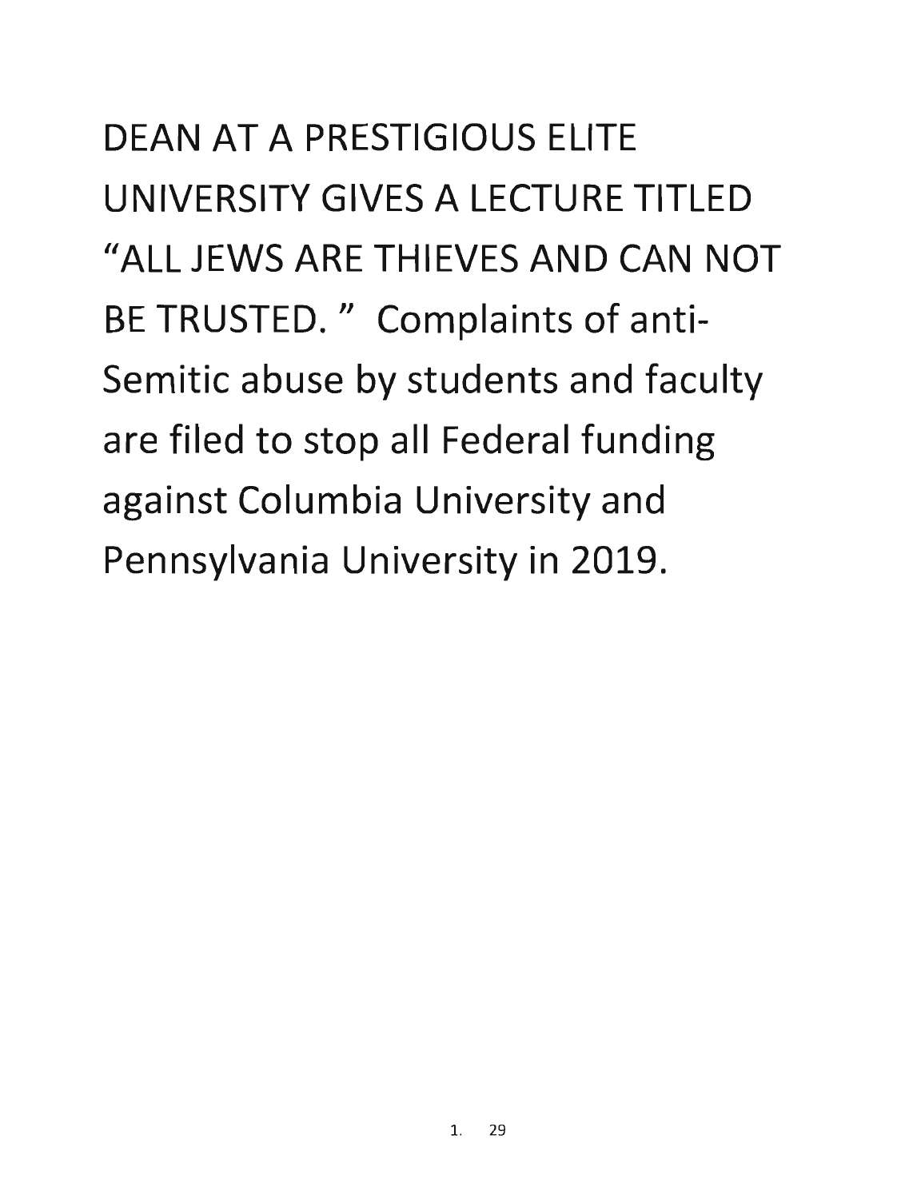DEAN AT A PRESTIGIOUS ELITE UNIVERSITY GIVES A LECTURE TITLED "ALL JEWS ARE THIEVES AND CAN NOT BE TRUSTED. " Complaints of anti-Semitic abuse by students and faculty are filed to stop all Federal funding against Columbia University and Pennsylvania University in 2019.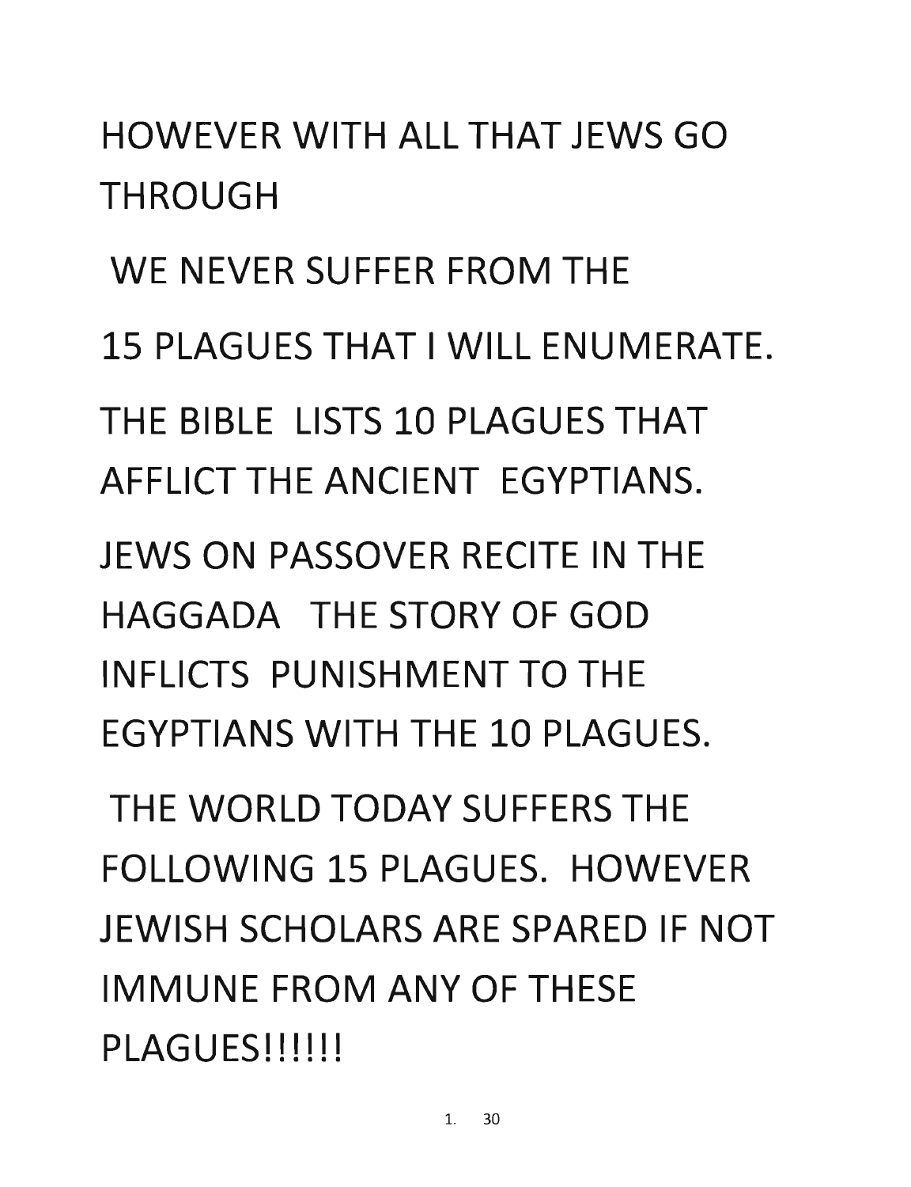HOWEVER WITH ALL THAT JEWS GO THROUGH

WE NEVER SUFFER FROM THE

15 PLAGUES THAT I WILL ENUMERATE.

THE BIBLE LISTS 10 PLAGUES THAT AFFLICT THE ANCIENT EGYPTIANS.

JEWS ON PASSOVER RECITE IN THE HAGGADA THE STORY OF GOD INFLICTS PUNISHMENT TO THE EGYPTIANS WITH THE 10 PLAGUES.

THE WORLD TODAY SUFFERS THE FOLLOWING 15 PLAGUES. HOWEVER JEWISH SCHOLARS ARE SPARED IF NOT IMMUNE FROM ANY OF THESE PLAGUES!!!!!!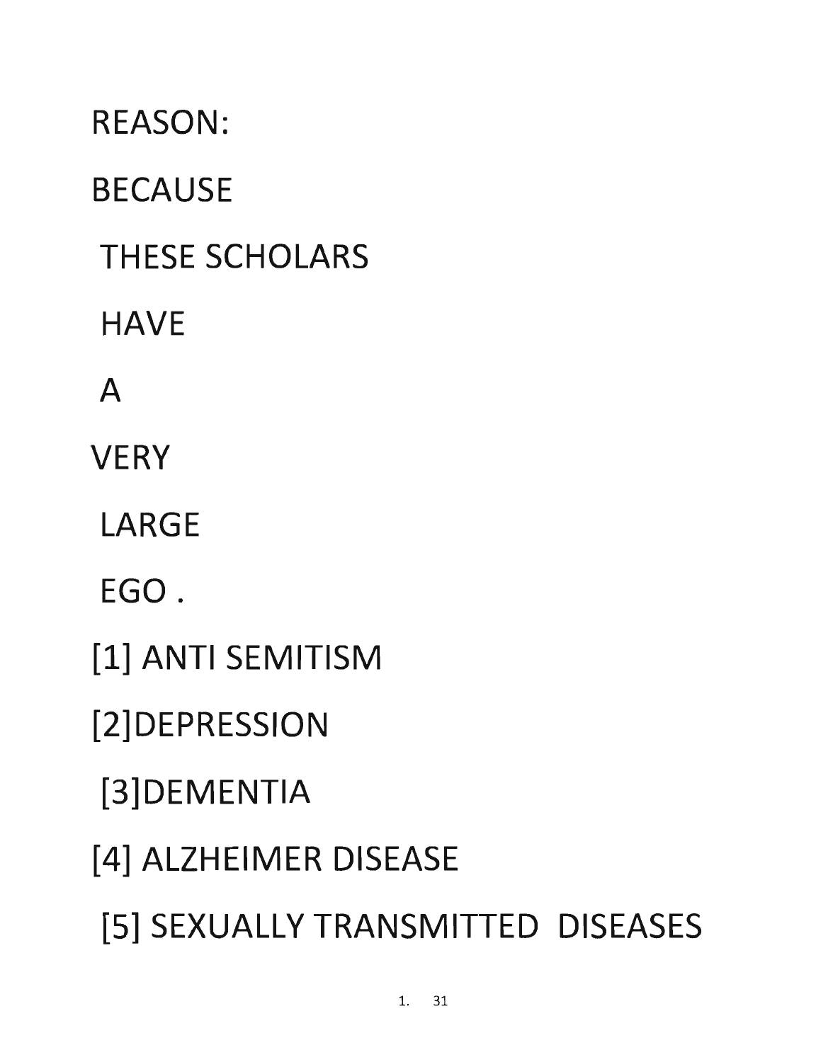REASON:

BECAUSE

THESE SCHOLARS

HAVE

A

VERY

LARGE

EGO .

[1] ANTI SEMITISM

[2]DEPRESSION

[3]DEMENTIA

[4] ALZHEIMER DISEASE

[5] SEXUALLY TRANSMITTED DISEASES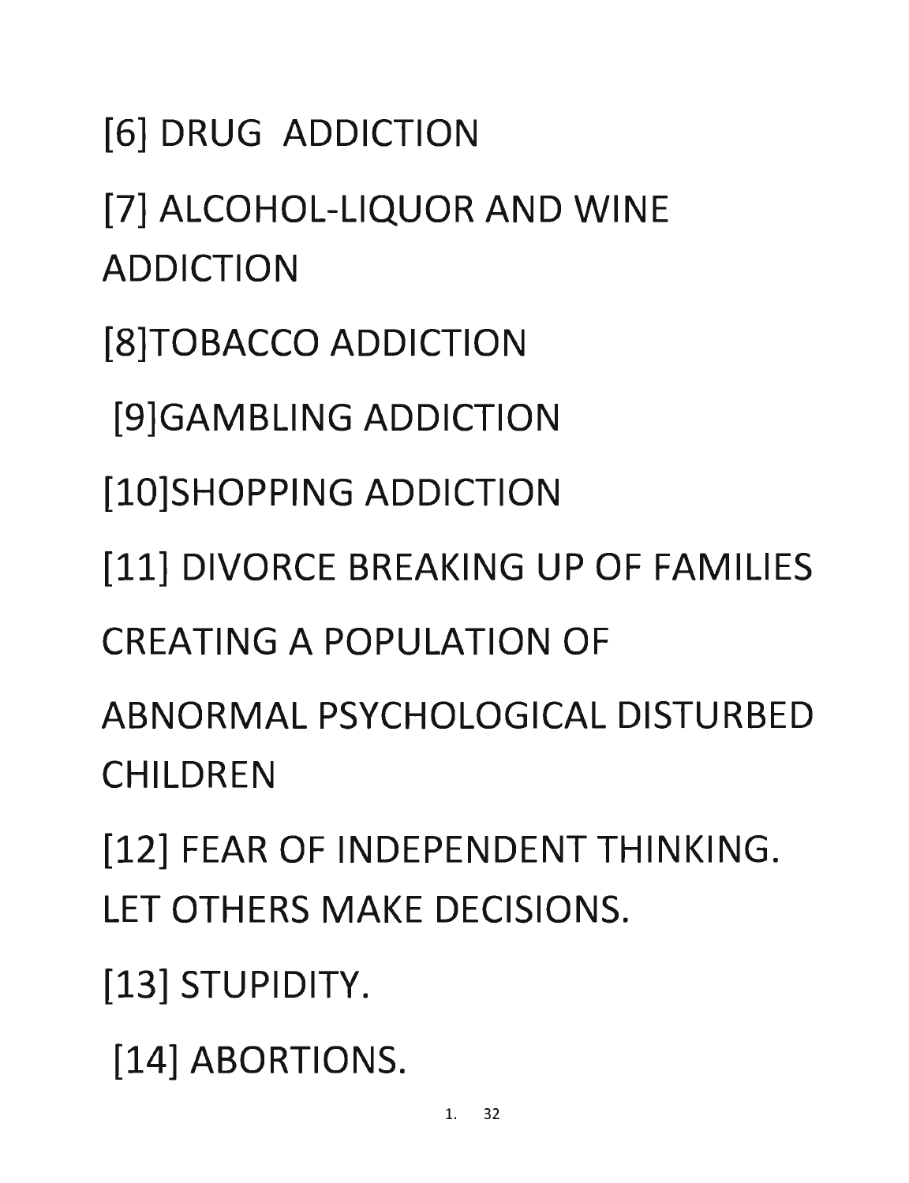[6] DRUG  ADDICTION

[7] ALCOHOL-LIQUOR AND WINE ADDICTION

[8]TOBACCO ADDICTION

[9]GAMBLING ADDICTION

[10]SHOPPING ADDICTION

[11] DIVORCE BREAKING UP OF FAMILIES CREATING A POPULATION OF ABNORMAL PSYCHOLOGICAL DISTURBED CHILDREN

[12] FEAR OF INDEPENDENT THINKING. LET OTHERS MAKE DECISIONS.

[13] STUPIDITY.

[14] ABORTIONS.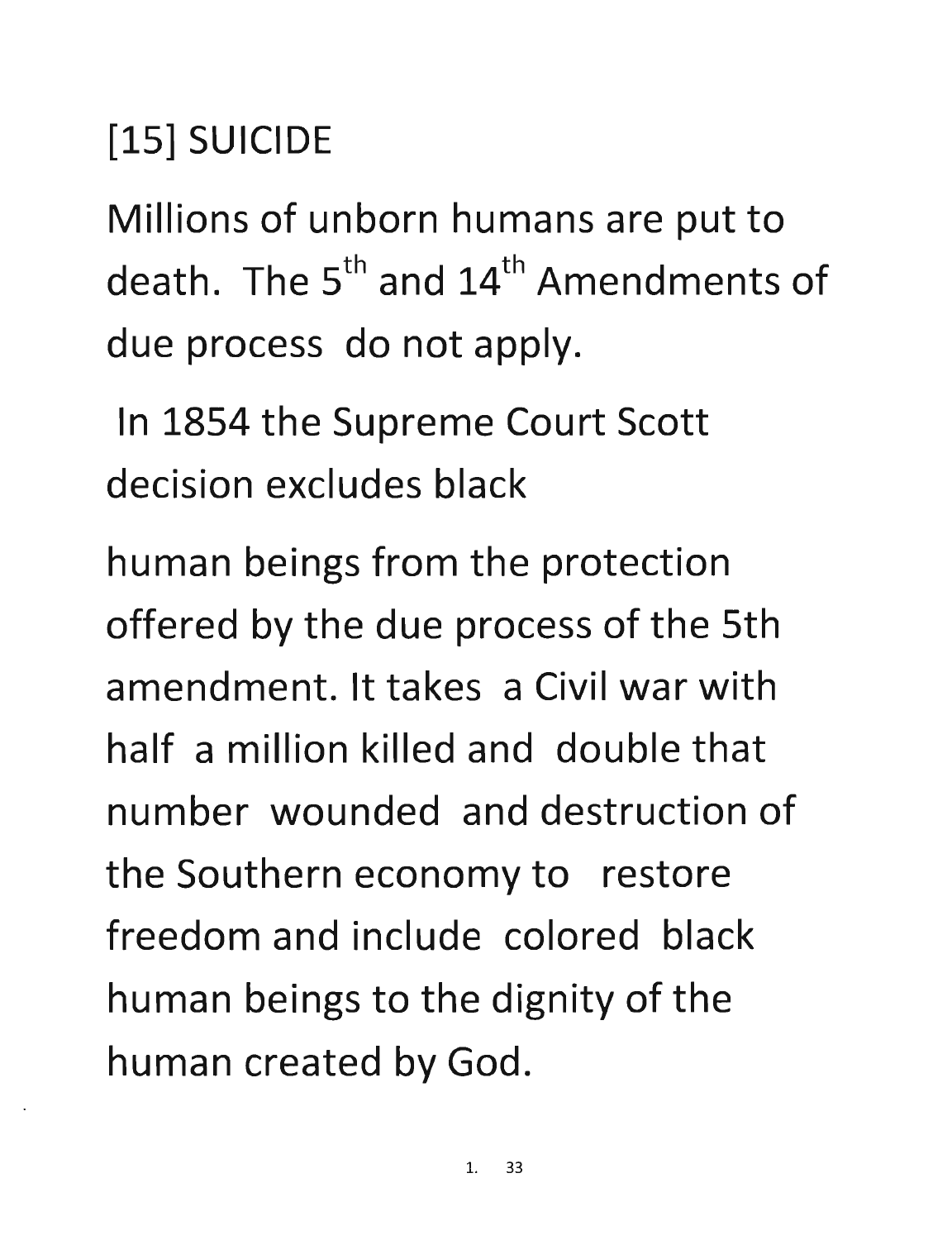# [15] SUICIDE

Millions of unborn humans are put to death. The 5th and 14th Amendments of due process do not apply.

In 1854 the Supreme Court Scott decision excludes black human beings from the protection offered by the due process of the 5th amendment. It takes a Civil war with half a million killed and double that number wounded and destruction of the Southern economy to restore freedom and include colored black human beings to the dignity of the human created by God.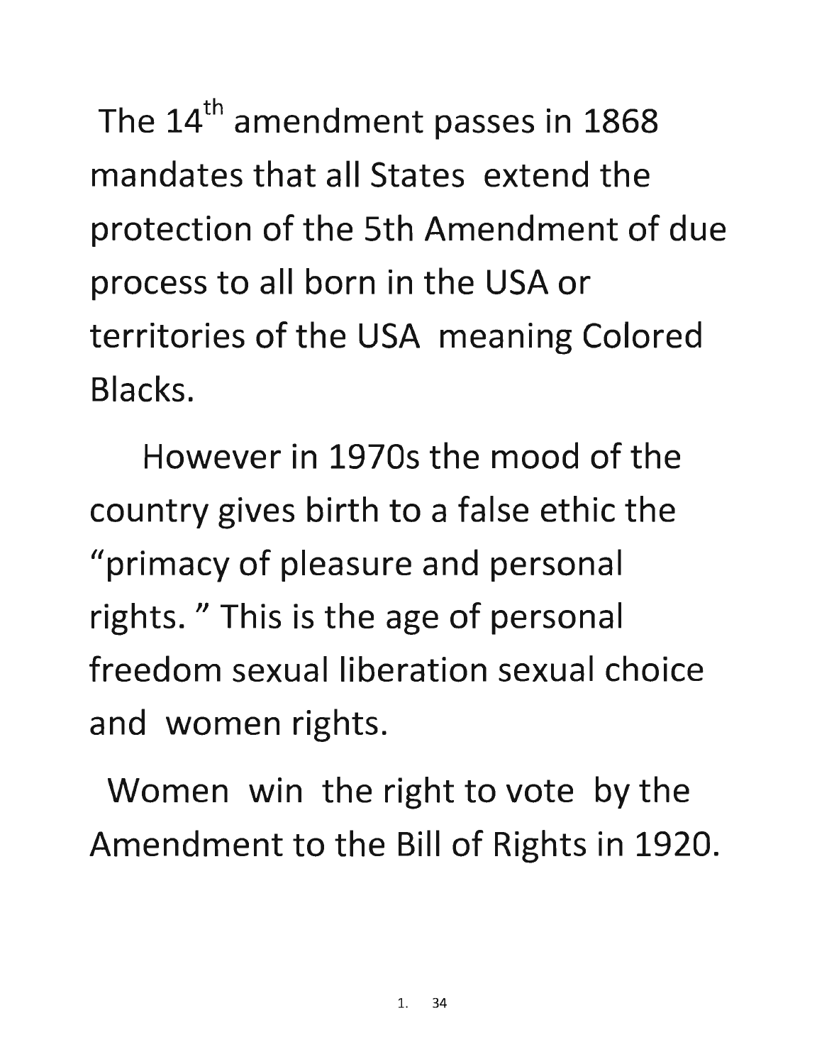The 14th amendment passes in 1868 mandates that all States extend the protection of the 5th Amendment of due process to all born in the USA or territories of the USA meaning Colored Blacks.

However in 1970s the mood of the country gives birth to a false ethic the "primacy of pleasure and personal rights. " This is the age of personal freedom sexual liberation sexual choice and women rights.

Women win the right to vote by the Amendment to the Bill of Rights in 1920.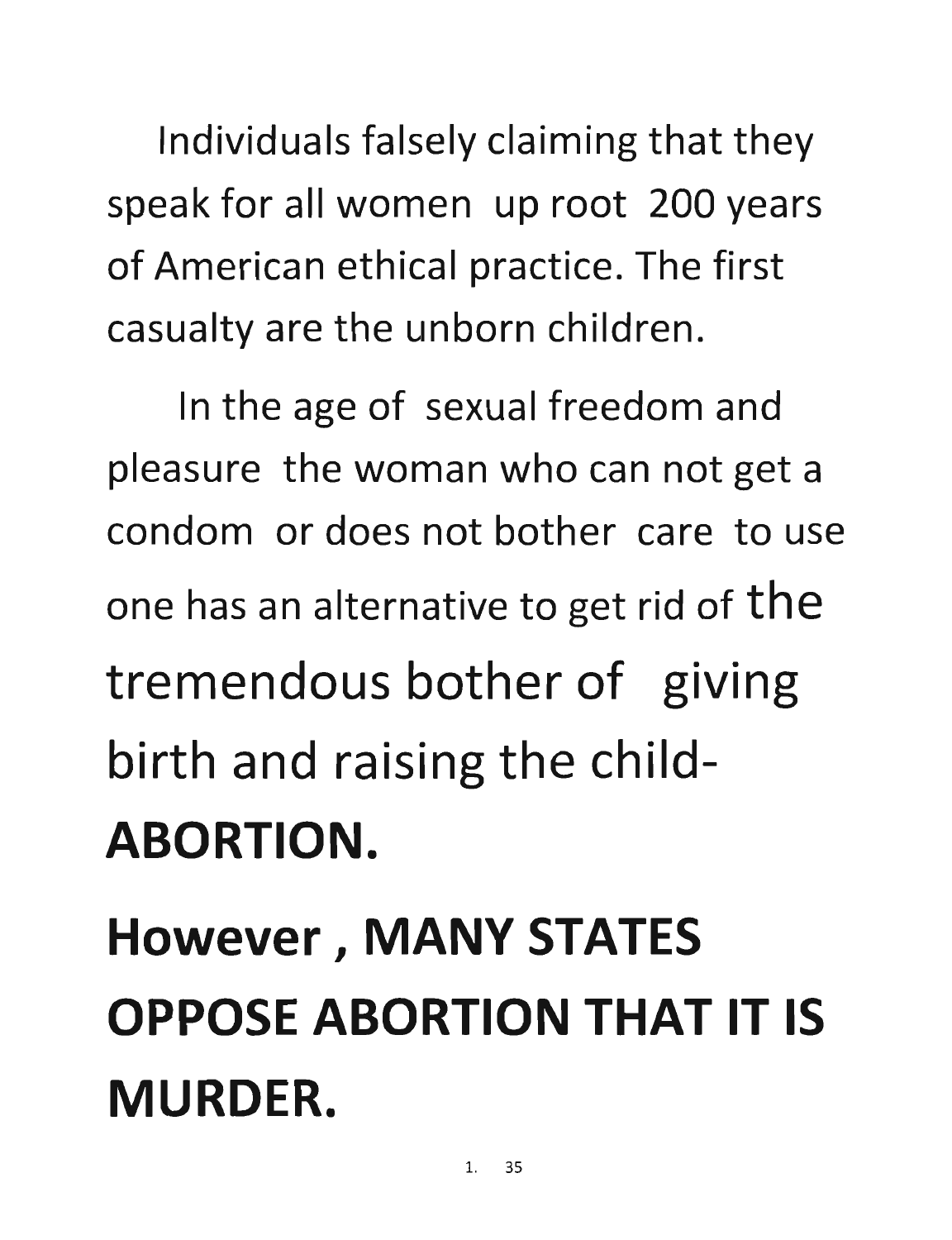Individuals falsely claiming that they speak for all women up root 200 years of American ethical practice. The first casualty are the unborn children.

In the age of sexual freedom and pleasure the woman who can not get a condom or does not bother care to use one has an alternative to get rid of the tremendous bother of giving birth and raising the child- **ABORTION.**

**However , MANY STATES OPPOSE ABORTION THAT IT IS MURDER.**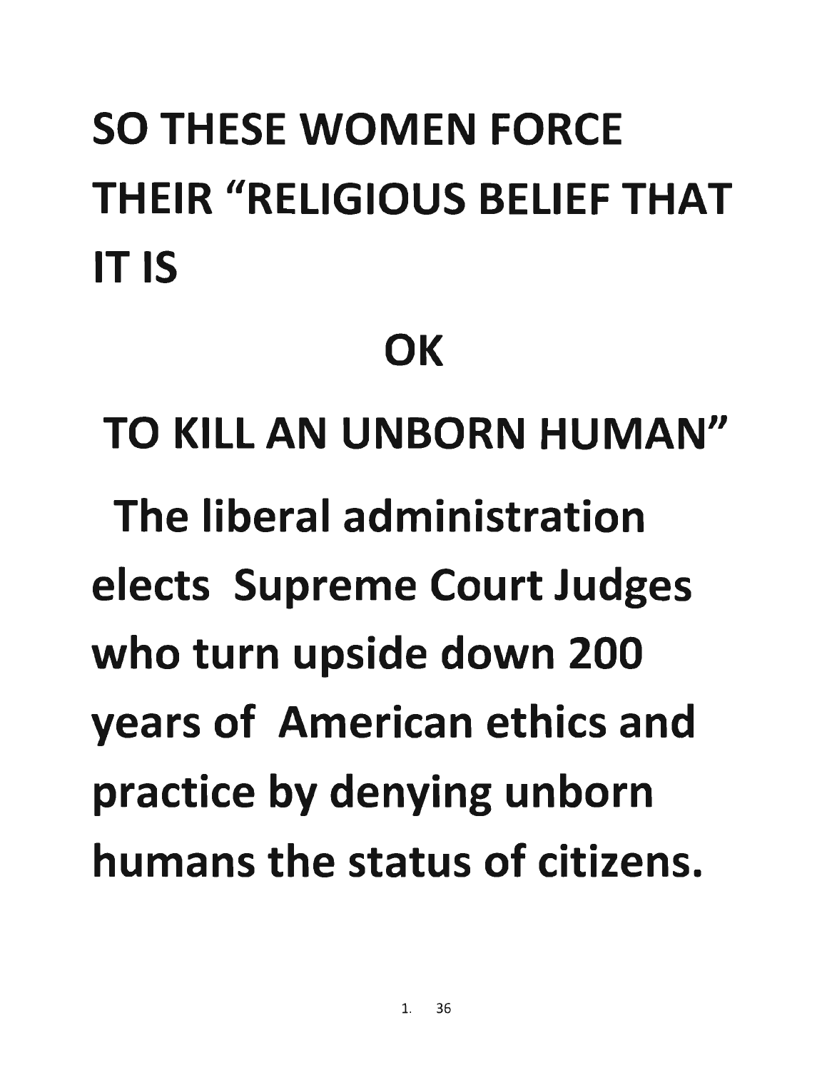**SO THESE WOMEN FORCE THEIR "RELIGIOUS BELIEF THAT IT IS**

**OK**

**TO KILL AN UNBORN HUMAN"**

**The liberal administration elects Supreme Court Judges who turn upside down 200 years of American ethics and practice by denying unborn humans the status of citizens.**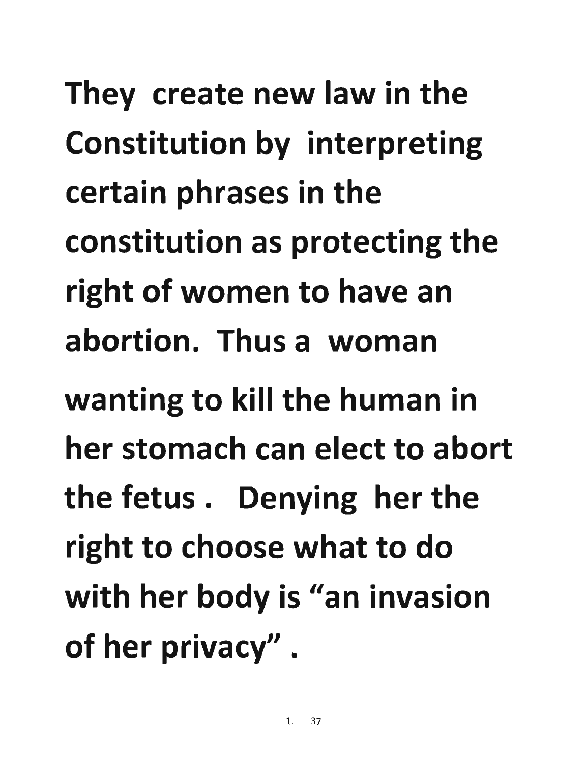**They create new law in the Constitution by interpreting certain phrases in the constitution as protecting the right of women to have an abortion. Thus a woman wanting to kill the human in her stomach can elect to abort the fetus . Denying her the right to choose what to do with her body is "an invasion of her privacy" .**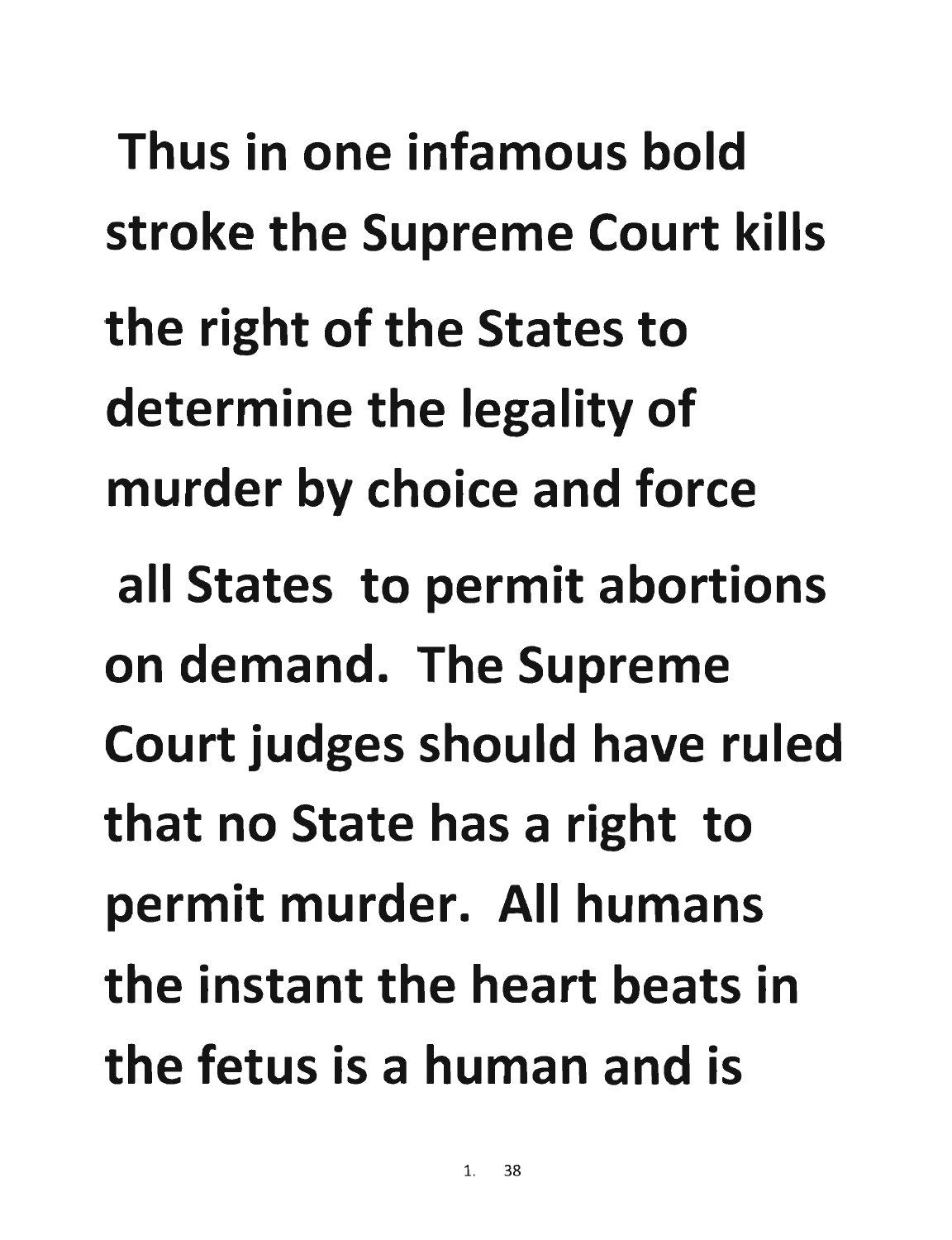**Thus in one infamous bold stroke the Supreme Court kills the right of the States to determine the legality of murder by choice and force all States to permit abortions on demand. The Supreme Court judges should have ruled that no State has a right to permit murder. All humans the instant the heart beats in the fetus is a human and is**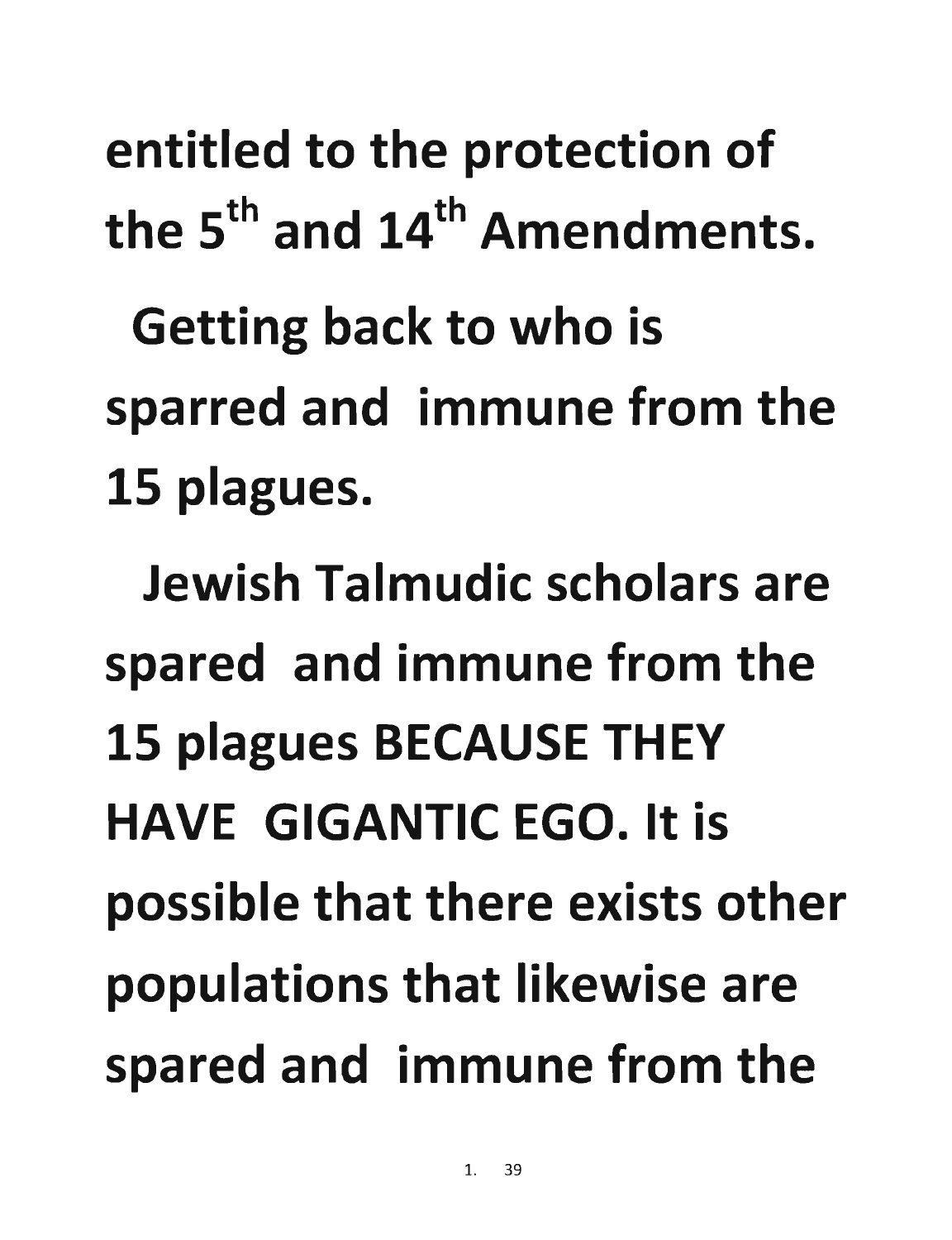entitled to the protection of the 5th and 14th Amendments.

Getting back to who is sparred and immune from the 15 plagues.

Jewish Talmudic scholars are spared and immune from the 15 plagues BECAUSE THEY HAVE GIGANTIC EGO. It is possible that there exists other populations that likewise are spared and immune from the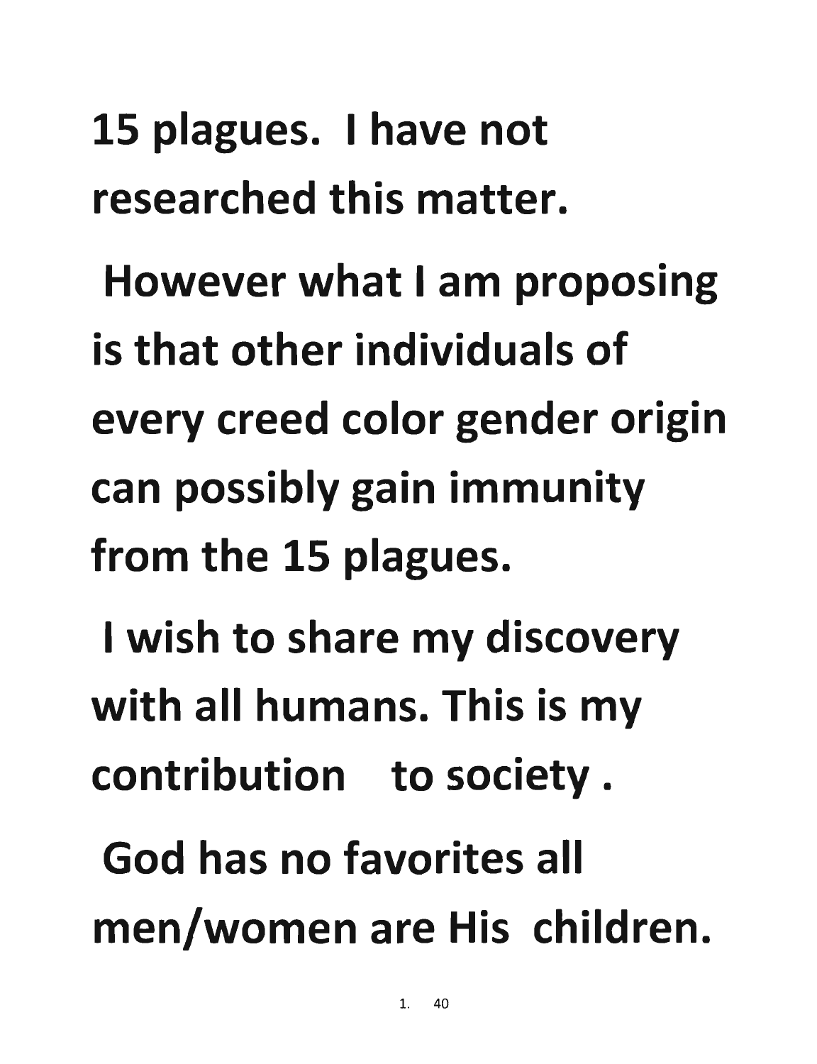**15 plagues. I have not researched this matter.**

**However what I am proposing is that other individuals of every creed color gender origin can possibly gain immunity from the 15 plagues.**

**I wish to share my discovery with all humans. This is my contribution to society .**

**God has no favorites all men/women are His children.**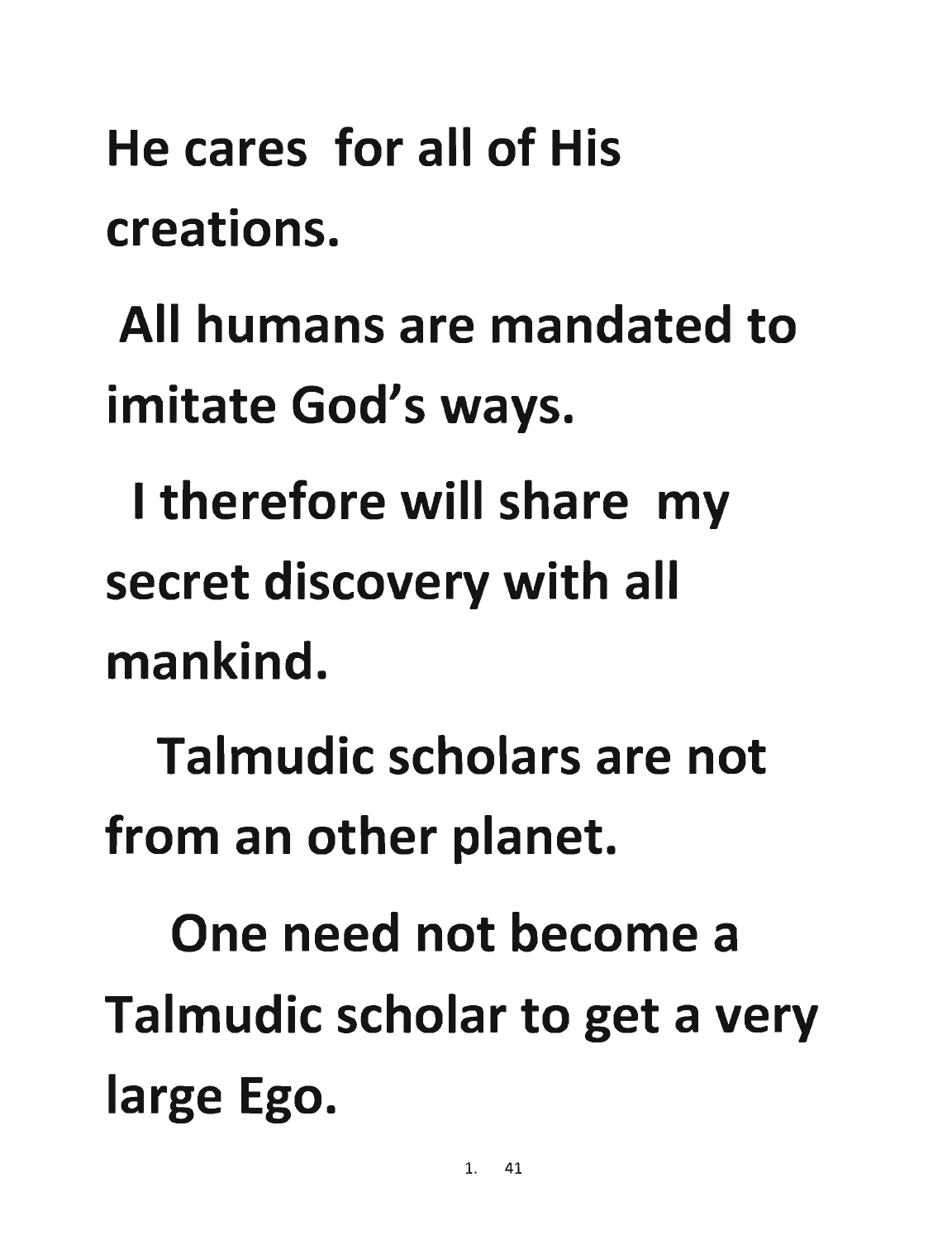**He cares for all of His creations.**

**All humans are mandated to imitate God's ways.**

**I therefore will share my secret discovery with all mankind.**

**Talmudic scholars are not from an other planet.**

**One need not become a Talmudic scholar to get a very large Ego.**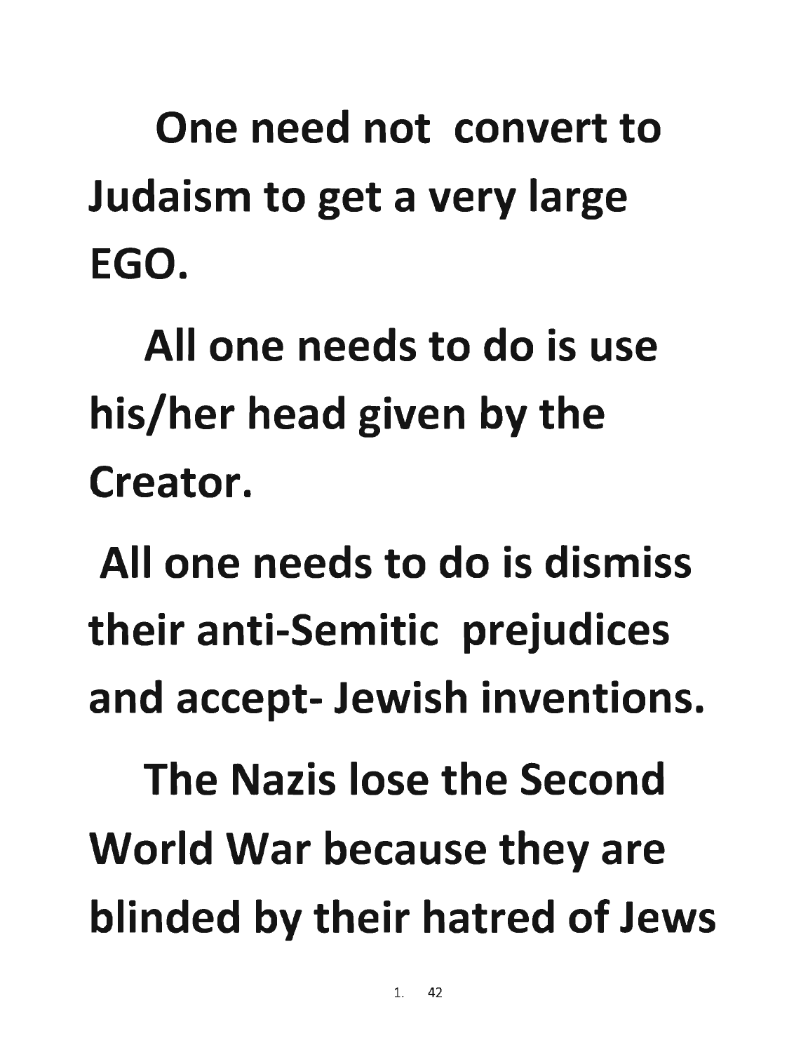One need not convert to Judaism to get a very large EGO.

All one needs to do is use his/her head given by the Creator.

All one needs to do is dismiss their anti-Semitic prejudices and accept- Jewish inventions.

The Nazis lose the Second World War because they are blinded by their hatred of Jews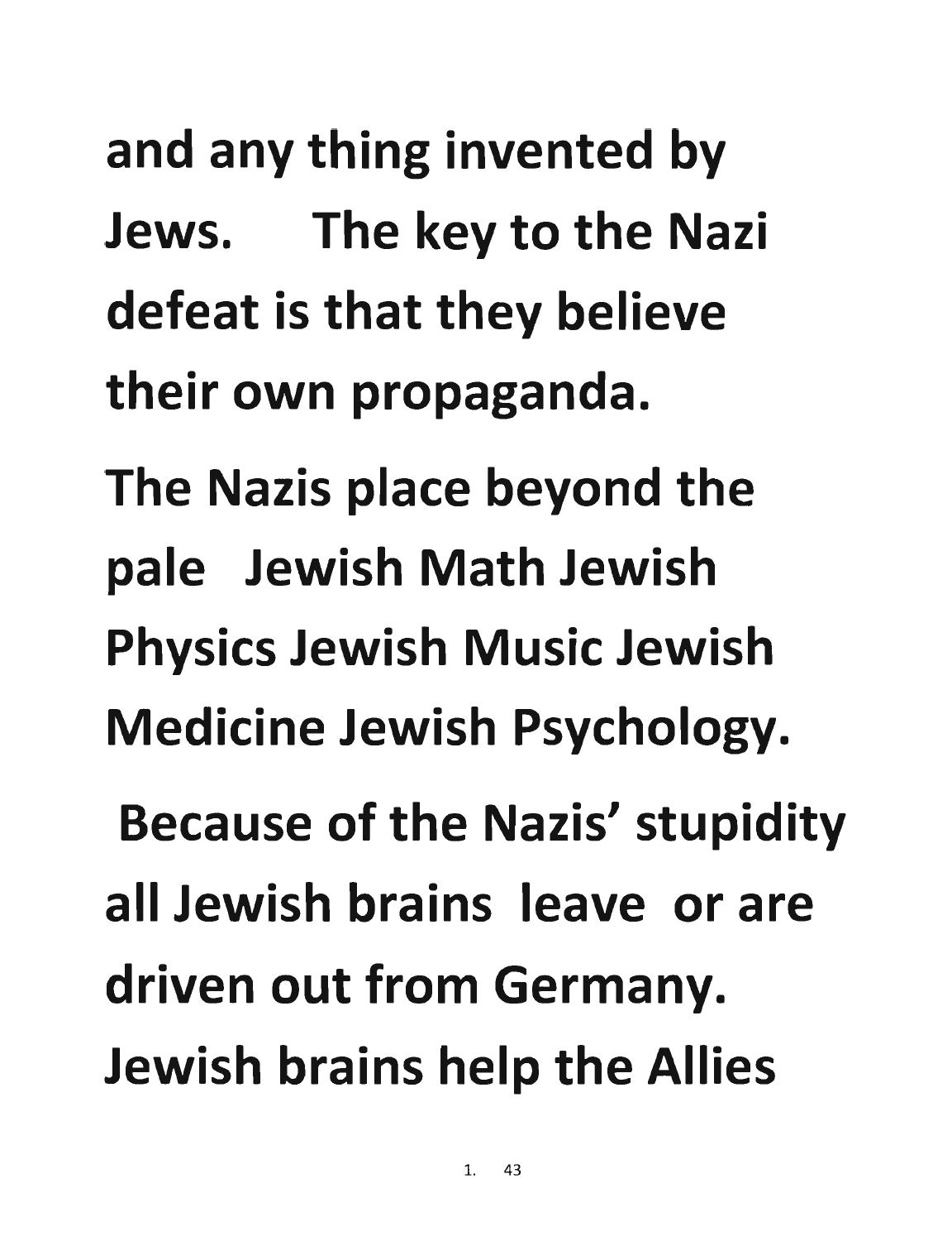and any thing invented by Jews. The key to the Nazi defeat is that they believe their own propaganda.

The Nazis place beyond the pale Jewish Math Jewish Physics Jewish Music Jewish Medicine Jewish Psychology.

Because of the Nazis' stupidity all Jewish brains leave or are driven out from Germany. Jewish brains help the Allies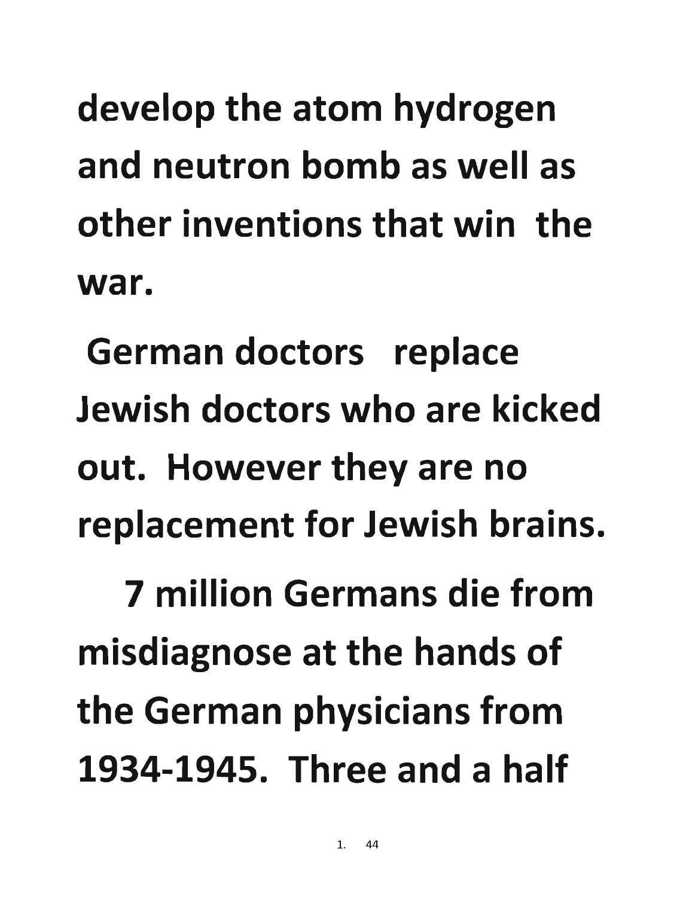develop the atom hydrogen and neutron bomb as well as other inventions that win the war.

German doctors replace Jewish doctors who are kicked out. However they are no replacement for Jewish brains.

7 million Germans die from misdiagnose at the hands of the German physicians from 1934-1945. Three and a half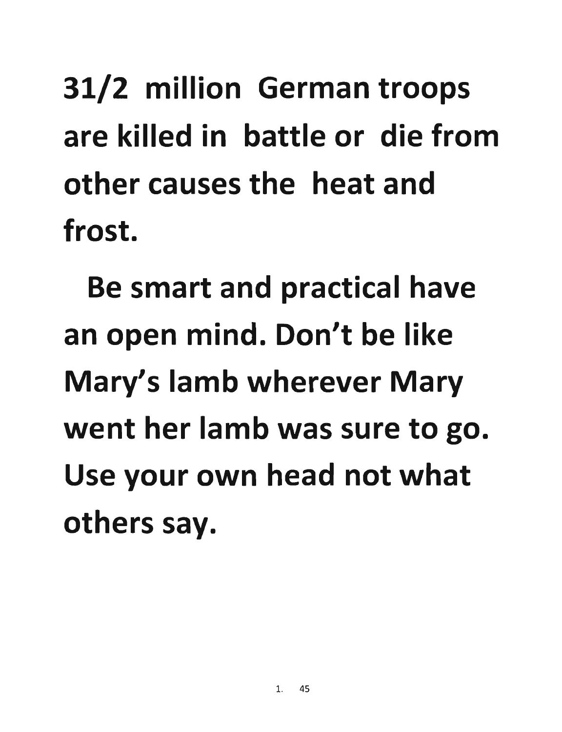**31/2 million German troops are killed in battle or die from other causes the heat and frost.**

**Be smart and practical have an open mind. Don't be like Mary's lamb wherever Mary went her lamb was sure to go. Use your own head not what others say.**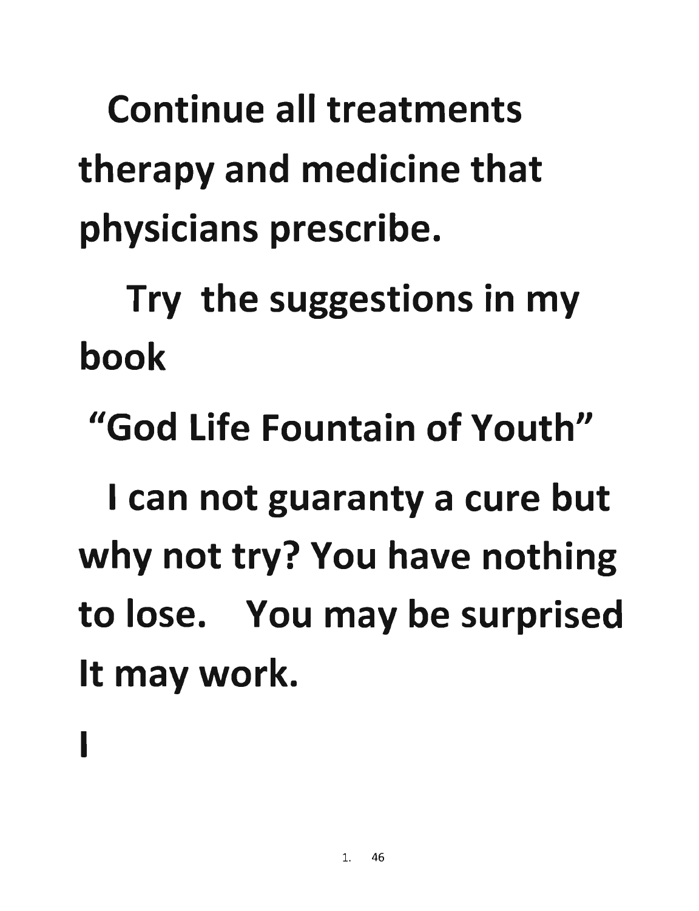**Continue all treatments therapy and medicine that physicians prescribe.**

**Try the suggestions in my book**

**"God Life Fountain of Youth"**

**I can not guaranty a cure but why not try? You have nothing to lose. You may be surprised It may work.**

**I**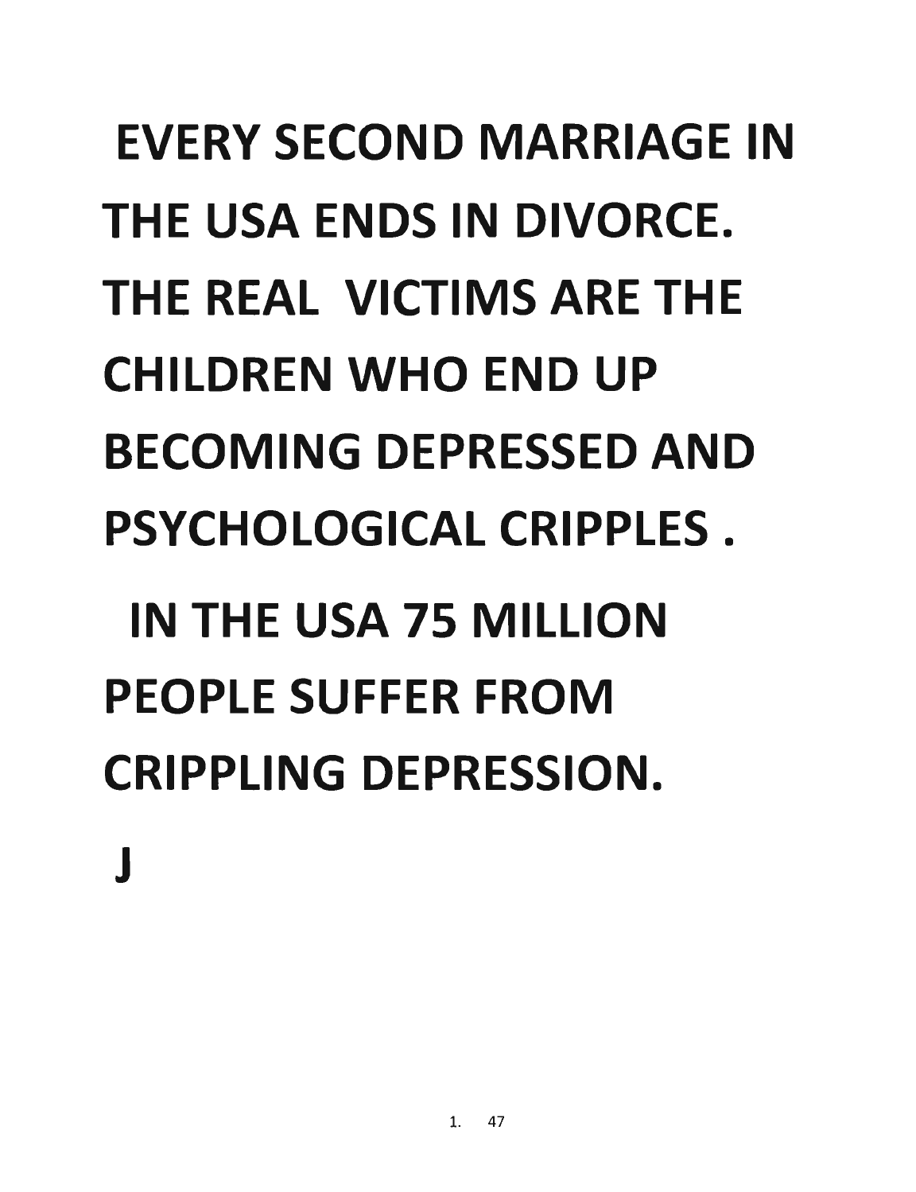**EVERY SECOND MARRIAGE IN THE USA ENDS IN DIVORCE. THE REAL VICTIMS ARE THE CHILDREN WHO END UP BECOMING DEPRESSED AND PSYCHOLOGICAL CRIPPLES .**

**IN THE USA 75 MILLION PEOPLE SUFFER FROM CRIPPLING DEPRESSION.**

**J**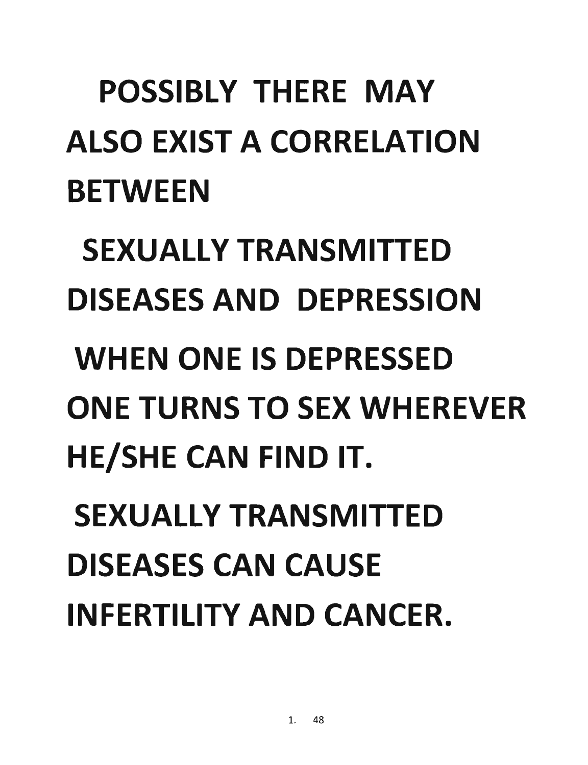**POSSIBLY THERE MAY ALSO EXIST A CORRELATION BETWEEN SEXUALLY TRANSMITTED DISEASES AND DEPRESSION**

**WHEN ONE IS DEPRESSED ONE TURNS TO SEX WHEREVER HE/SHE CAN FIND IT.**

**SEXUALLY TRANSMITTED DISEASES CAN CAUSE INFERTILITY AND CANCER.**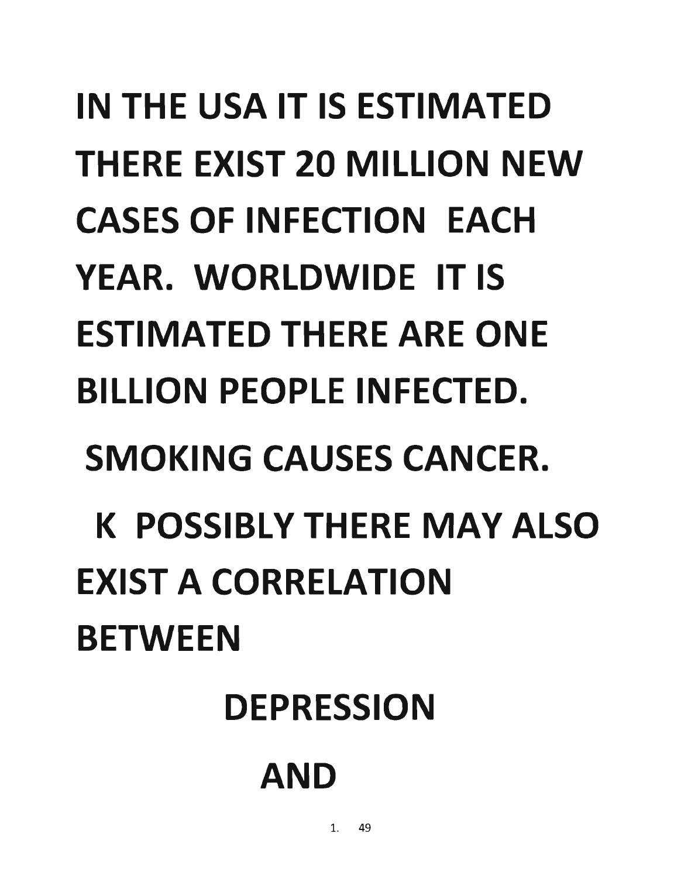IN THE USA IT IS ESTIMATED THERE EXIST 20 MILLION NEW CASES OF INFECTION EACH YEAR. WORLDWIDE IT IS ESTIMATED THERE ARE ONE BILLION PEOPLE INFECTED.

SMOKING CAUSES CANCER.

K POSSIBLY THERE MAY ALSO EXIST A CORRELATION BETWEEN

DEPRESSION

AND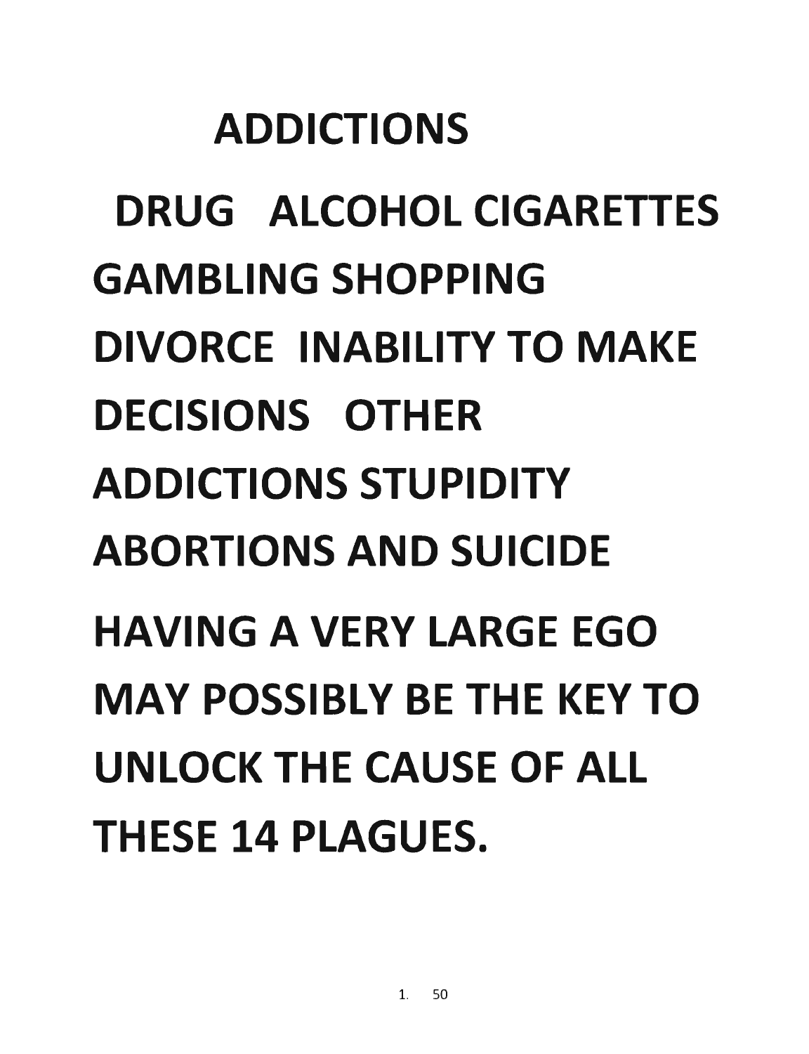# ADDICTIONS

DRUG ALCOHOL CIGARETTES GAMBLING SHOPPING DIVORCE INABILITY TO MAKE DECISIONS OTHER ADDICTIONS STUPIDITY ABORTIONS AND SUICIDE

HAVING A VERY LARGE EGO MAY POSSIBLY BE THE KEY TO UNLOCK THE CAUSE OF ALL THESE 14 PLAGUES.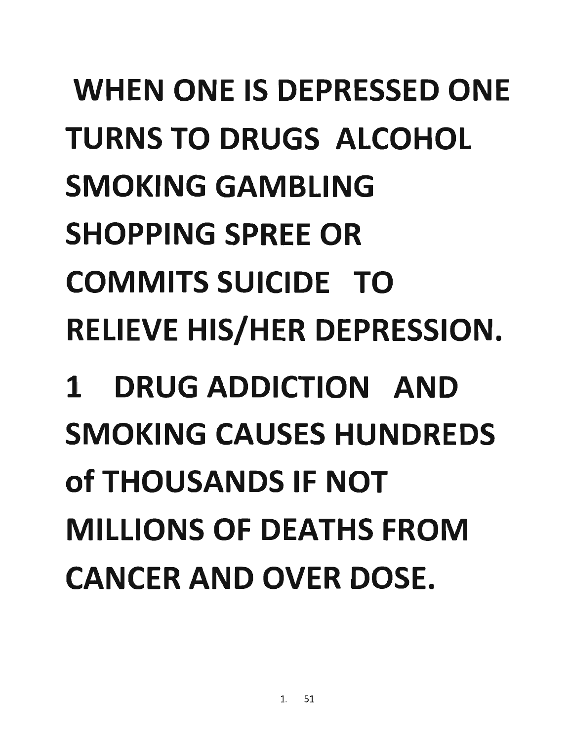WHEN ONE IS DEPRESSED ONE TURNS TO DRUGS ALCOHOL SMOKING GAMBLING SHOPPING SPREE OR COMMITS SUICIDE TO RELIEVE HIS/HER DEPRESSION.

1 DRUG ADDICTION AND SMOKING CAUSES HUNDREDS of THOUSANDS IF NOT MILLIONS OF DEATHS FROM CANCER AND OVER DOSE.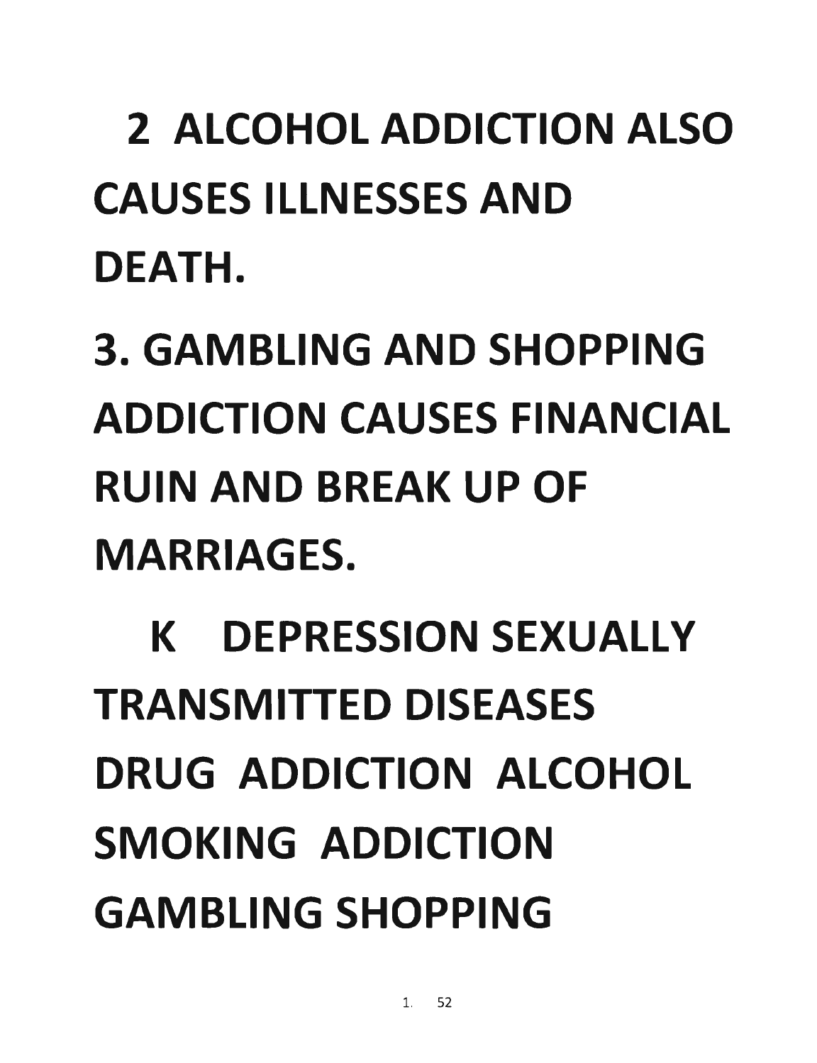2 ALCOHOL ADDICTION ALSO CAUSES ILLNESSES AND DEATH.

3. GAMBLING AND SHOPPING ADDICTION CAUSES FINANCIAL RUIN AND BREAK UP OF MARRIAGES.

K DEPRESSION SEXUALLY TRANSMITTED DISEASES DRUG ADDICTION ALCOHOL SMOKING ADDICTION GAMBLING SHOPPING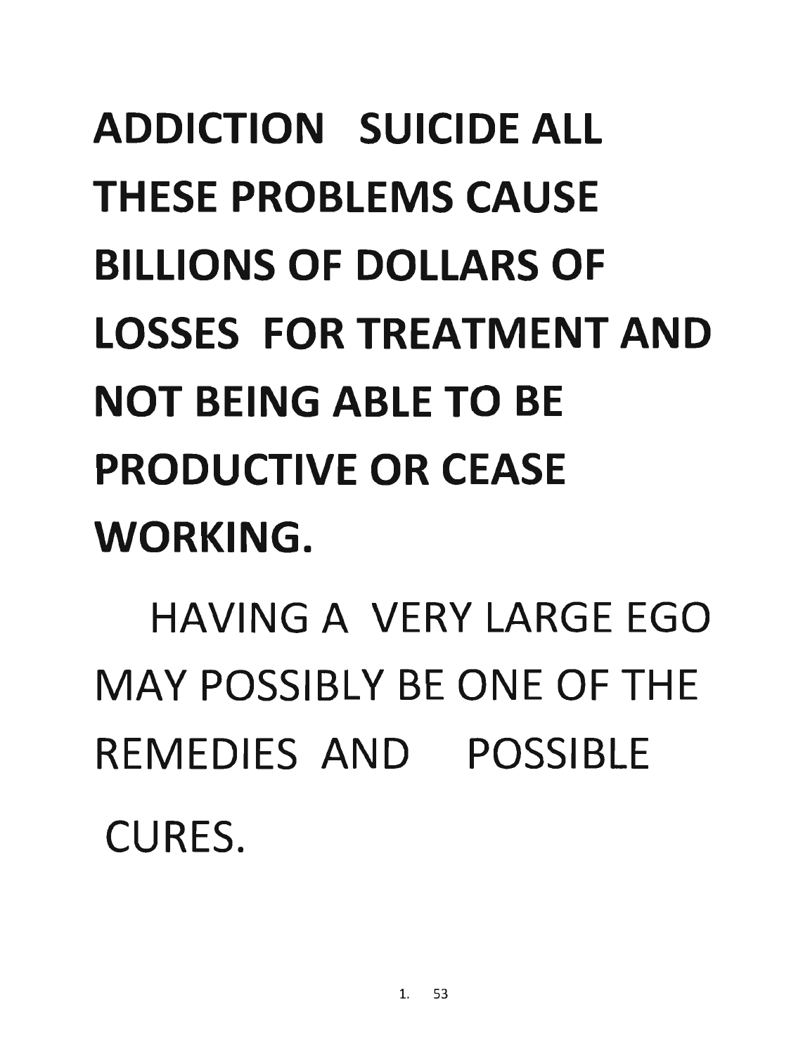**ADDICTION SUICIDE ALL THESE PROBLEMS CAUSE BILLIONS OF DOLLARS OF LOSSES FOR TREATMENT AND NOT BEING ABLE TO BE PRODUCTIVE OR CEASE WORKING.**

HAVING A VERY LARGE EGO MAY POSSIBLY BE ONE OF THE REMEDIES AND POSSIBLE CURES.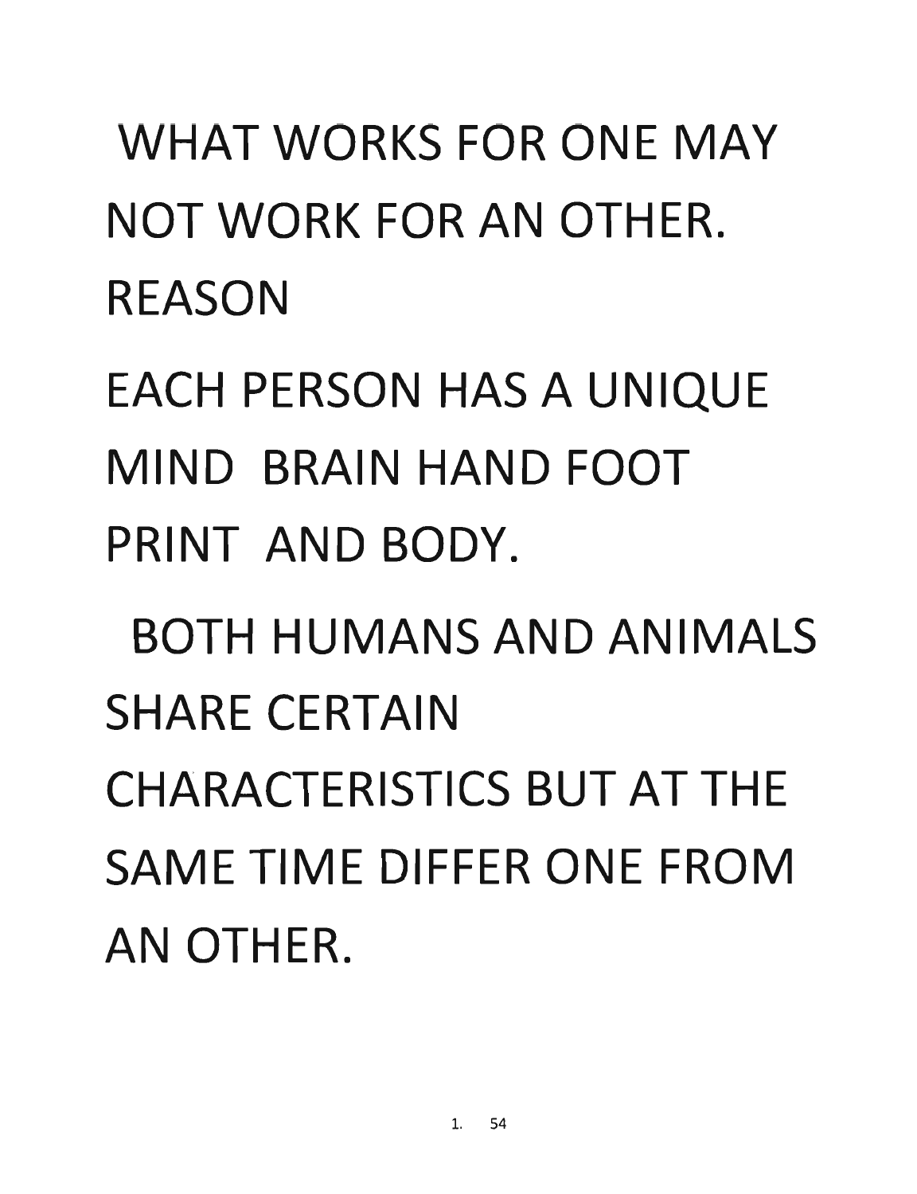WHAT WORKS FOR ONE MAY NOT WORK FOR AN OTHER.

REASON

EACH PERSON HAS A UNIQUE MIND BRAIN HAND FOOT PRINT AND BODY.

BOTH HUMANS AND ANIMALS SHARE CERTAIN CHARACTERISTICS BUT AT THE SAME TIME DIFFER ONE FROM AN OTHER.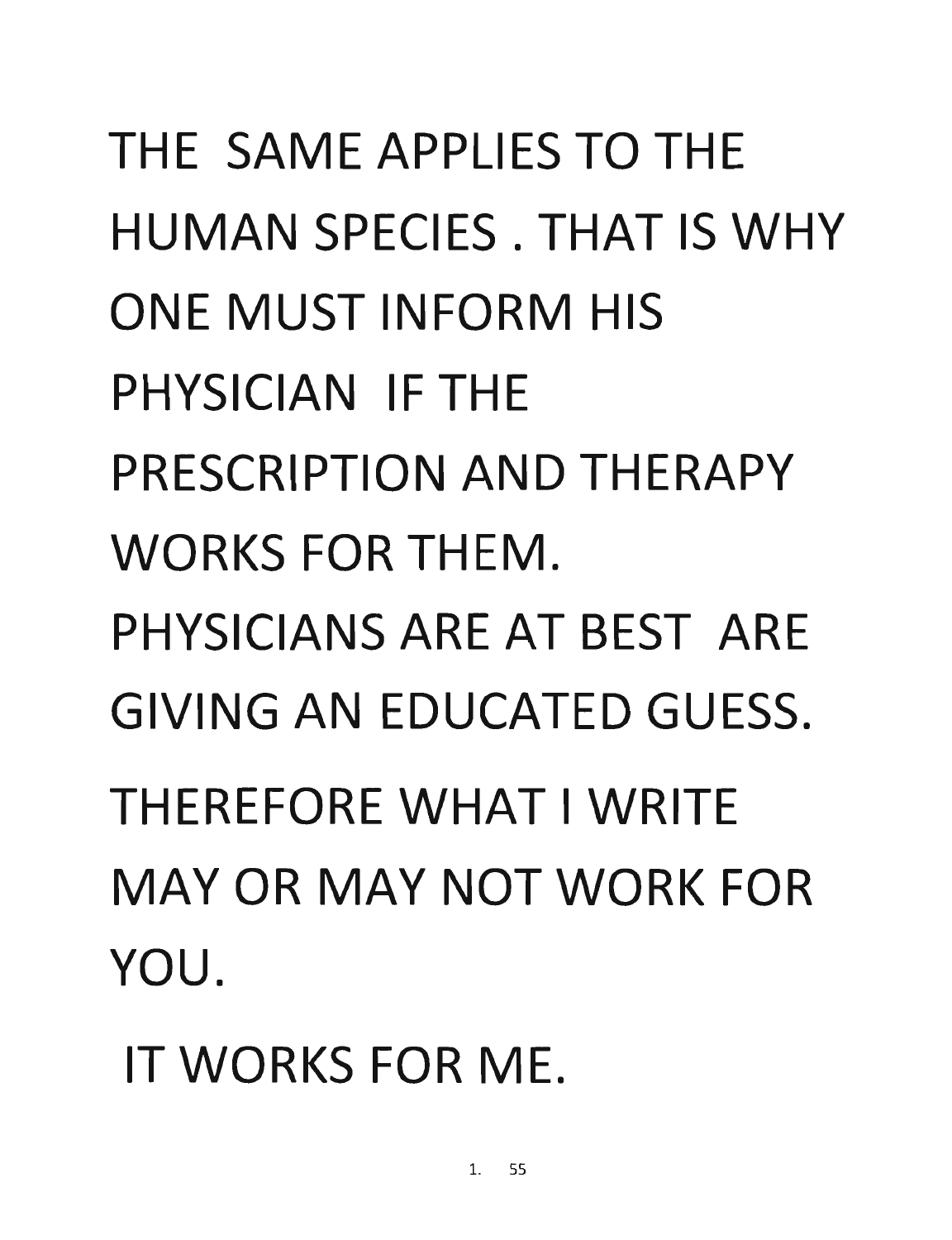THE SAME APPLIES TO THE HUMAN SPECIES . THAT IS WHY ONE MUST INFORM HIS PHYSICIAN IF THE PRESCRIPTION AND THERAPY WORKS FOR THEM. PHYSICIANS ARE AT BEST ARE GIVING AN EDUCATED GUESS.

THEREFORE WHAT I WRITE MAY OR MAY NOT WORK FOR YOU.

IT WORKS FOR ME.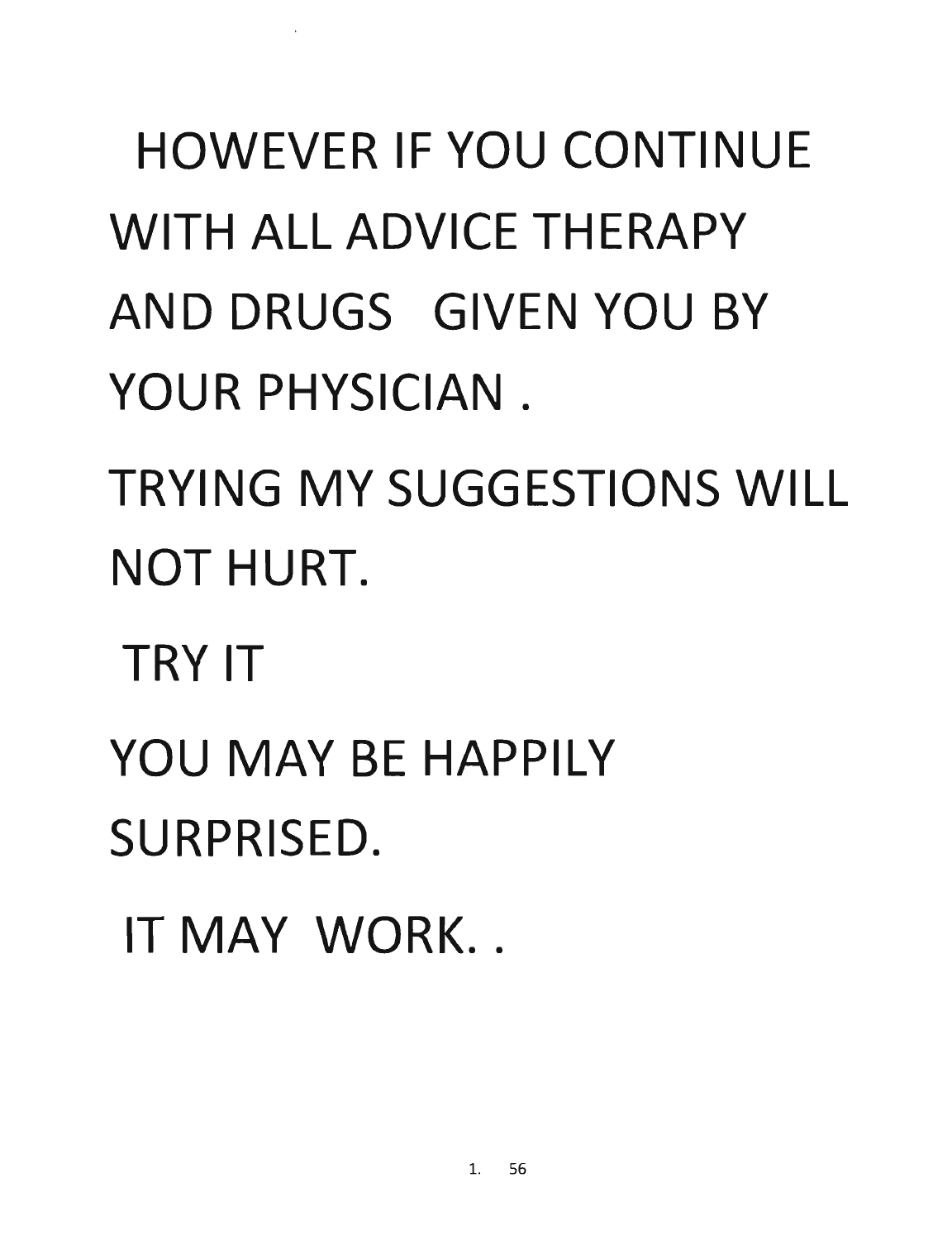HOWEVER IF YOU CONTINUE WITH ALL ADVICE THERAPY AND DRUGS GIVEN YOU BY YOUR PHYSICIAN .

TRYING MY SUGGESTIONS WILL NOT HURT.

TRY IT

YOU MAY BE HAPPILY SURPRISED.

IT MAY WORK. .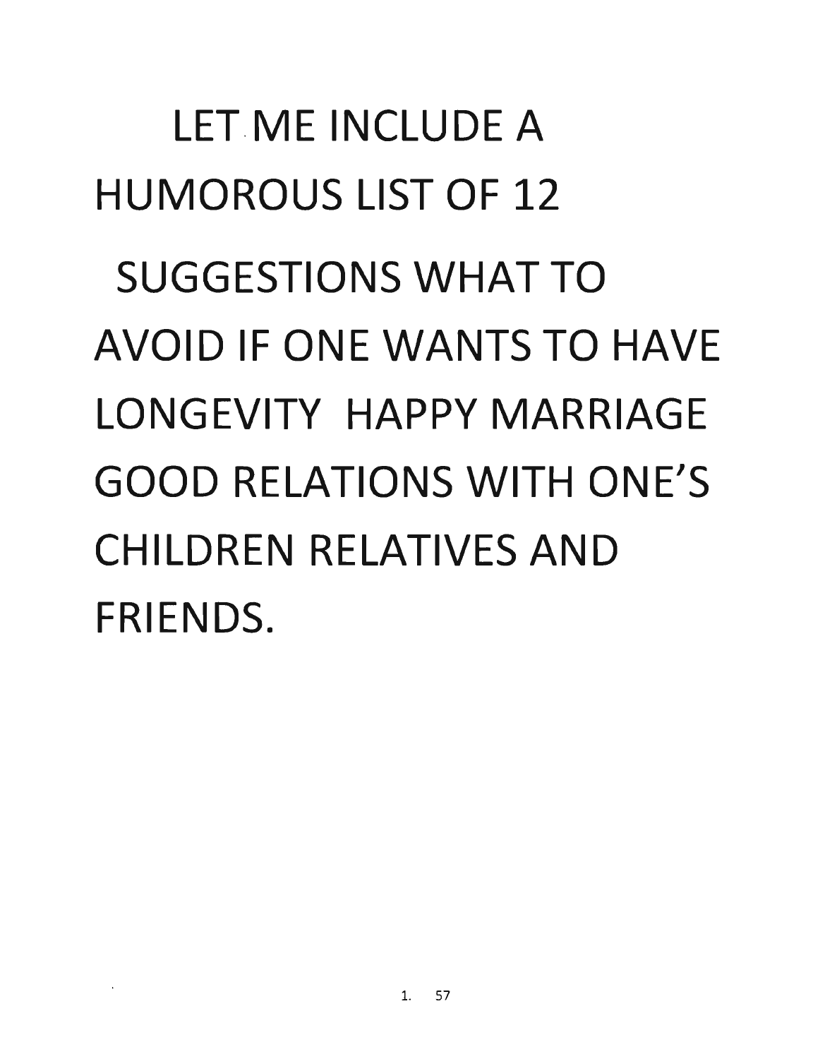LET ME INCLUDE A HUMOROUS LIST OF 12 SUGGESTIONS WHAT TO AVOID IF ONE WANTS TO HAVE LONGEVITY HAPPY MARRIAGE GOOD RELATIONS WITH ONE'S CHILDREN RELATIVES AND FRIENDS.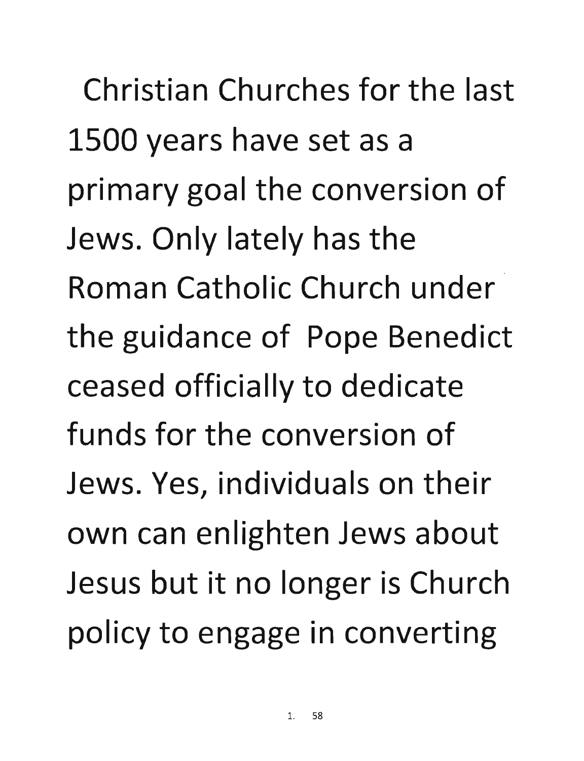Christian Churches for the last 1500 years have set as a primary goal the conversion of Jews. Only lately has the Roman Catholic Church under the guidance of Pope Benedict ceased officially to dedicate funds for the conversion of Jews. Yes, individuals on their own can enlighten Jews about Jesus but it no longer is Church policy to engage in converting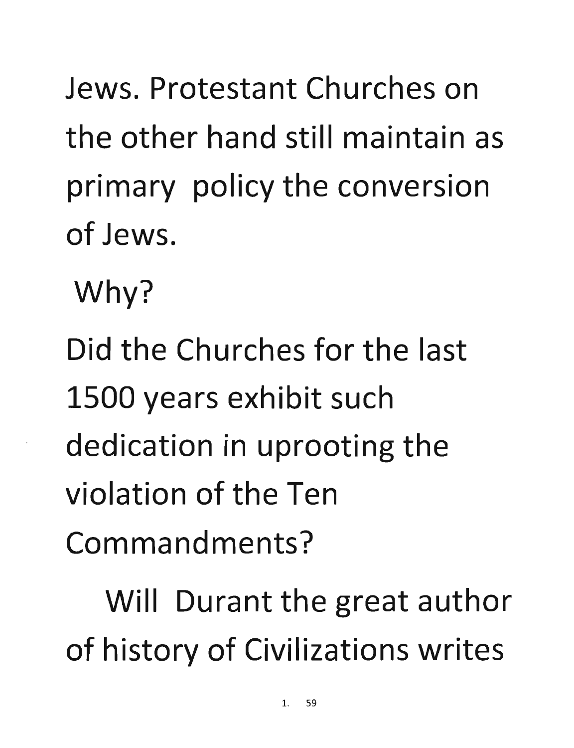Jews. Protestant Churches on the other hand still maintain as primary policy the conversion of Jews.

Why?

Did the Churches for the last 1500 years exhibit such dedication in uprooting the violation of the Ten Commandments?

Will Durant the great author of history of Civilizations writes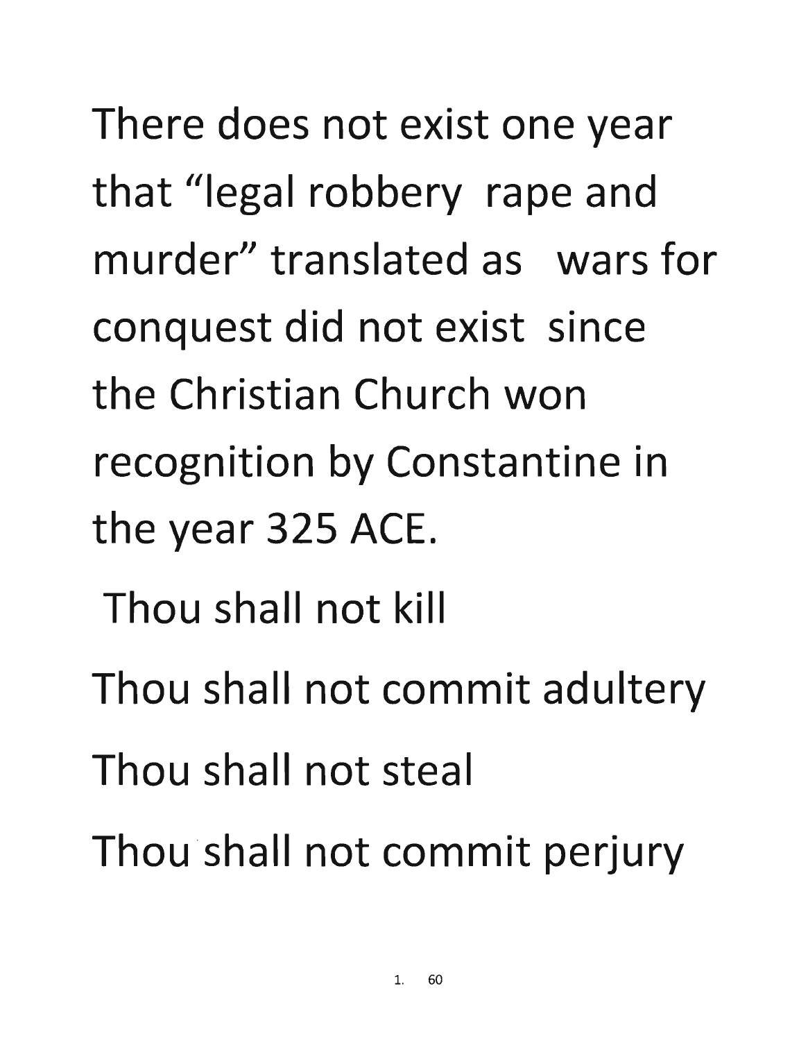There does not exist one year that "legal robbery rape and murder" translated as wars for conquest did not exist since the Christian Church won recognition by Constantine in the year 325 ACE.

Thou shall not kill

Thou shall not commit adultery

Thou shall not steal

Thou shall not commit perjury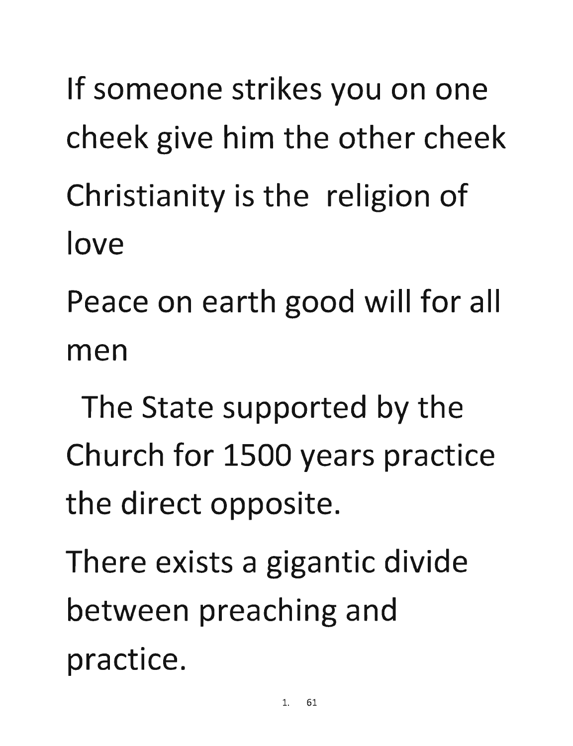If someone strikes you on one cheek give him the other cheek

Christianity is the religion of love

Peace on earth good will for all men

The State supported by the Church for 1500 years practice the direct opposite.

There exists a gigantic divide between preaching and practice.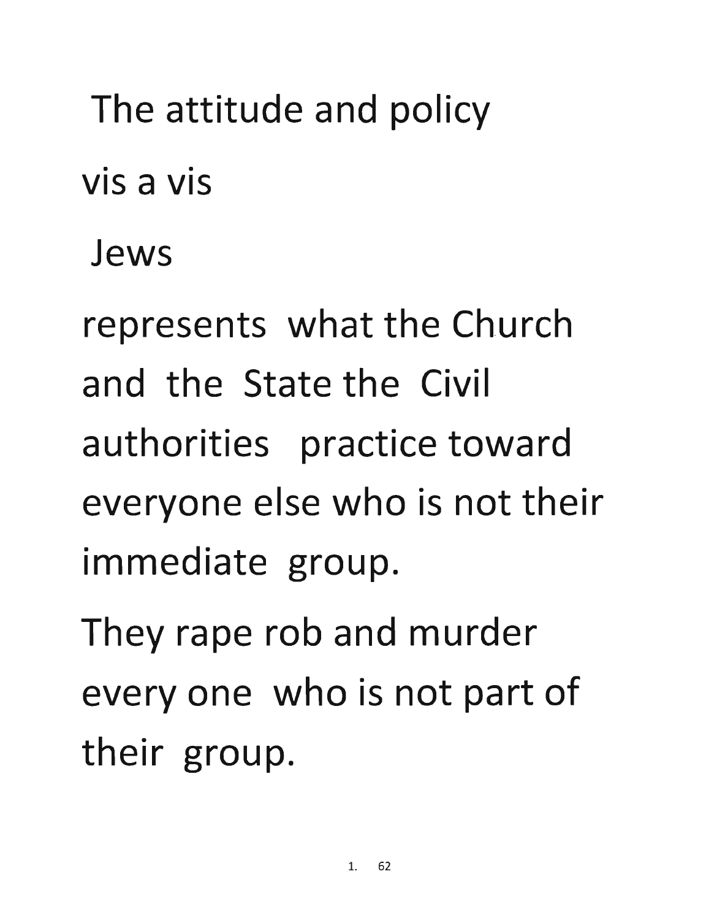The attitude and policy vis a vis Jews represents what the Church and the State the Civil authorities practice toward everyone else who is not their immediate group.

They rape rob and murder every one who is not part of their group.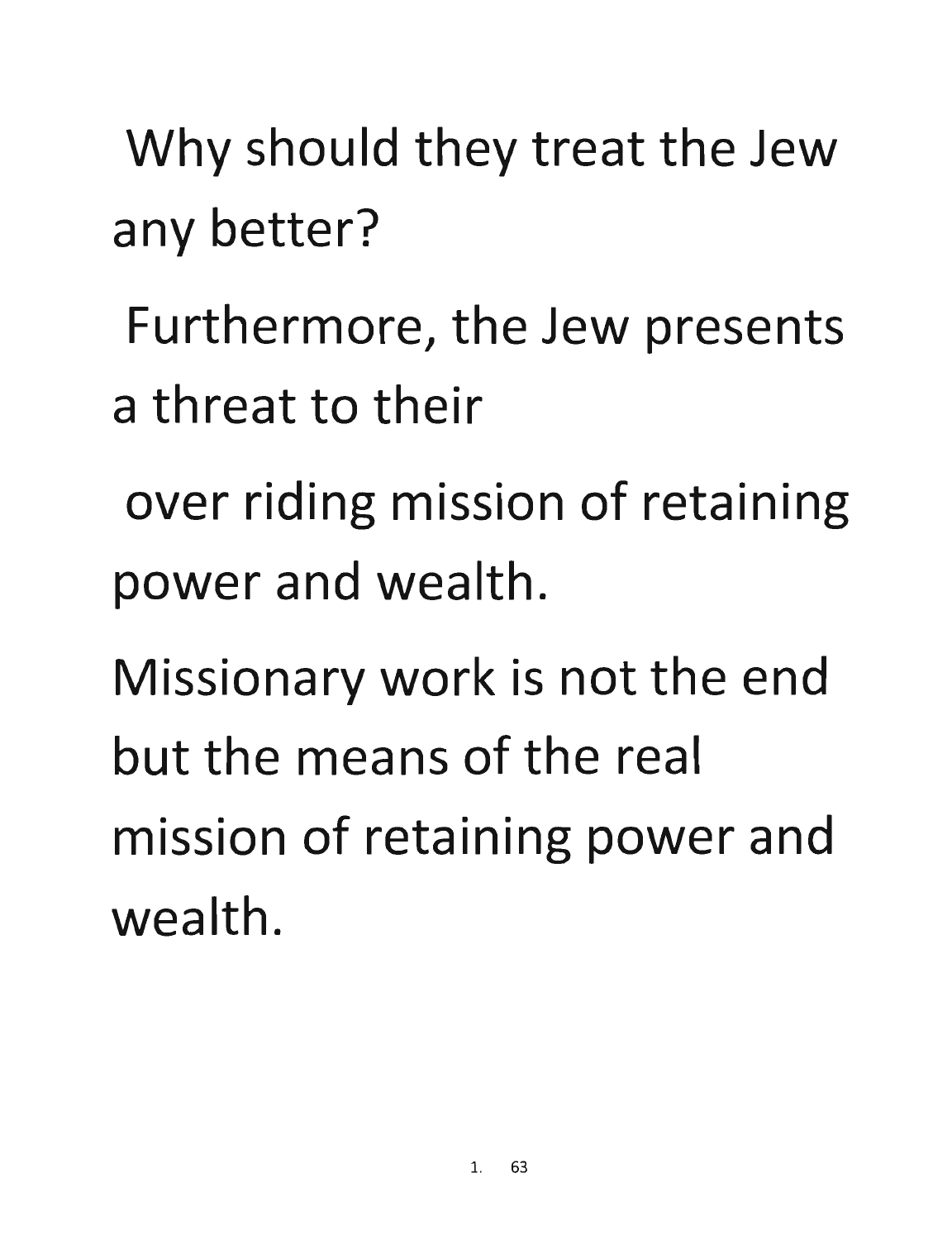Why should they treat the Jew any better?

Furthermore, the Jew presents a threat to their over riding mission of retaining power and wealth.

Missionary work is not the end but the means of the real mission of retaining power and wealth.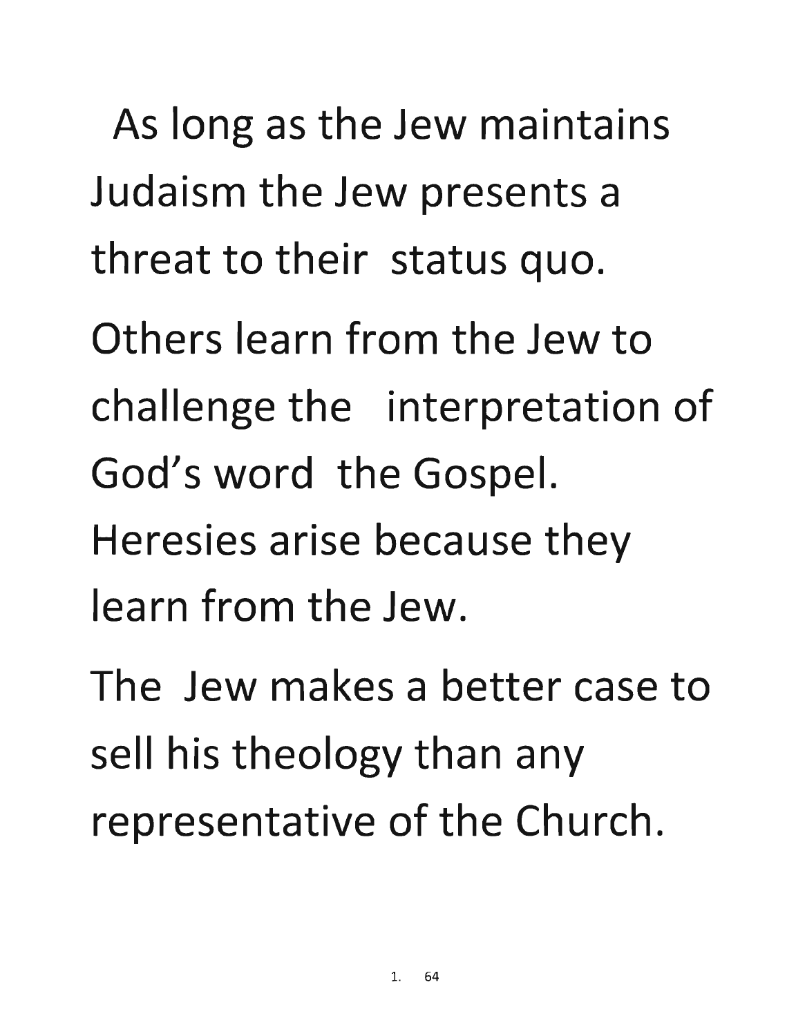As long as the Jew maintains Judaism the Jew presents a threat to their status quo.

Others learn from the Jew to challenge the interpretation of God's word the Gospel.

Heresies arise because they learn from the Jew.

The Jew makes a better case to sell his theology than any representative of the Church.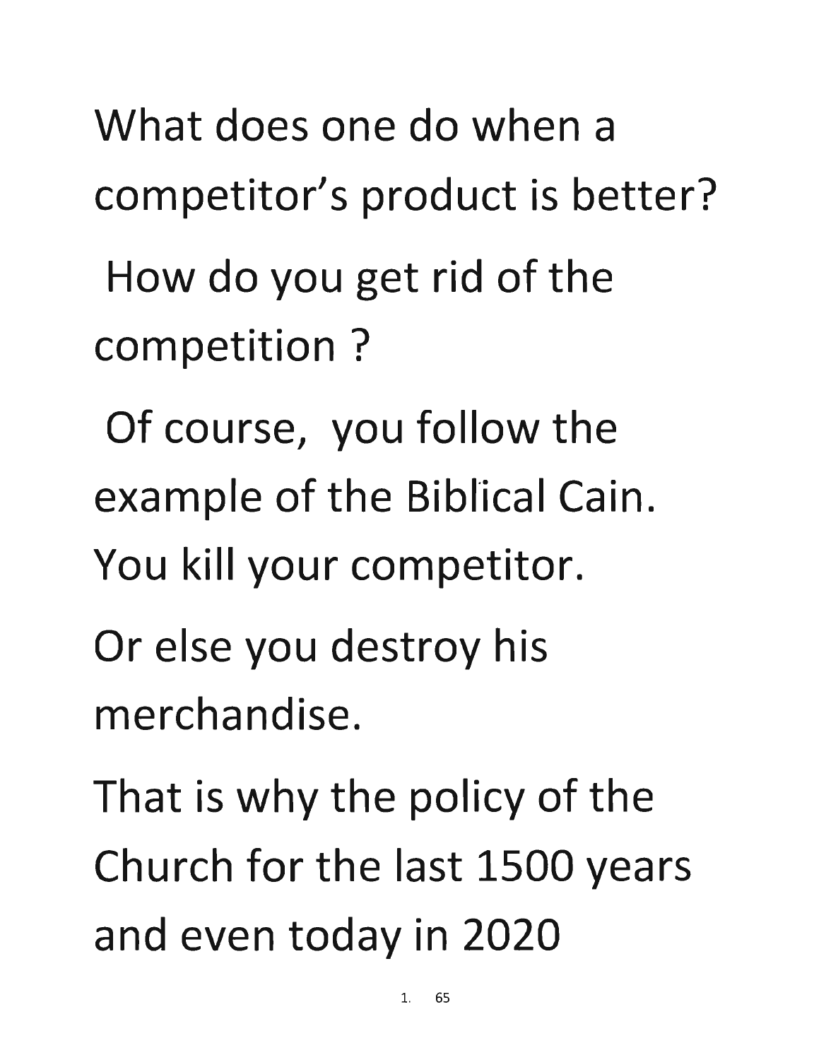What does one do when a competitor's product is better?

How do you get rid of the competition ?

Of course, you follow the example of the Biblical Cain. You kill your competitor.

Or else you destroy his merchandise.

That is why the policy of the Church for the last 1500 years and even today in 2020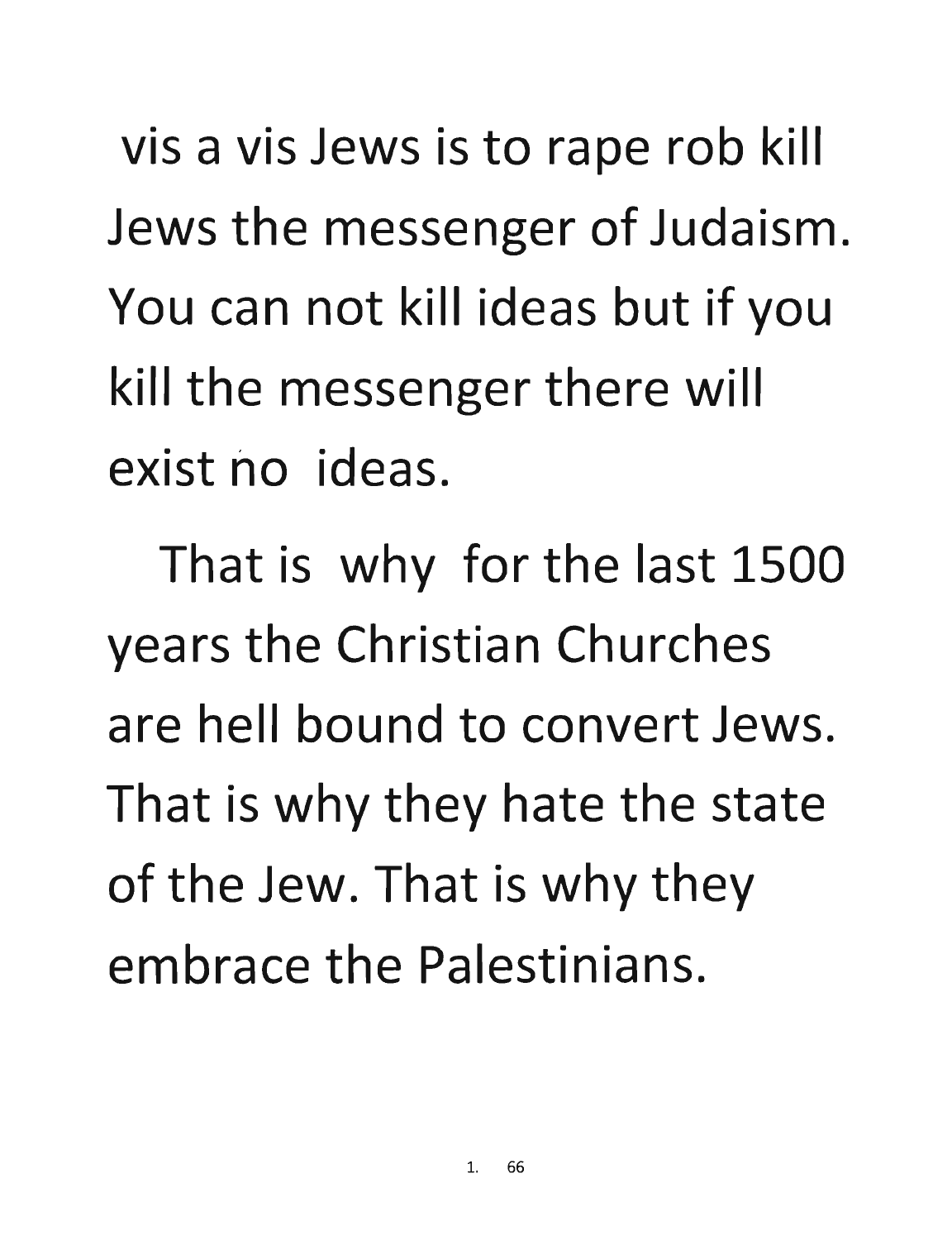vis a vis Jews is to rape rob kill Jews the messenger of Judaism. You can not kill ideas but if you kill the messenger there will exist no ideas.

That is why for the last 1500 years the Christian Churches are hell bound to convert Jews. That is why they hate the state of the Jew. That is why they embrace the Palestinians.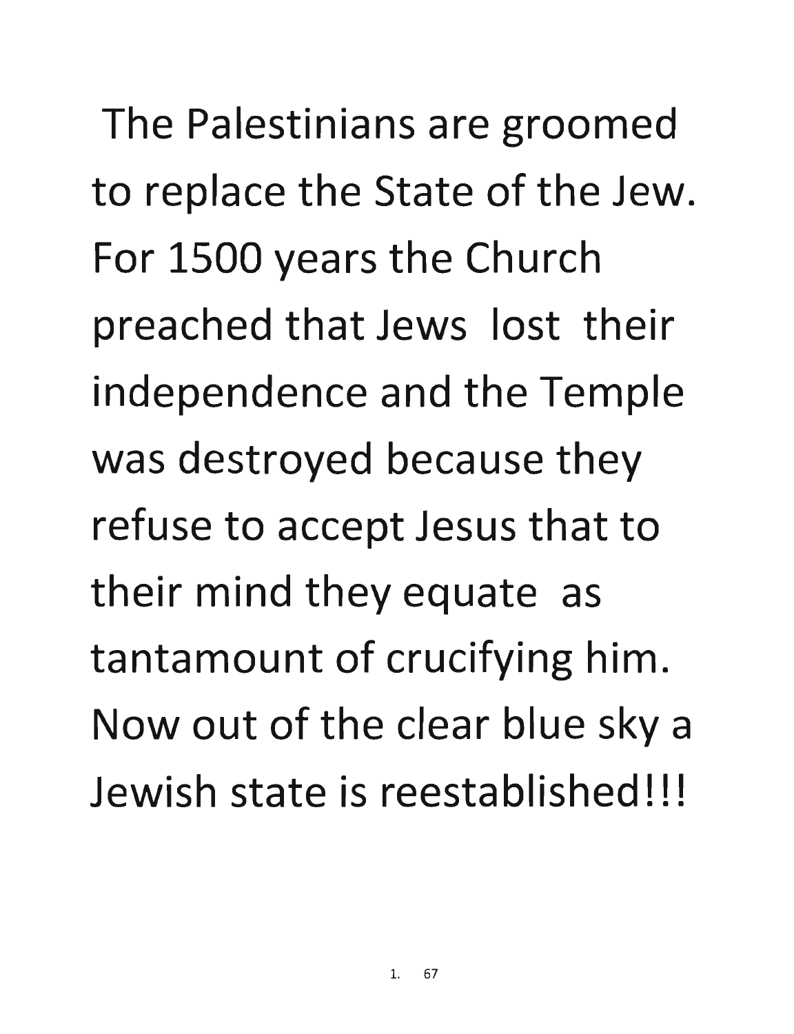The Palestinians are groomed to replace the State of the Jew. For 1500 years the Church preached that Jews lost their independence and the Temple was destroyed because they refuse to accept Jesus that to their mind they equate as tantamount of crucifying him. Now out of the clear blue sky a Jewish state is reestablished!!!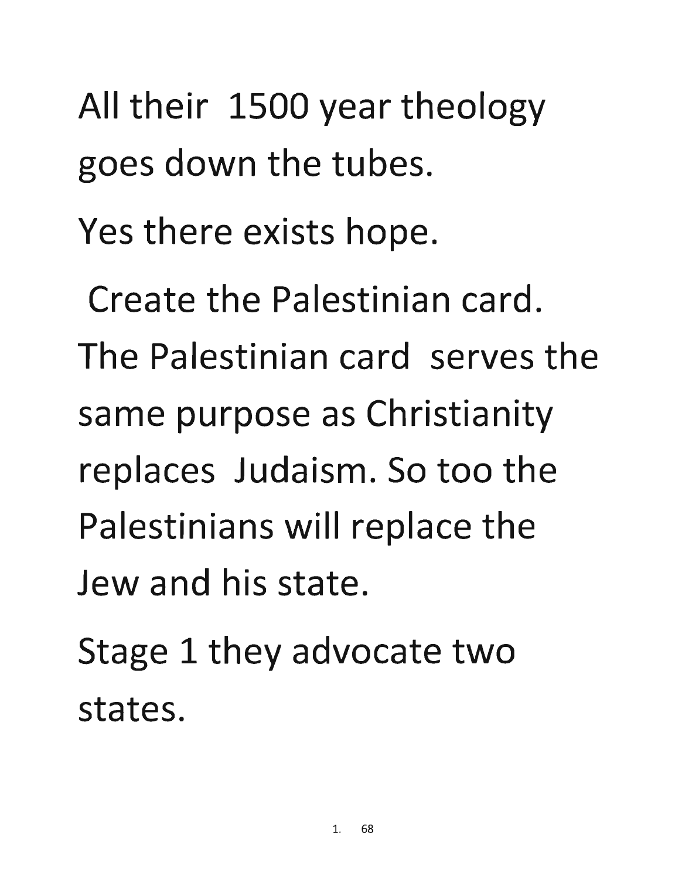All their 1500 year theology goes down the tubes.

Yes there exists hope.

Create the Palestinian card. The Palestinian card serves the same purpose as Christianity replaces Judaism. So too the Palestinians will replace the Jew and his state.

Stage 1 they advocate two states.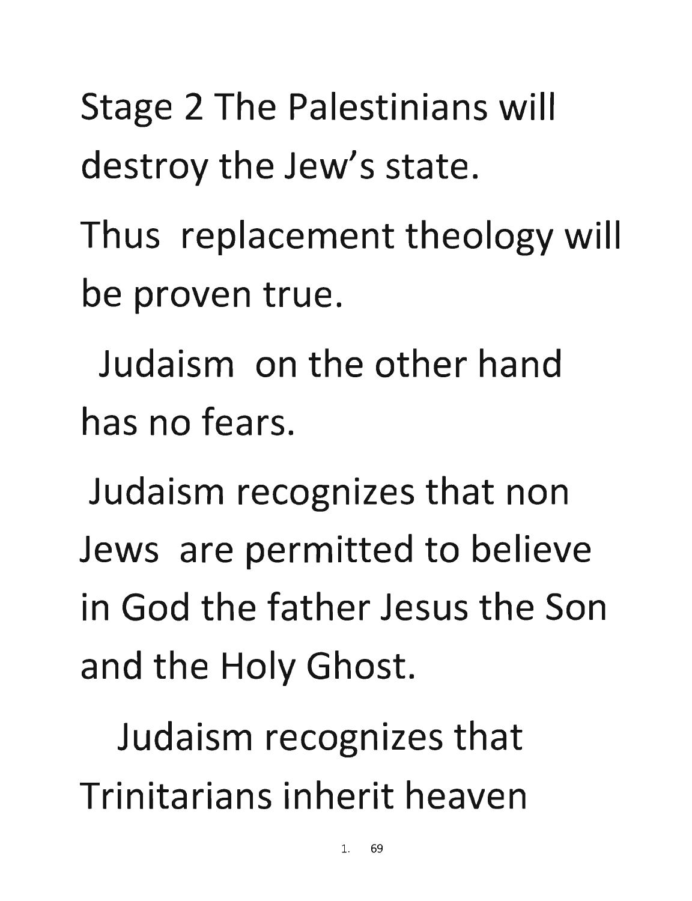Stage 2 The Palestinians will destroy the Jew's state.

Thus replacement theology will be proven true.

Judaism on the other hand has no fears.

Judaism recognizes that non Jews are permitted to believe in God the father Jesus the Son and the Holy Ghost.

Judaism recognizes that Trinitarians inherit heaven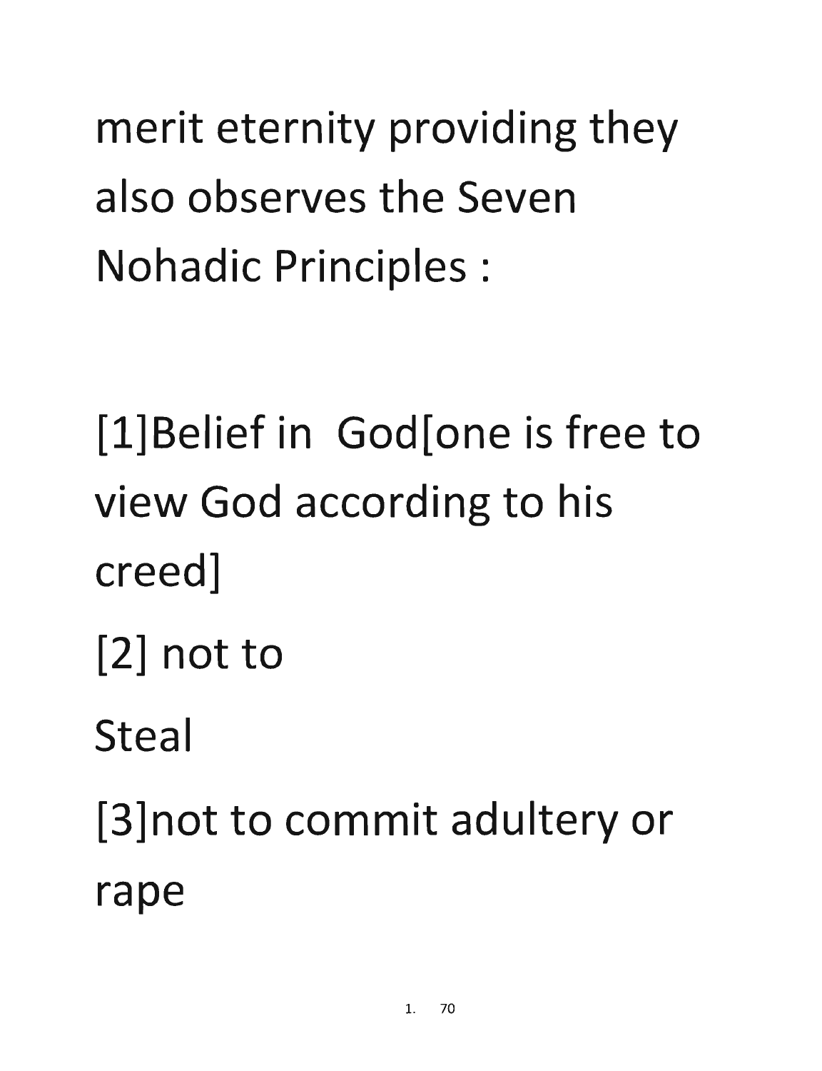merit eternity providing they also observes the Seven Nohadic Principles :

[1]Belief in God[one is free to view God according to his creed]

[2] not to Steal

[3]not to commit adultery or rape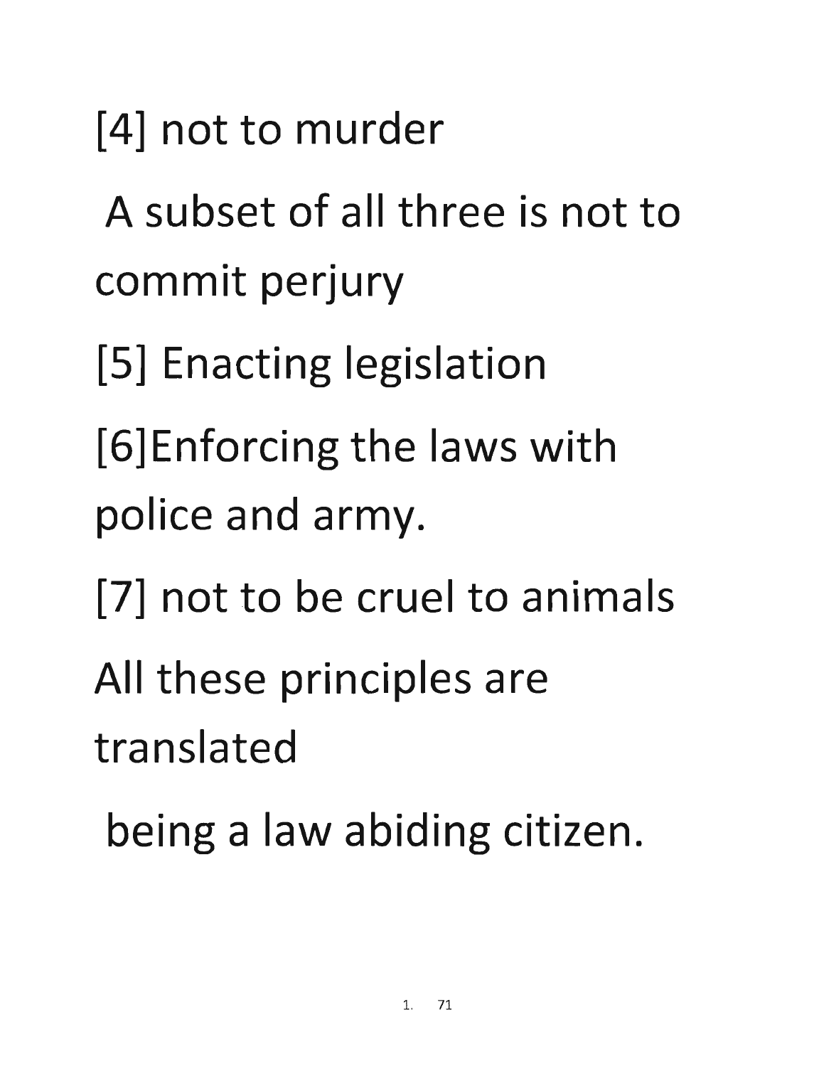[4] not to murder

A subset of all three is not to commit perjury

[5] Enacting legislation

[6]Enforcing the laws with police and army.

[7] not to be cruel to animals

All these principles are translated

being a law abiding citizen.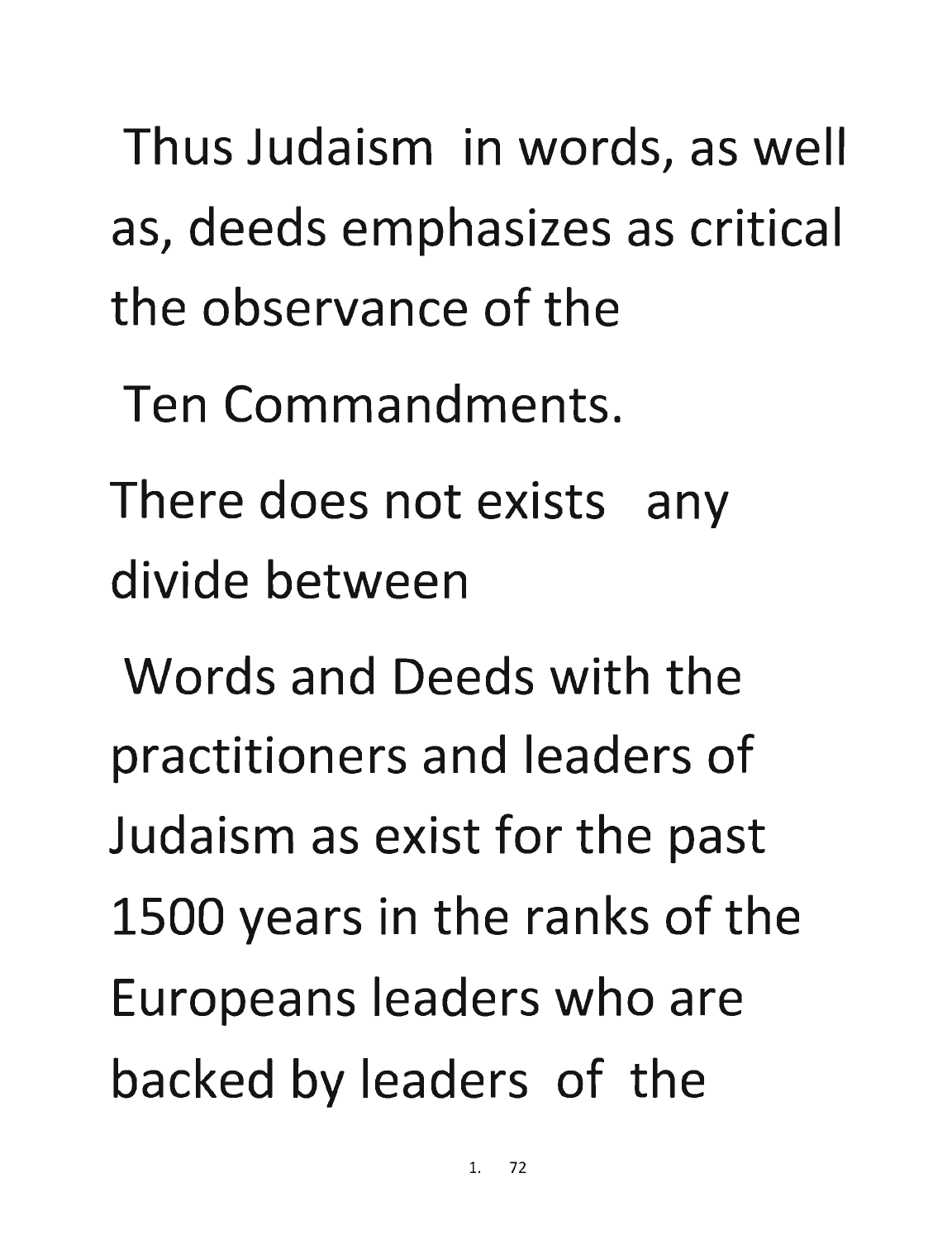Thus Judaism in words, as well as, deeds emphasizes as critical the observance of the Ten Commandments.

There does not exists any divide between Words and Deeds with the practitioners and leaders of Judaism as exist for the past 1500 years in the ranks of the Europeans leaders who are backed by leaders of the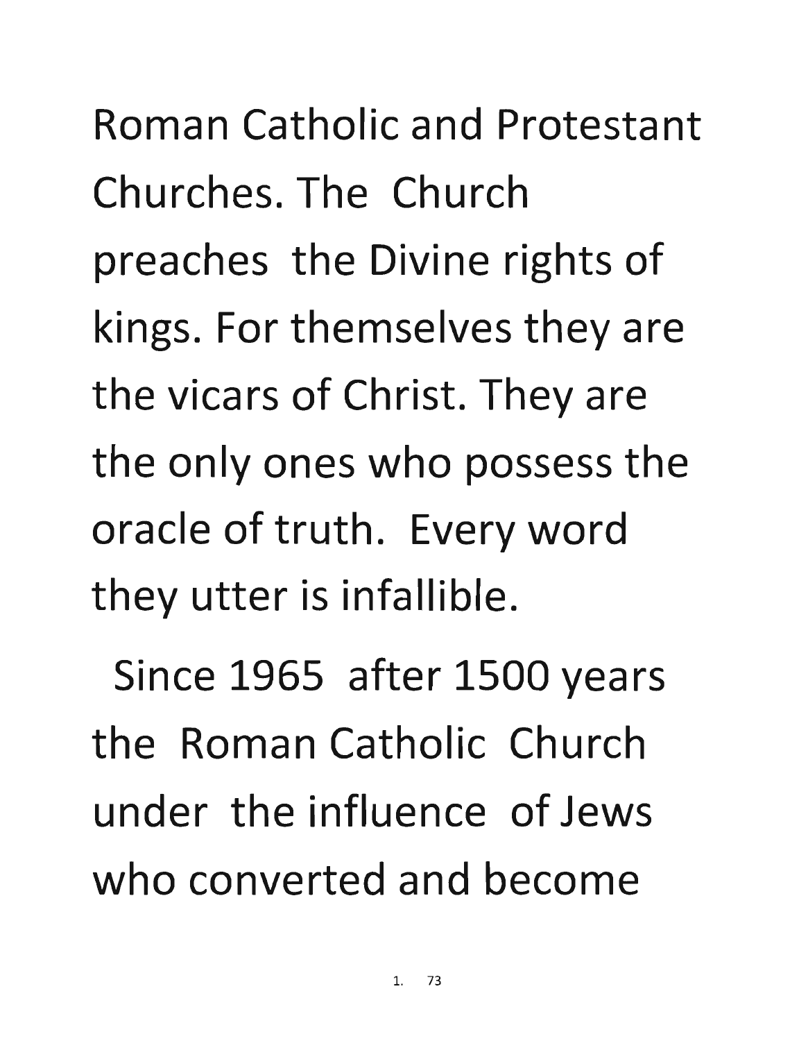Roman Catholic and Protestant Churches. The Church preaches the Divine rights of kings. For themselves they are the vicars of Christ. They are the only ones who possess the oracle of truth. Every word they utter is infallible.

Since 1965 after 1500 years the Roman Catholic Church under the influence of Jews who converted and become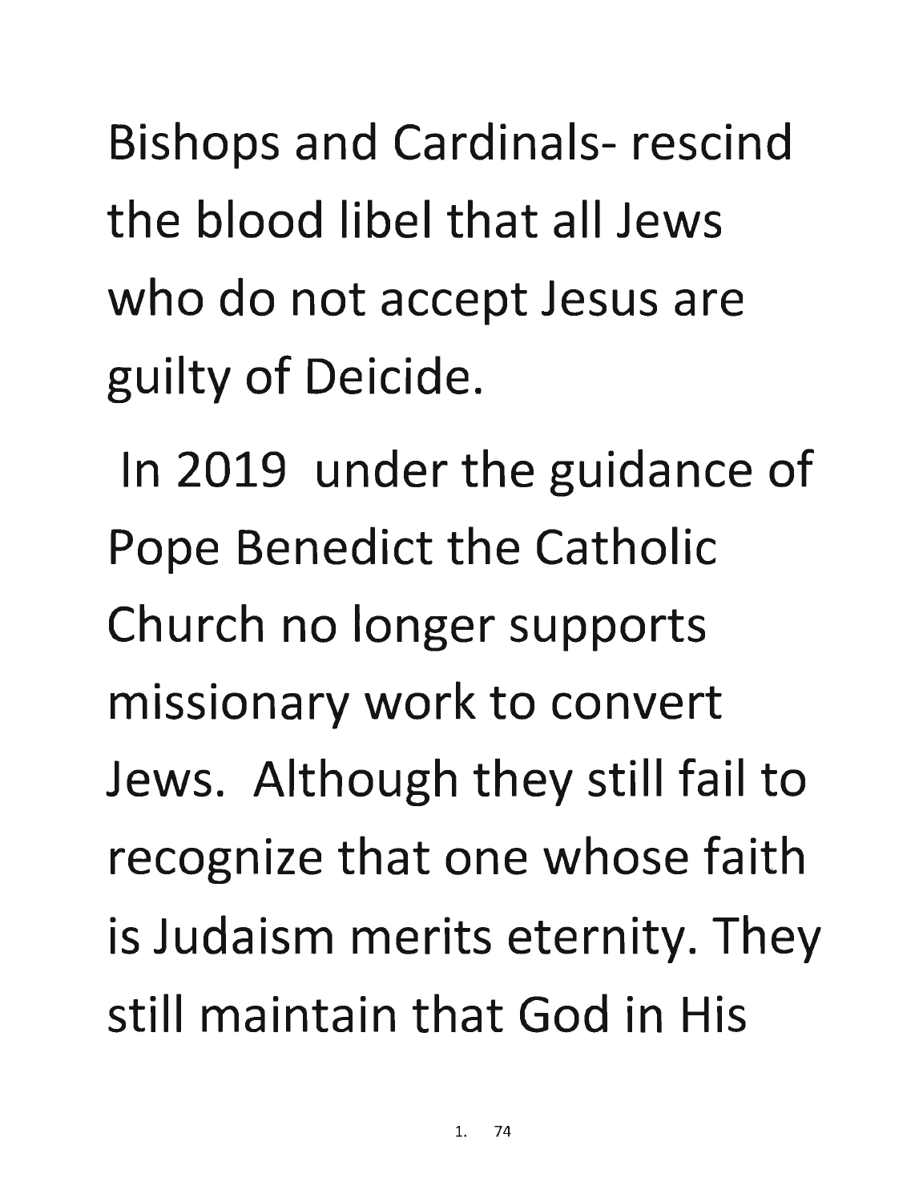Bishops and Cardinals- rescind the blood libel that all Jews who do not accept Jesus are guilty of Deicide.

In 2019 under the guidance of Pope Benedict the Catholic Church no longer supports missionary work to convert Jews. Although they still fail to recognize that one whose faith is Judaism merits eternity. They still maintain that God in His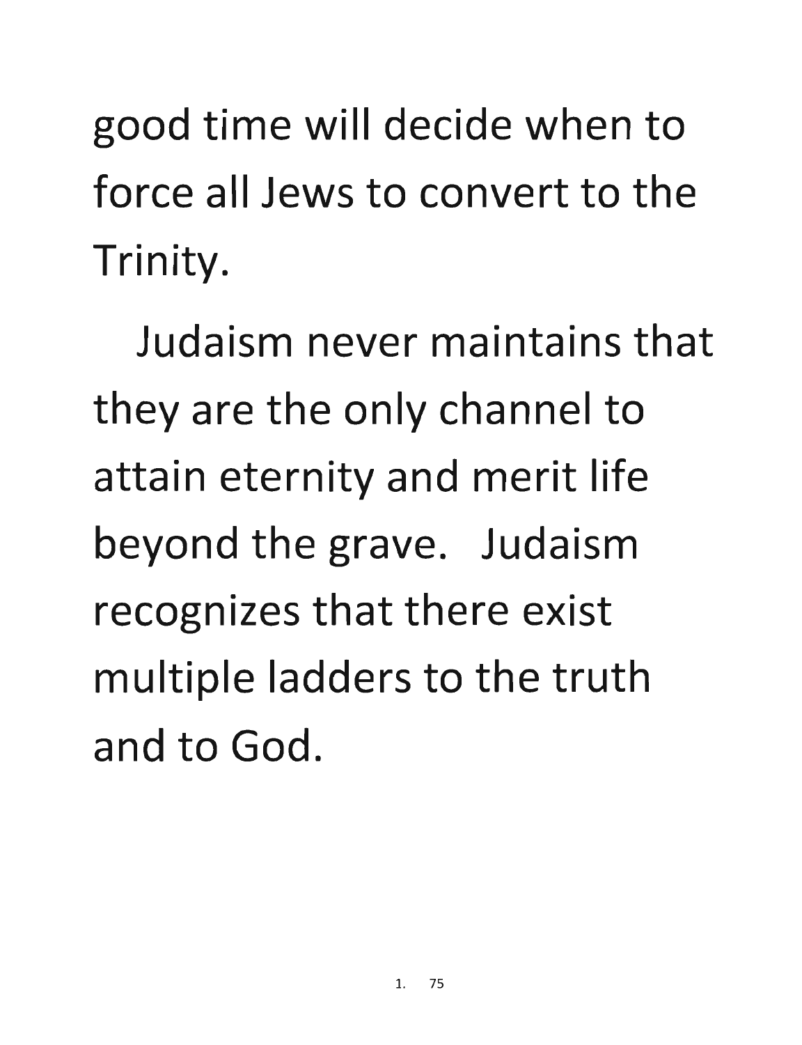good time will decide when to force all Jews to convert to the Trinity.

Judaism never maintains that they are the only channel to attain eternity and merit life beyond the grave. Judaism recognizes that there exist multiple ladders to the truth and to God.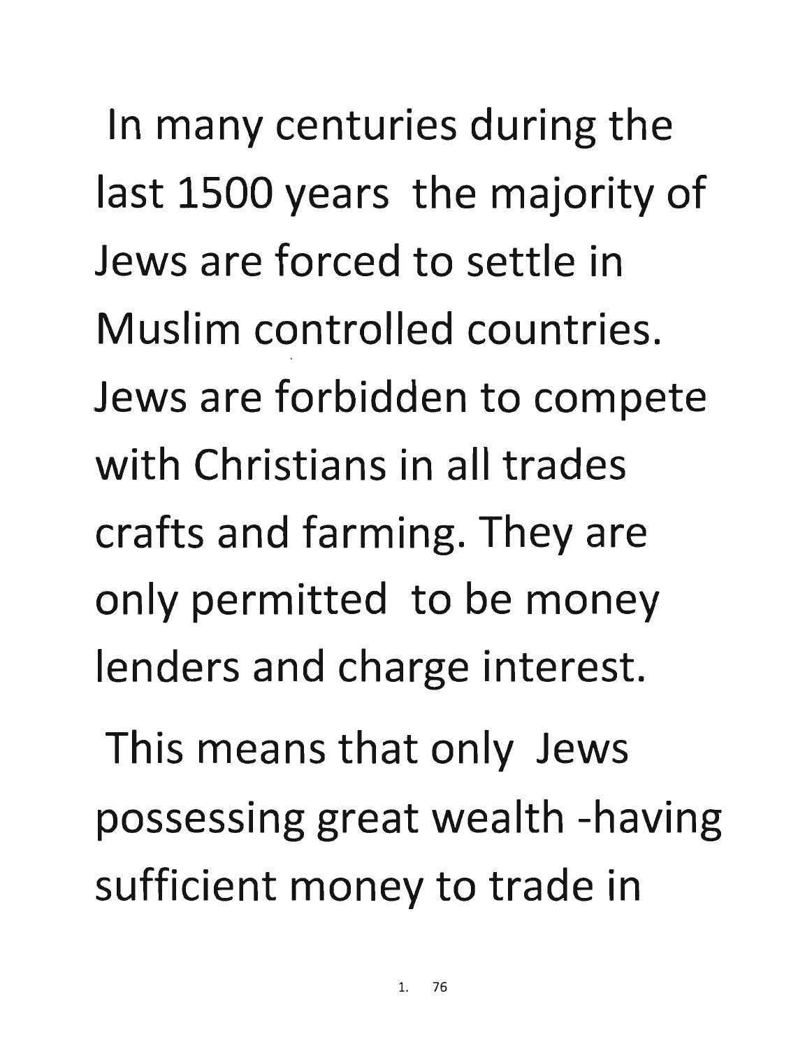In many centuries during the last 1500 years the majority of Jews are forced to settle in Muslim controlled countries. Jews are forbidden to compete with Christians in all trades crafts and farming. They are only permitted to be money lenders and charge interest.

This means that only Jews possessing great wealth -having sufficient money to trade in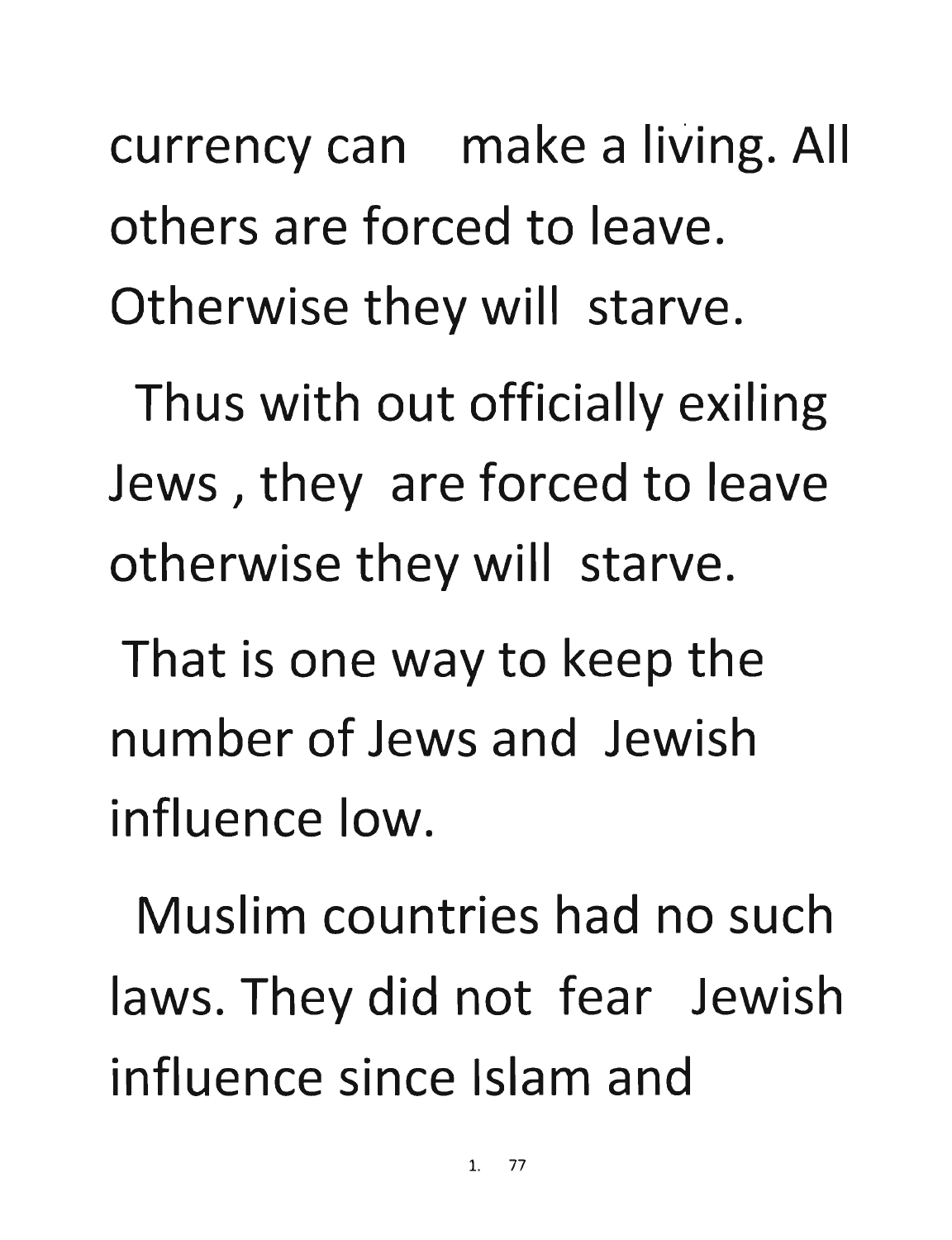currency can make a living. All others are forced to leave. Otherwise they will starve.

Thus with out officially exiling Jews , they are forced to leave otherwise they will starve.

That is one way to keep the number of Jews and Jewish influence low.

Muslim countries had no such laws. They did not fear Jewish influence since Islam and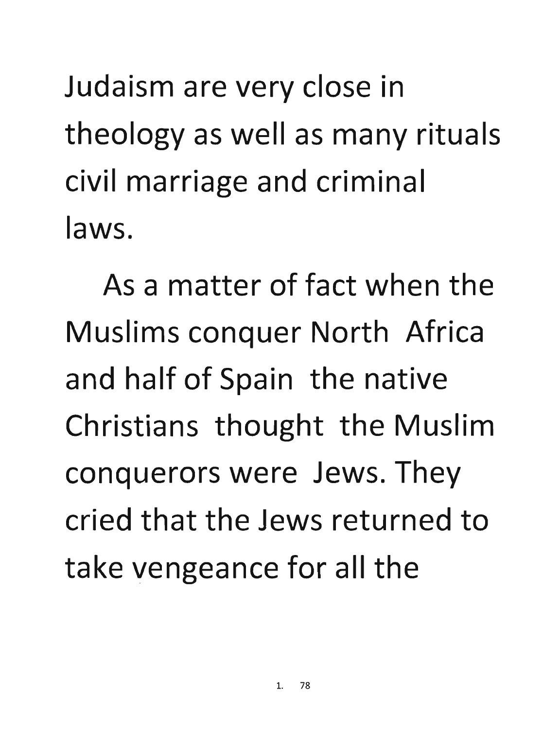Judaism are very close in theology as well as many rituals civil marriage and criminal laws.

As a matter of fact when the Muslims conquer North Africa and half of Spain the native Christians thought the Muslim conquerors were Jews. They cried that the Jews returned to take vengeance for all the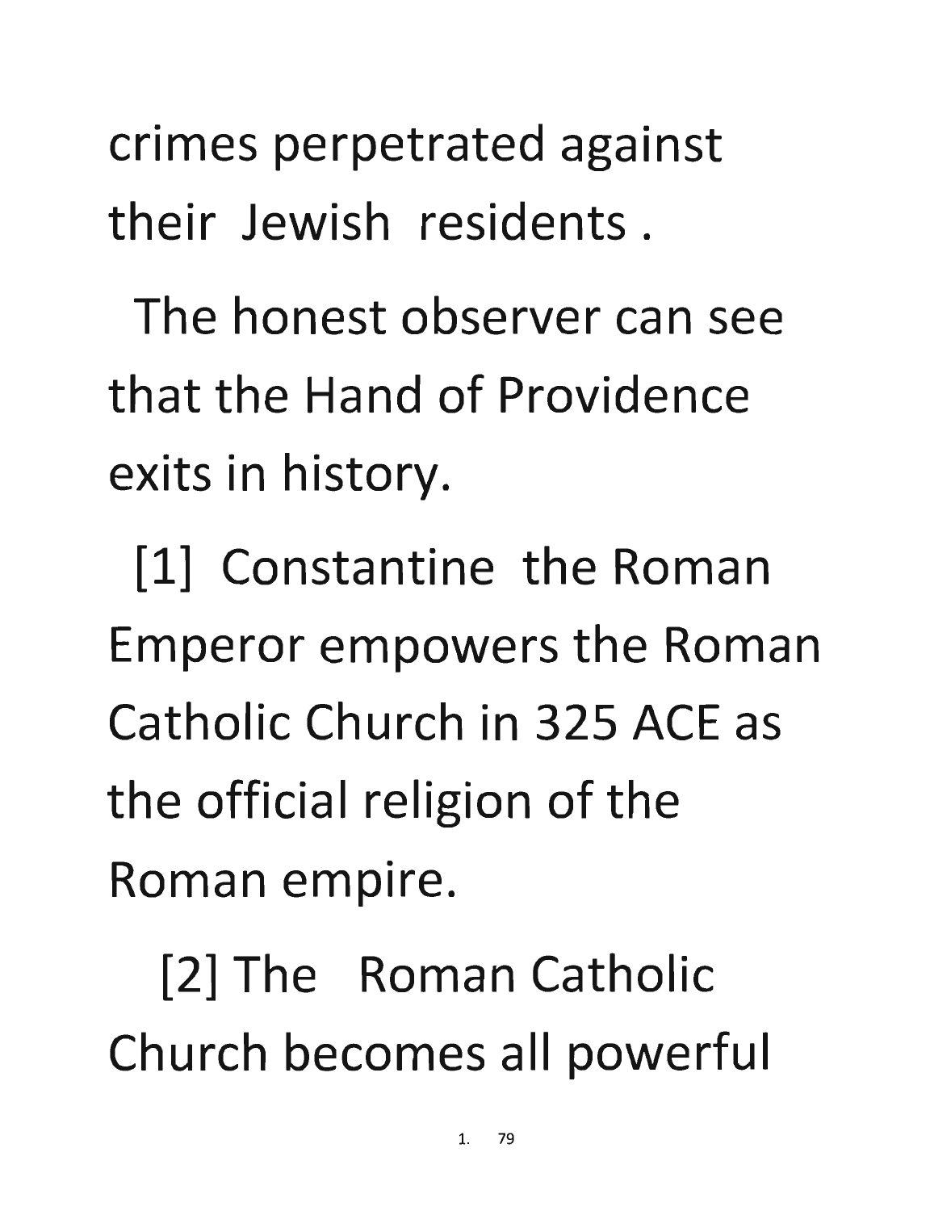crimes perpetrated against their Jewish residents .

The honest observer can see that the Hand of Providence exits in history.

[1] Constantine the Roman Emperor empowers the Roman Catholic Church in 325 ACE as the official religion of the Roman empire.

[2] The Roman Catholic Church becomes all powerful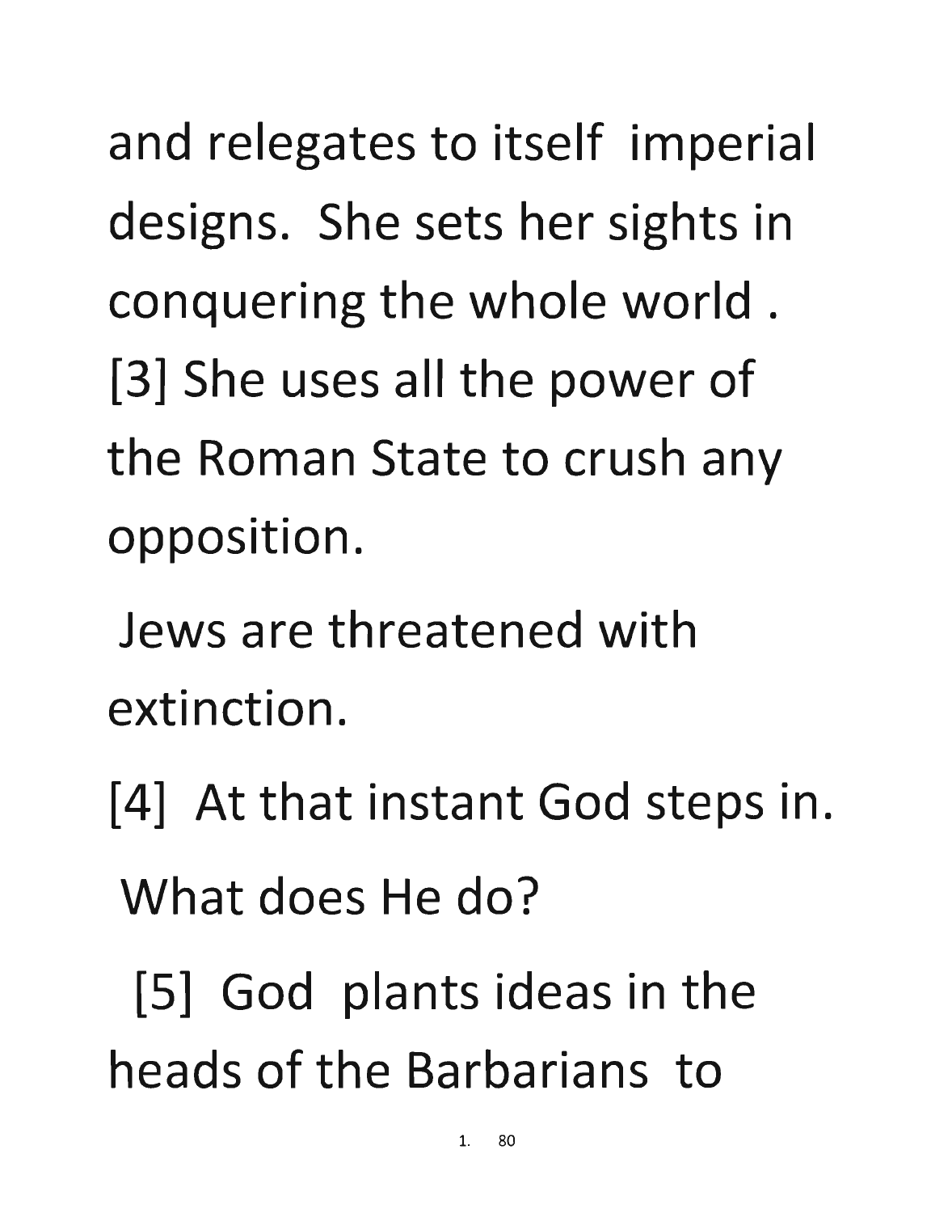and relegates to itself imperial designs. She sets her sights in conquering the whole world . [3] She uses all the power of the Roman State to crush any opposition.

Jews are threatened with extinction.

[4] At that instant God steps in. What does He do?

[5] God plants ideas in the heads of the Barbarians to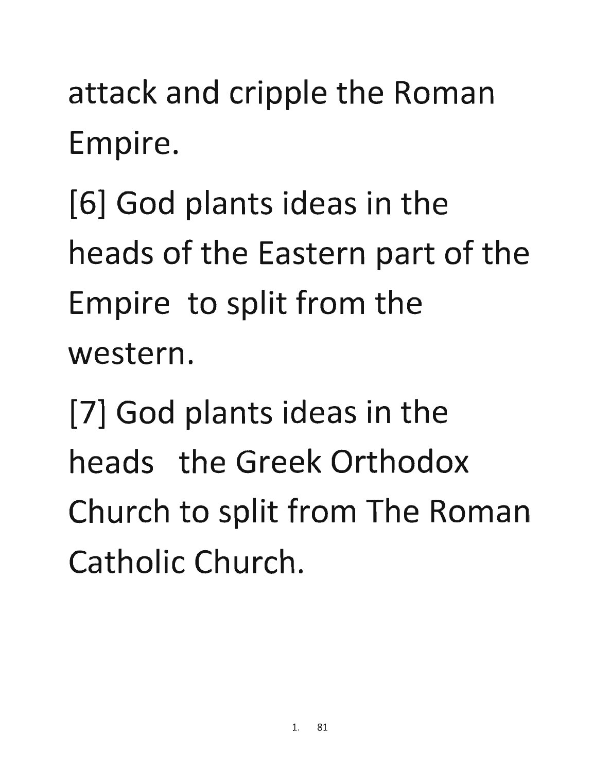attack and cripple the Roman Empire.

[6] God plants ideas in the heads of the Eastern part of the Empire  to split from the western.

[7] God plants ideas in the heads   the Greek Orthodox Church to split from The Roman Catholic Church.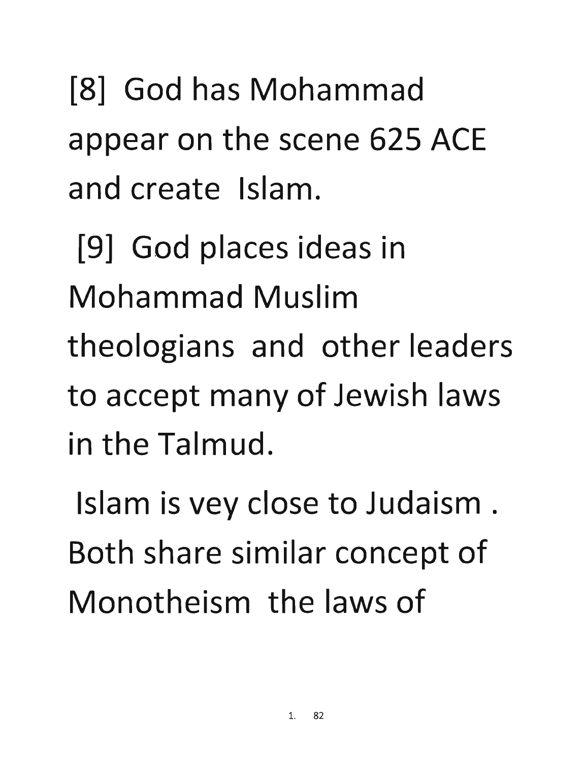[8] God has Mohammad appear on the scene 625 ACE and create Islam.

[9] God places ideas in Mohammad Muslim theologians and other leaders to accept many of Jewish laws in the Talmud.

Islam is vey close to Judaism . Both share similar concept of Monotheism the laws of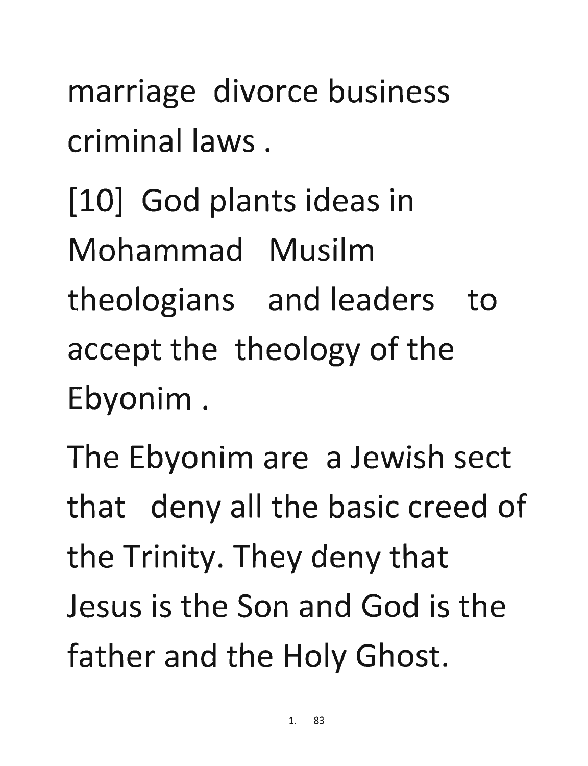marriage divorce business criminal laws .

[10] God plants ideas in Mohammad Musilm theologians and leaders to accept the theology of the Ebyonim .

The Ebyonim are a Jewish sect that deny all the basic creed of the Trinity. They deny that Jesus is the Son and God is the father and the Holy Ghost.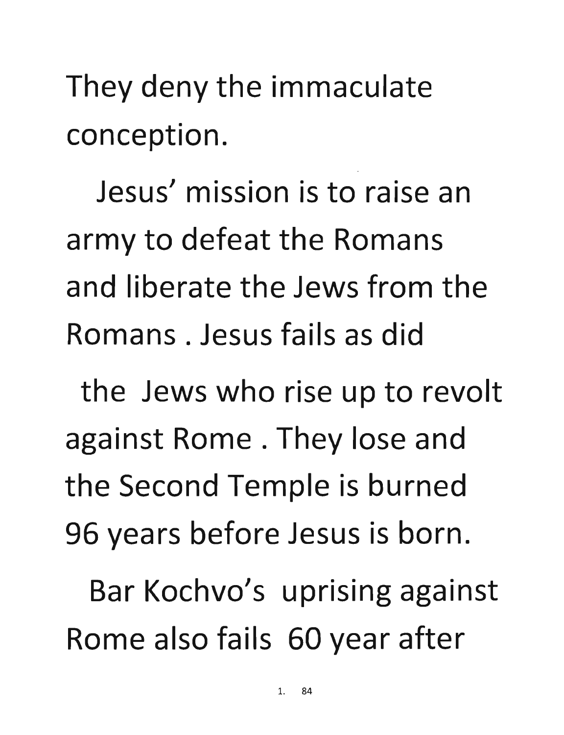They deny the immaculate conception.

Jesus' mission is to raise an army to defeat the Romans and liberate the Jews from the Romans . Jesus fails as did the Jews who rise up to revolt against Rome . They lose and the Second Temple is burned 96 years before Jesus is born.

Bar Kochvo's uprising against Rome also fails 60 year after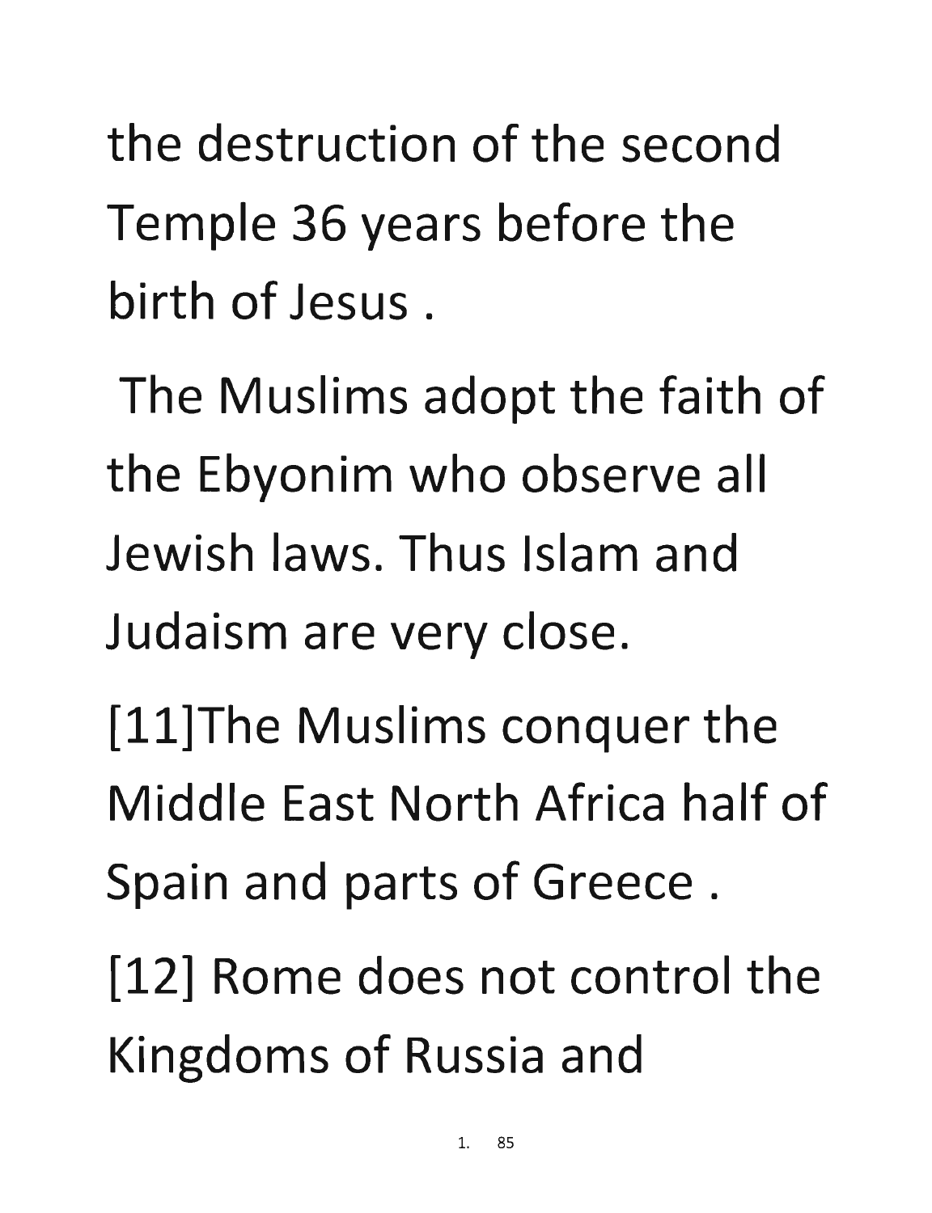the destruction of the second Temple 36 years before the birth of Jesus .

The Muslims adopt the faith of the Ebyonim who observe all Jewish laws. Thus Islam and Judaism are very close.

[11]The Muslims conquer the Middle East North Africa half of Spain and parts of Greece .

[12] Rome does not control the Kingdoms of Russia and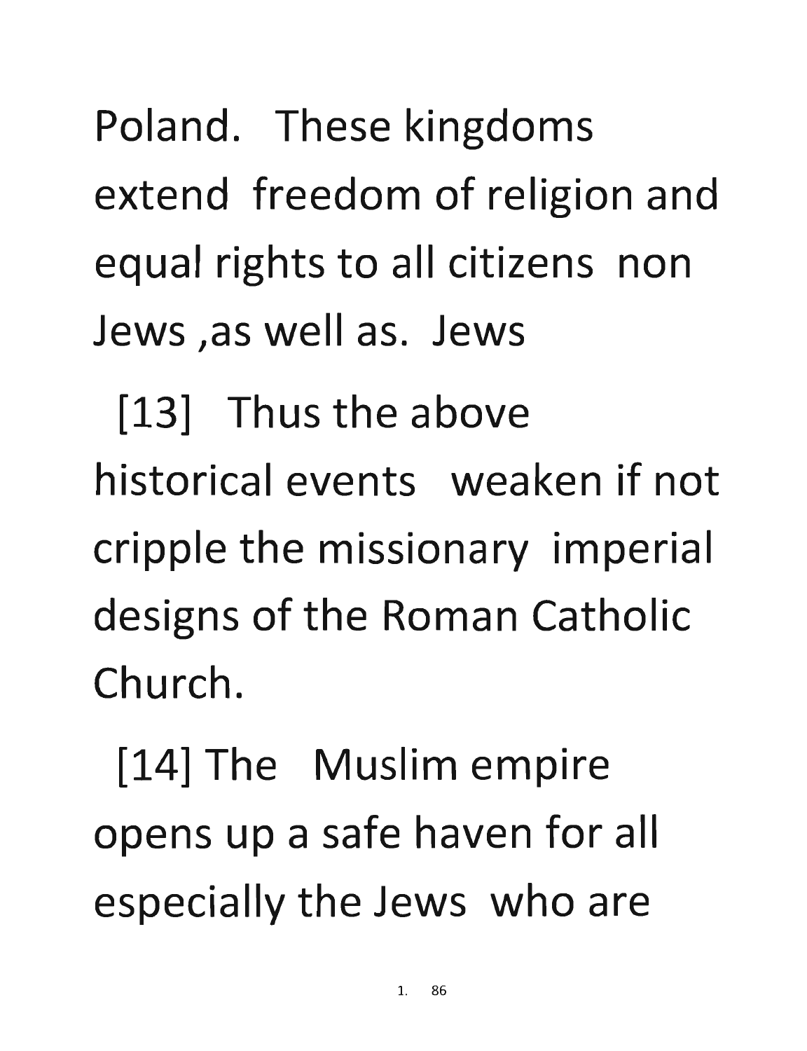Poland. These kingdoms extend freedom of religion and equal rights to all citizens non Jews ,as well as. Jews

[13] Thus the above historical events weaken if not cripple the missionary imperial designs of the Roman Catholic Church.

[14] The Muslim empire opens up a safe haven for all especially the Jews who are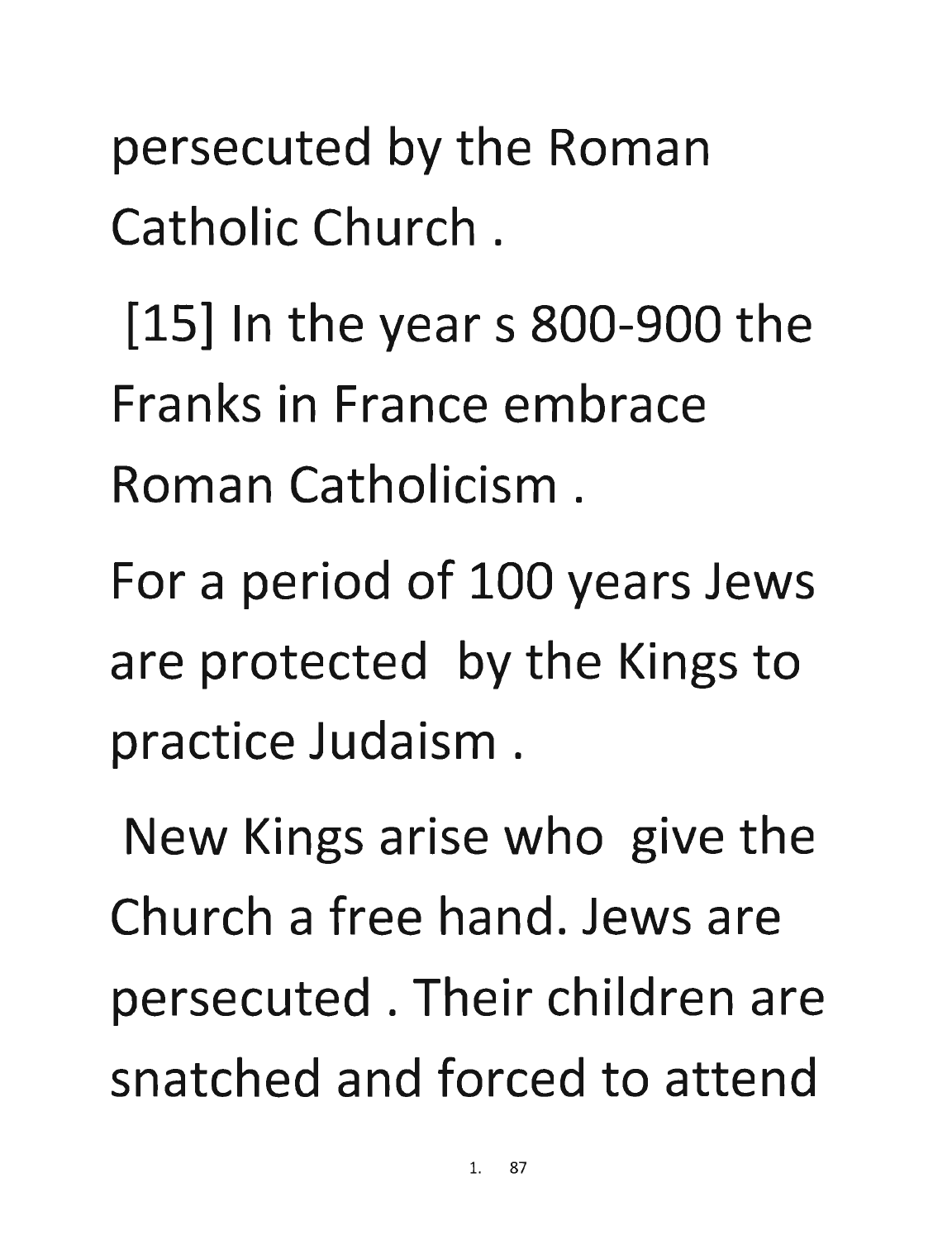persecuted by the Roman Catholic Church .

[15] In the year s 800-900 the Franks in France embrace Roman Catholicism .

For a period of 100 years Jews are protected by the Kings to practice Judaism .

New Kings arise who give the Church a free hand. Jews are persecuted . Their children are snatched and forced to attend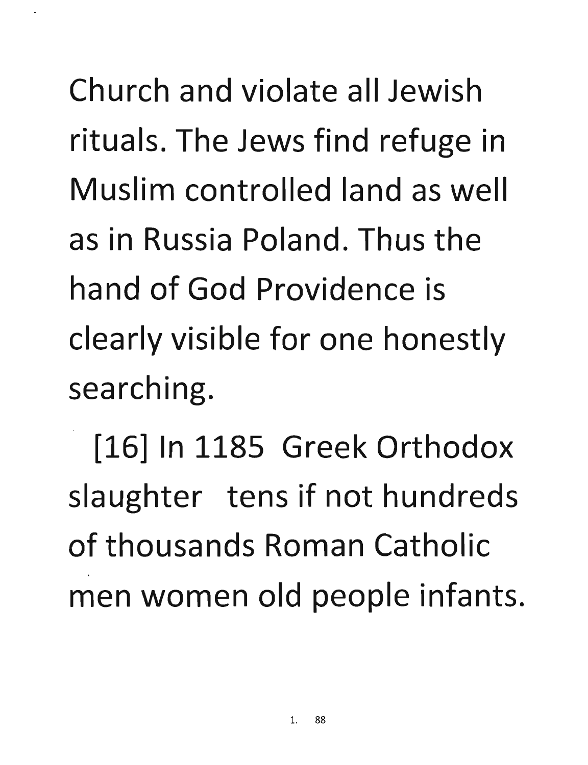Church and violate all Jewish rituals. The Jews find refuge in Muslim controlled land as well as in Russia Poland. Thus the hand of God Providence is clearly visible for one honestly searching.

[16] In 1185 Greek Orthodox slaughter tens if not hundreds of thousands Roman Catholic men women old people infants.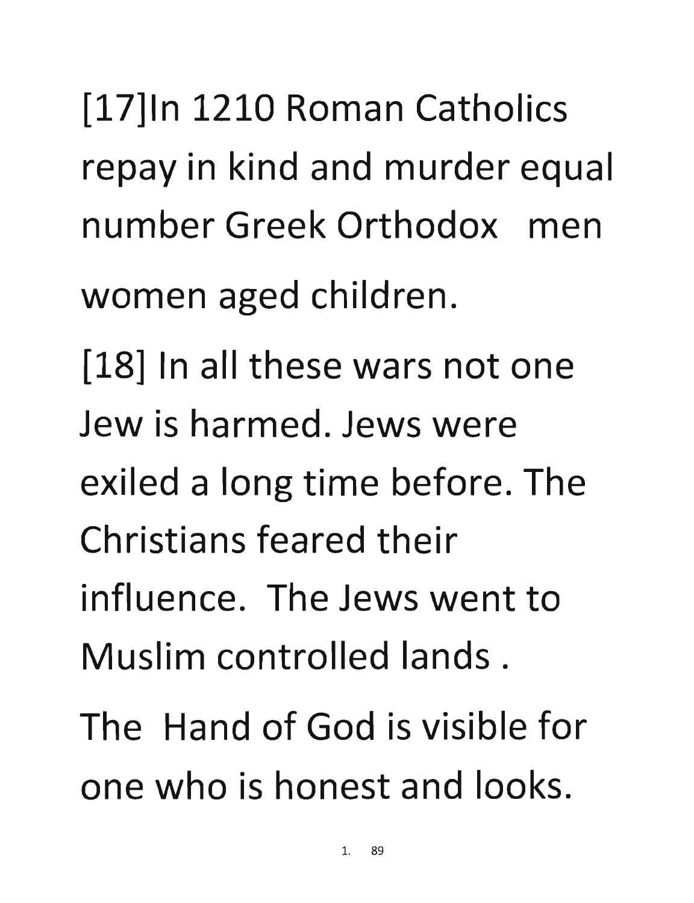[17]In 1210 Roman Catholics repay in kind and murder equal number Greek Orthodox men women aged children.

[18] In all these wars not one Jew is harmed. Jews were exiled a long time before. The Christians feared their influence. The Jews went to Muslim controlled lands .

The Hand of God is visible for one who is honest and looks.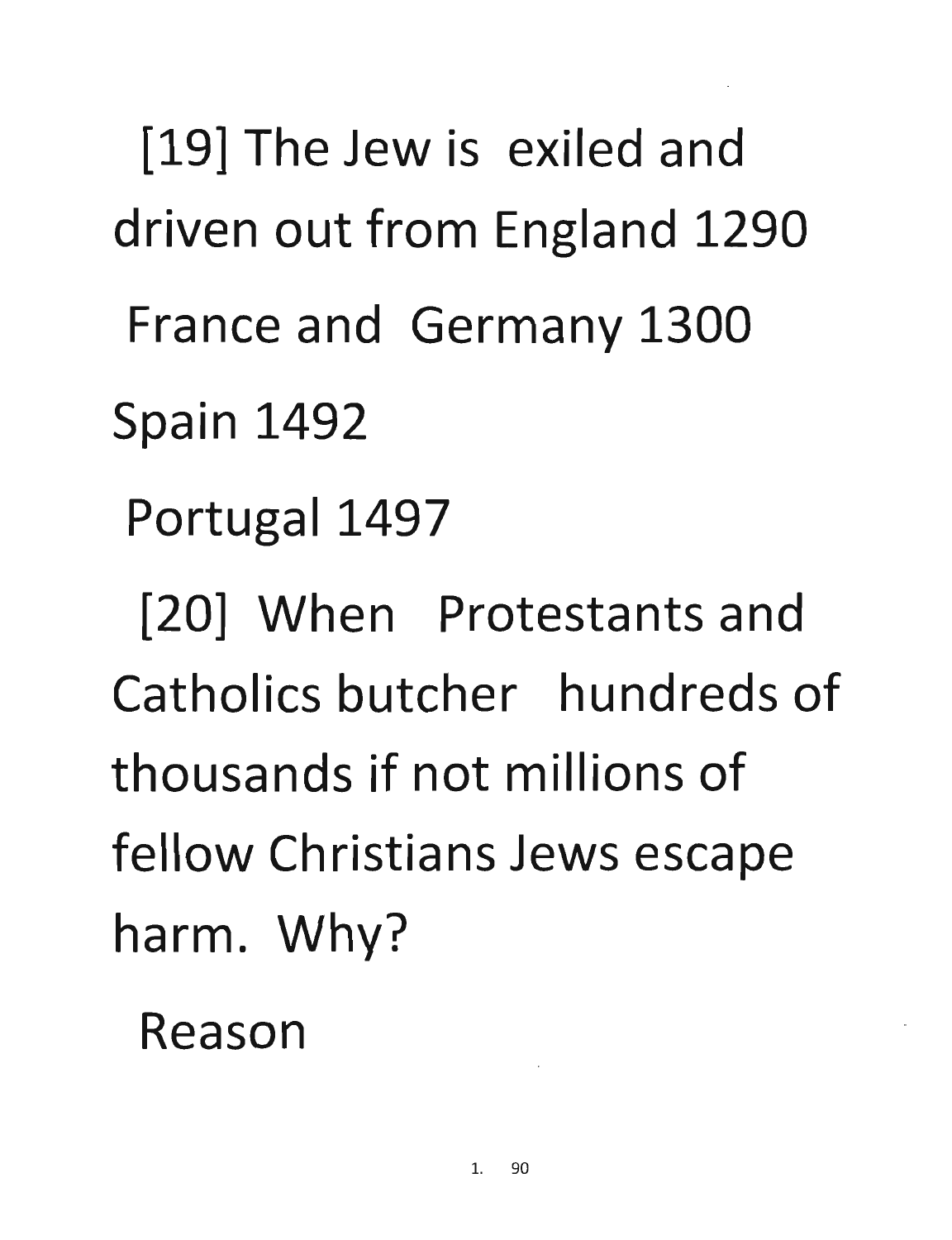[19] The Jew is exiled and driven out from England 1290

France and Germany 1300

Spain 1492

Portugal 1497

[20] When Protestants and Catholics butcher hundreds of thousands if not millions of fellow Christians Jews escape harm. Why?

Reason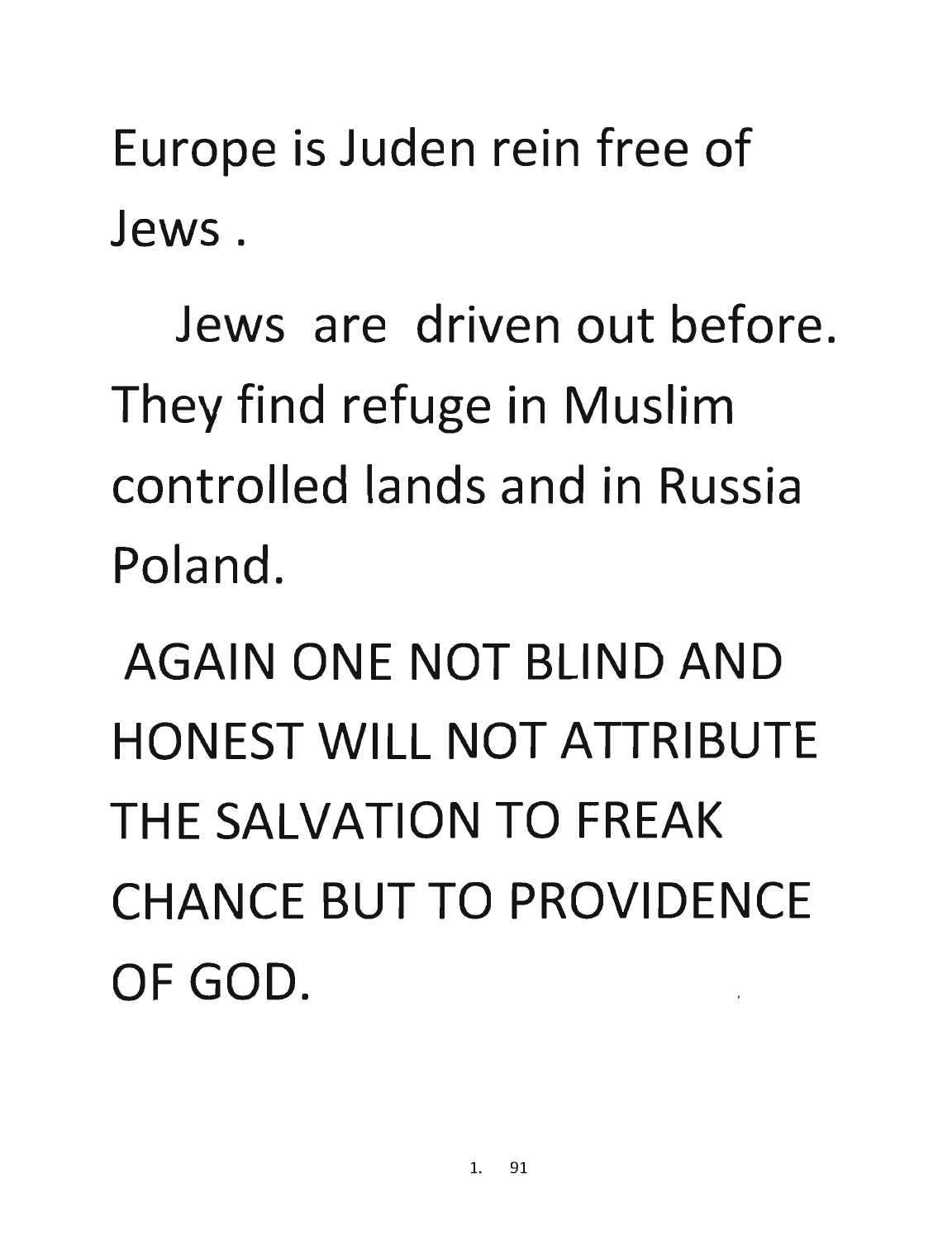Europe is Juden rein free of Jews .

Jews are driven out before. They find refuge in Muslim controlled lands and in Russia Poland.

AGAIN ONE NOT BLIND AND HONEST WILL NOT ATTRIBUTE THE SALVATION TO FREAK CHANCE BUT TO PROVIDENCE OF GOD.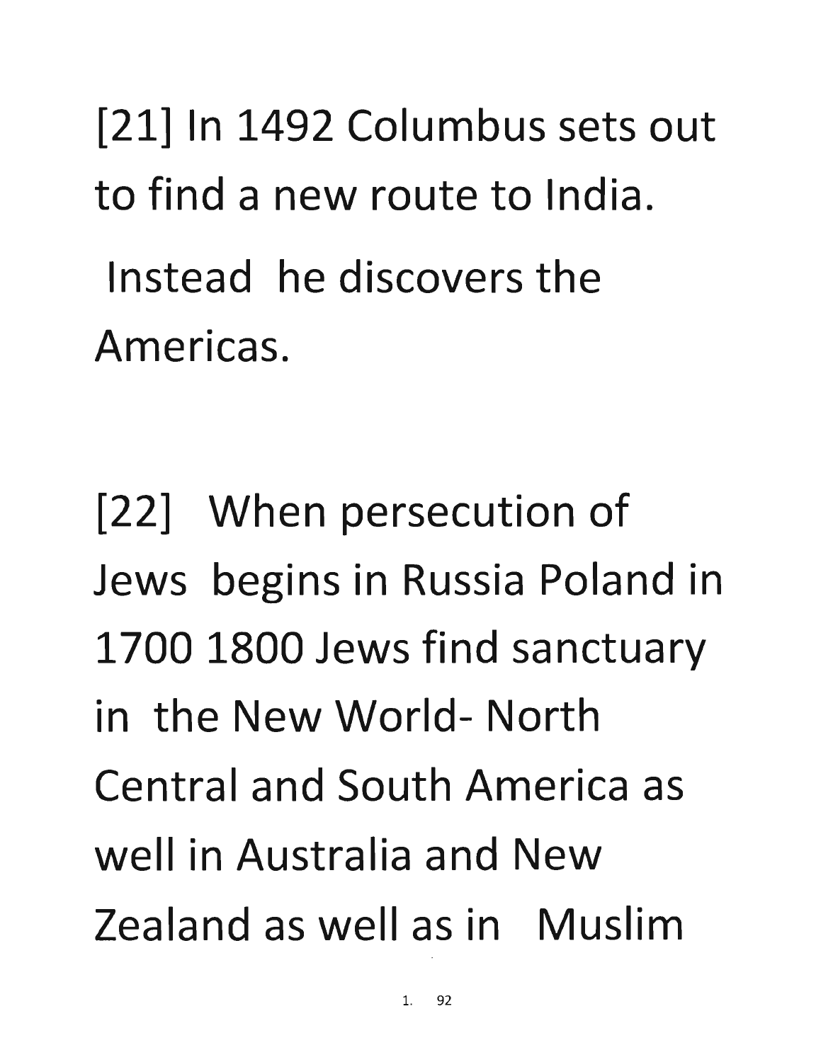[21] In 1492 Columbus sets out to find a new route to India.

Instead he discovers the Americas.

[22] When persecution of Jews begins in Russia Poland in 1700 1800 Jews find sanctuary in the New World- North Central and South America as well in Australia and New Zealand as well as in Muslim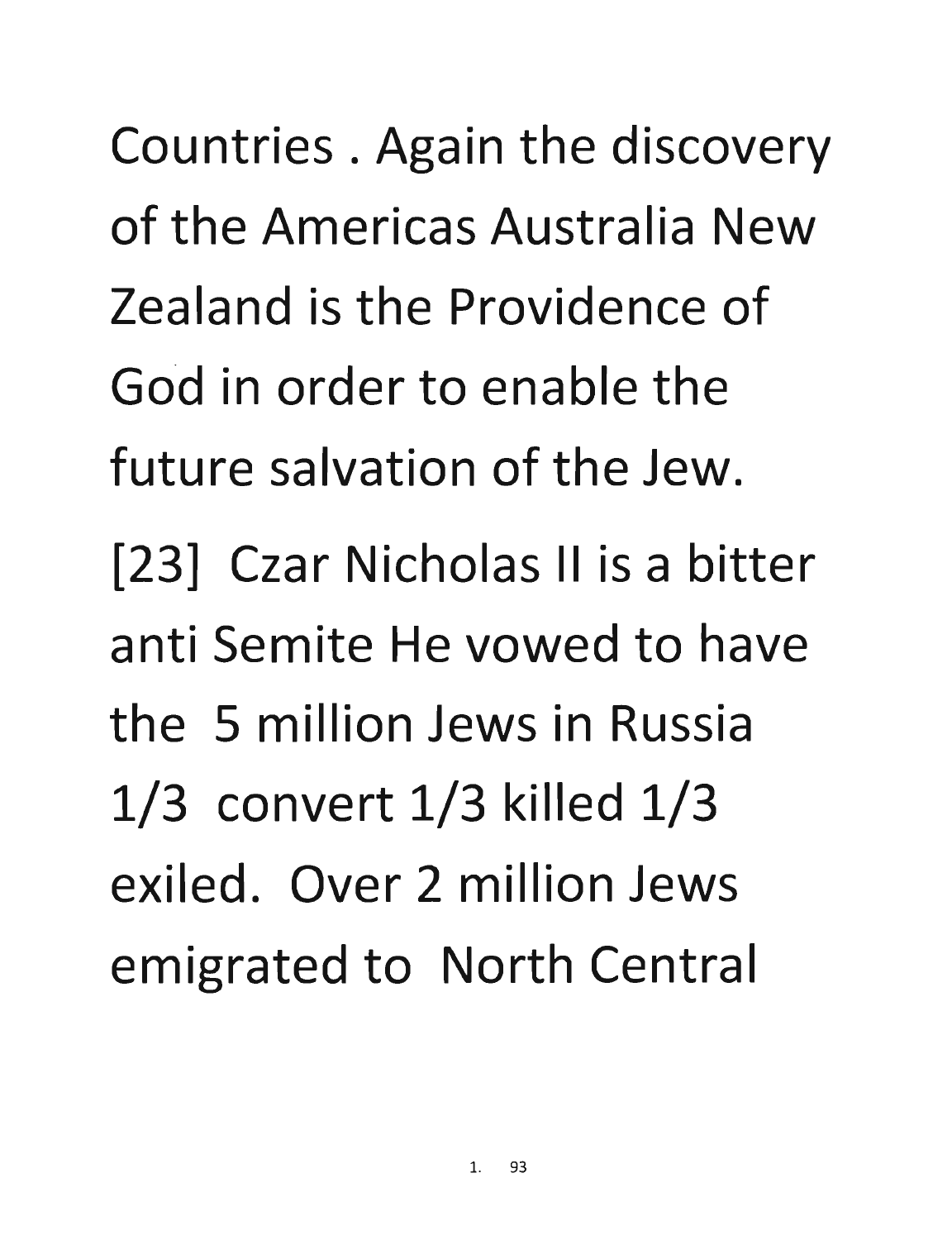Countries . Again the discovery of the Americas Australia New Zealand is the Providence of God in order to enable the future salvation of the Jew.

[23] Czar Nicholas II is a bitter anti Semite He vowed to have the 5 million Jews in Russia 1/3 convert 1/3 killed 1/3 exiled. Over 2 million Jews emigrated to North Central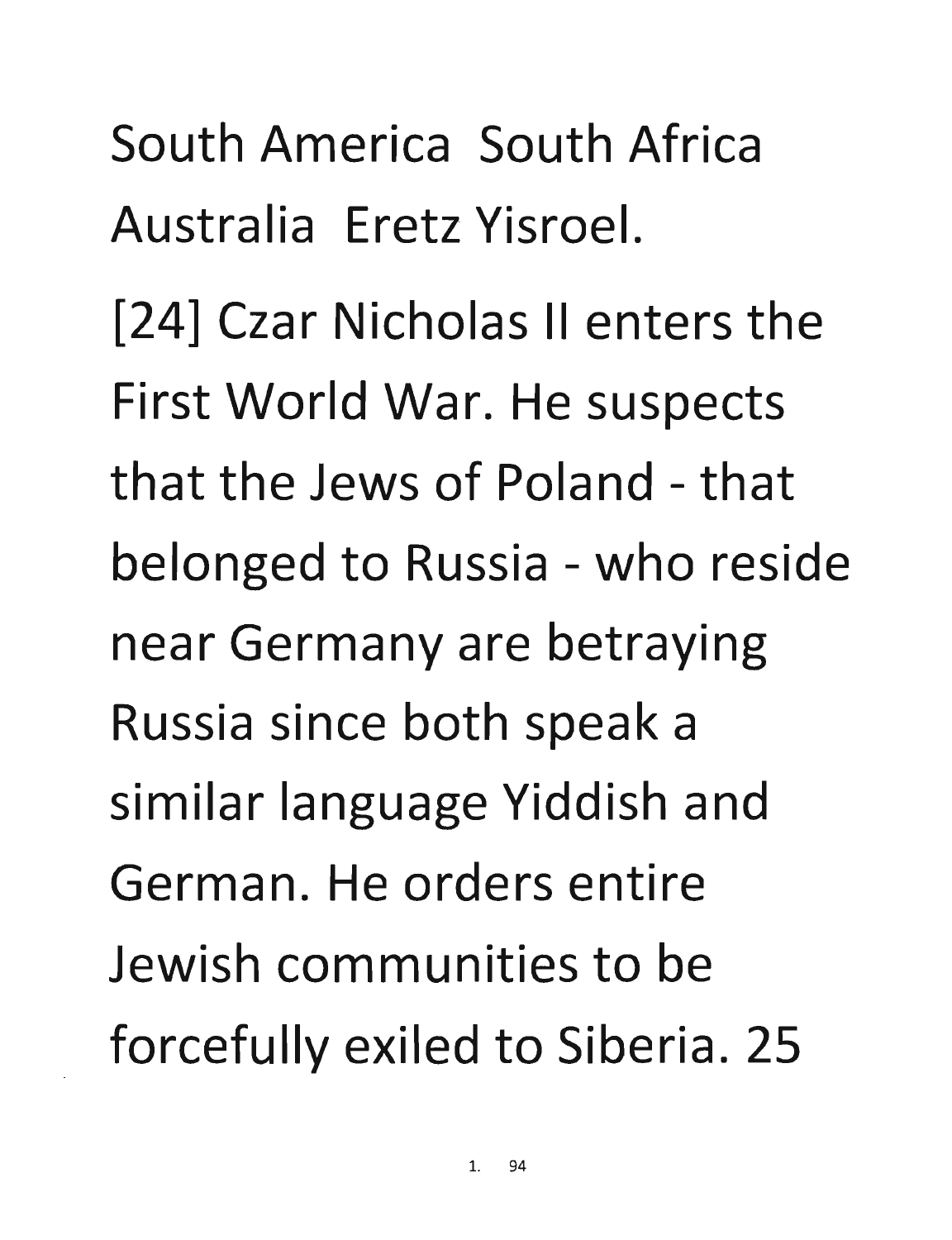South America South Africa Australia Eretz Yisroel.

[24] Czar Nicholas II enters the First World War. He suspects that the Jews of Poland - that belonged to Russia - who reside near Germany are betraying Russia since both speak a similar language Yiddish and German. He orders entire Jewish communities to be forcefully exiled to Siberia. 25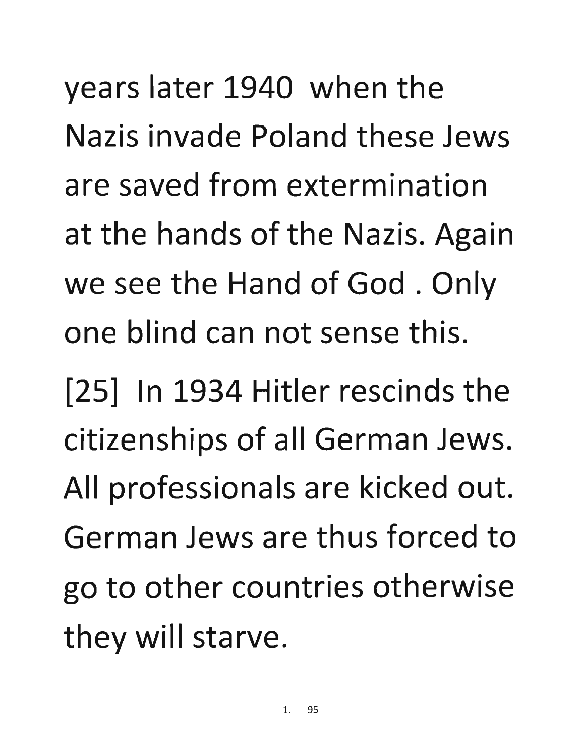years later 1940 when the Nazis invade Poland these Jews are saved from extermination at the hands of the Nazis. Again we see the Hand of God . Only one blind can not sense this.

[25] In 1934 Hitler rescinds the citizenships of all German Jews. All professionals are kicked out. German Jews are thus forced to go to other countries otherwise they will starve.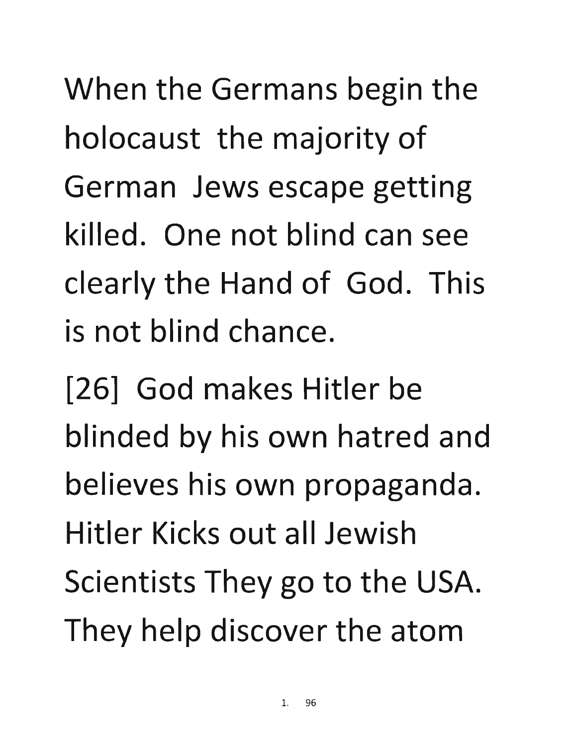When the Germans begin the holocaust the majority of German Jews escape getting killed. One not blind can see clearly the Hand of God. This is not blind chance.

[26] God makes Hitler be blinded by his own hatred and believes his own propaganda. Hitler Kicks out all Jewish Scientists They go to the USA. They help discover the atom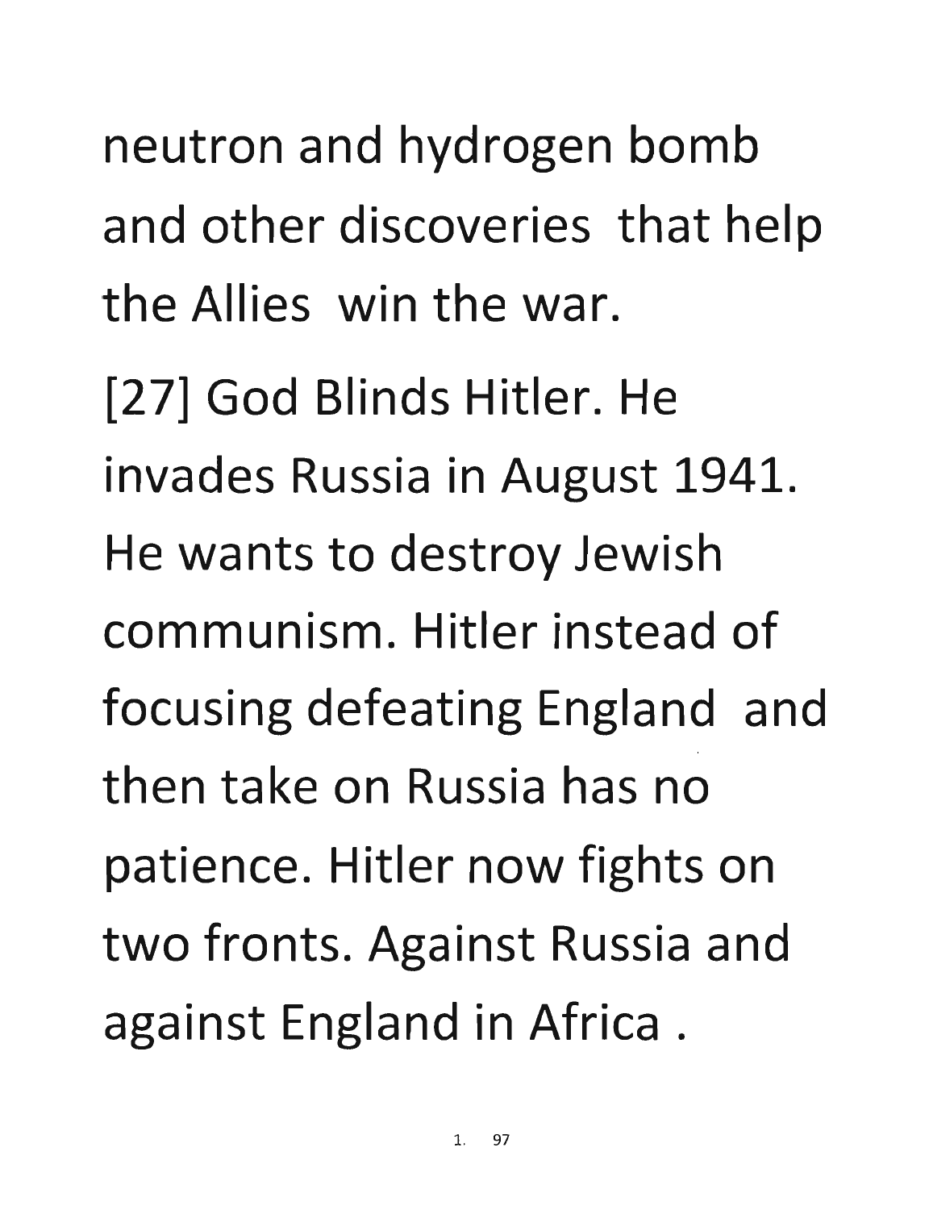neutron and hydrogen bomb and other discoveries that help the Allies win the war.

[27] God Blinds Hitler. He invades Russia in August 1941. He wants to destroy Jewish communism. Hitler instead of focusing defeating England and then take on Russia has no patience. Hitler now fights on two fronts. Against Russia and against England in Africa .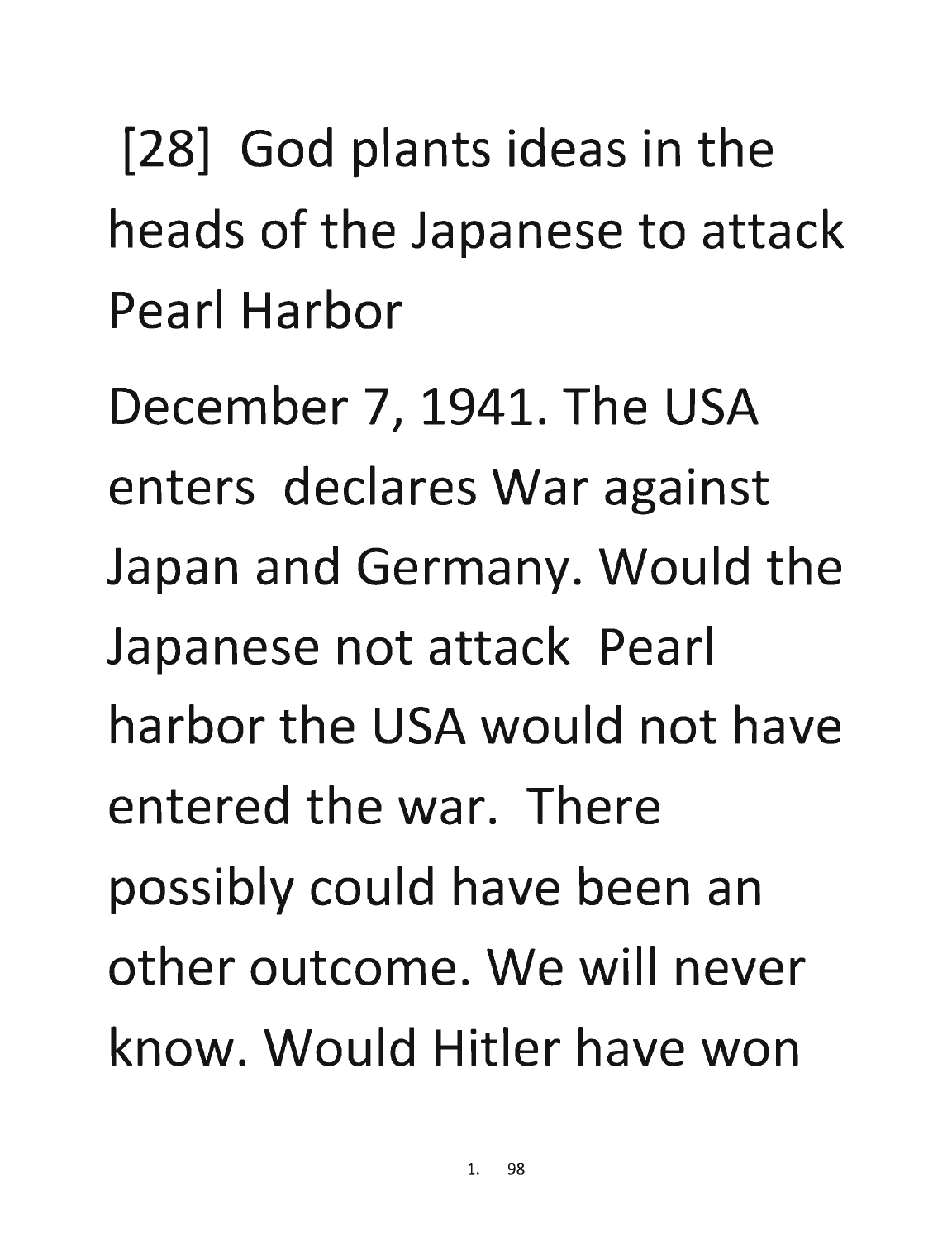[28] God plants ideas in the heads of the Japanese to attack Pearl Harbor

December 7, 1941. The USA enters declares War against Japan and Germany. Would the Japanese not attack Pearl harbor the USA would not have entered the war. There possibly could have been an other outcome. We will never know. Would Hitler have won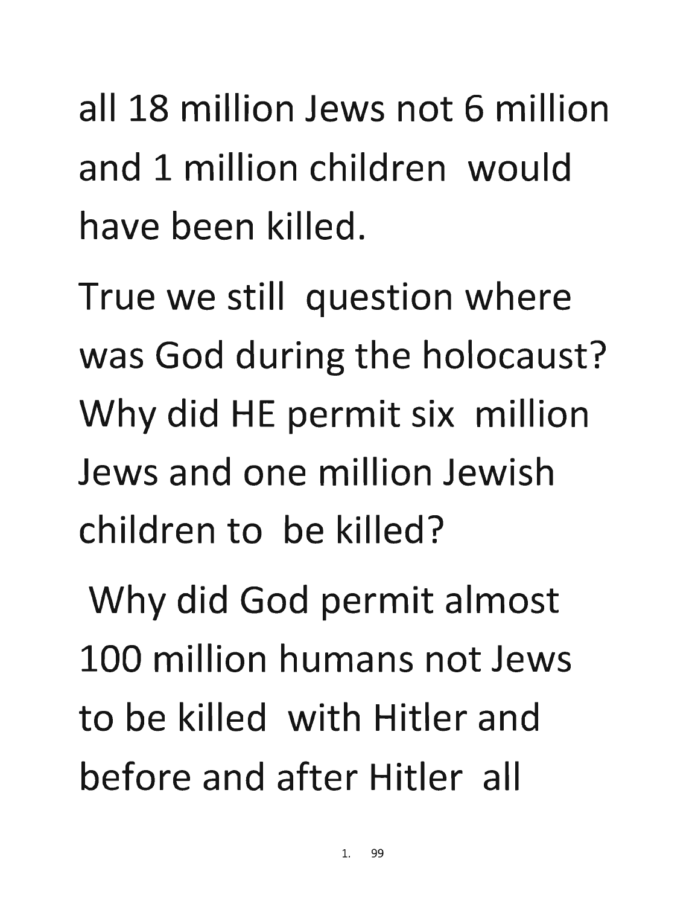all 18 million Jews not 6 million and 1 million children would have been killed.

True we still question where was God during the holocaust? Why did HE permit six million Jews and one million Jewish children to be killed?

Why did God permit almost 100 million humans not Jews to be killed with Hitler and before and after Hitler all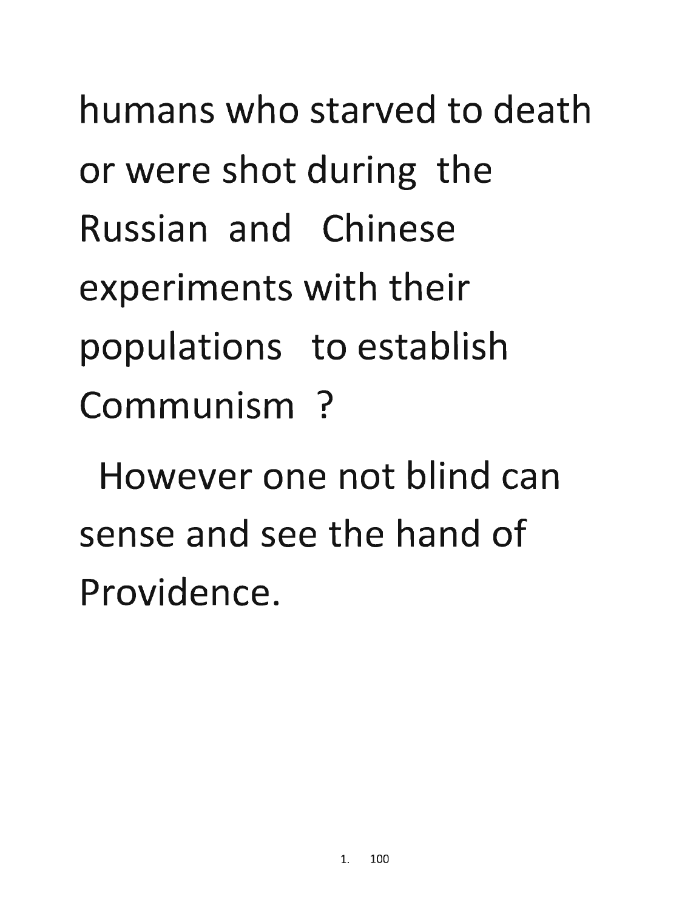humans who starved to death or were shot during the Russian and Chinese experiments with their populations to establish Communism ?

However one not blind can sense and see the hand of Providence.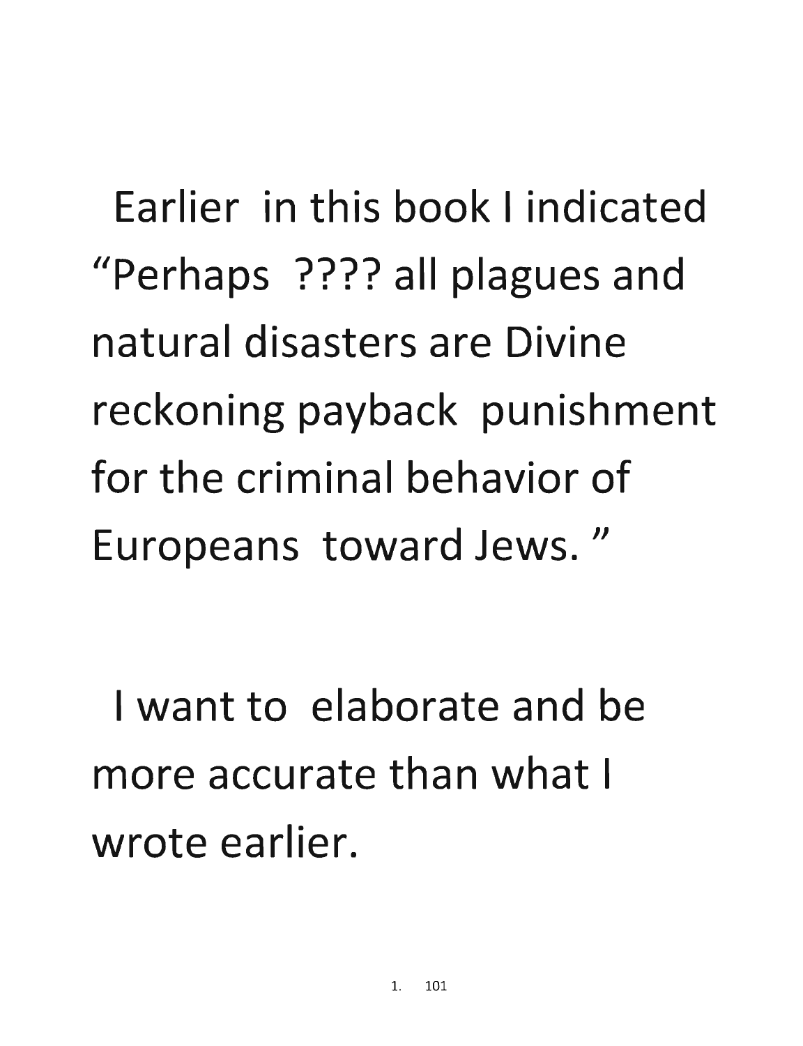Earlier in this book I indicated "Perhaps ???? all plagues and natural disasters are Divine reckoning payback punishment for the criminal behavior of Europeans toward Jews."

I want to elaborate and be more accurate than what I wrote earlier.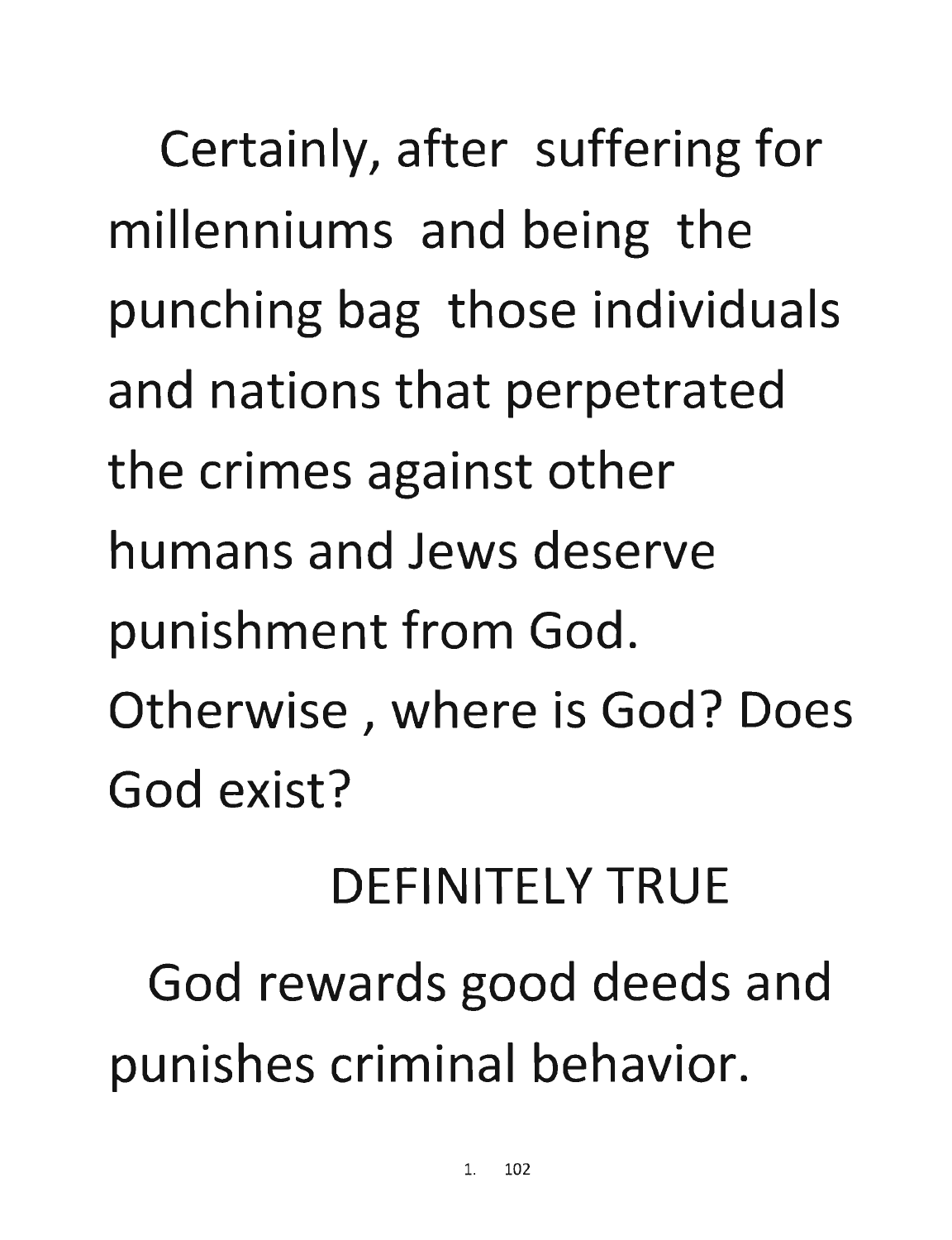Certainly, after suffering for millenniums and being the punching bag those individuals and nations that perpetrated the crimes against other humans and Jews deserve punishment from God. Otherwise , where is God? Does God exist?

DEFINITELY TRUE

God rewards good deeds and punishes criminal behavior.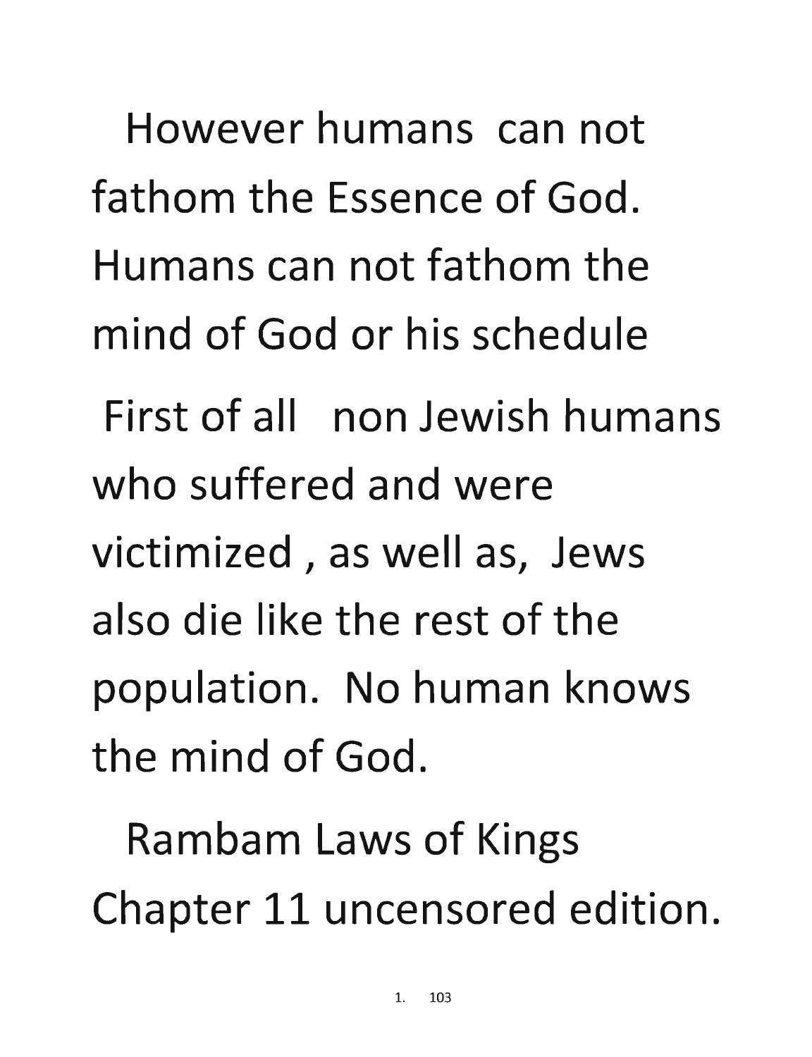However humans can not fathom the Essence of God. Humans can not fathom the mind of God or his schedule

First of all non Jewish humans who suffered and were victimized , as well as, Jews also die like the rest of the population. No human knows the mind of God.

Rambam Laws of Kings Chapter 11 uncensored edition.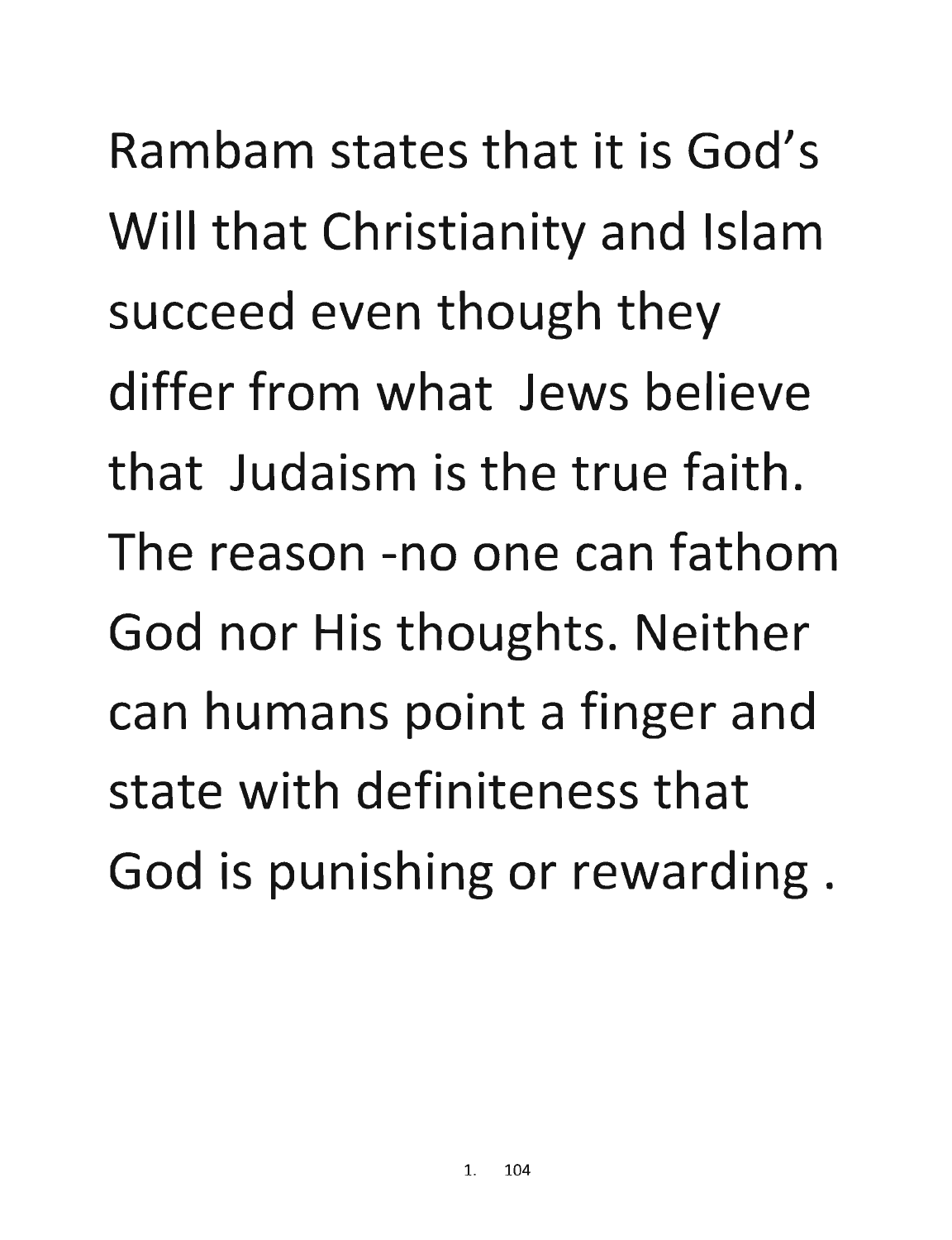Rambam states that it is God's Will that Christianity and Islam succeed even though they differ from what Jews believe that Judaism is the true faith. The reason -no one can fathom God nor His thoughts. Neither can humans point a finger and state with definiteness that God is punishing or rewarding .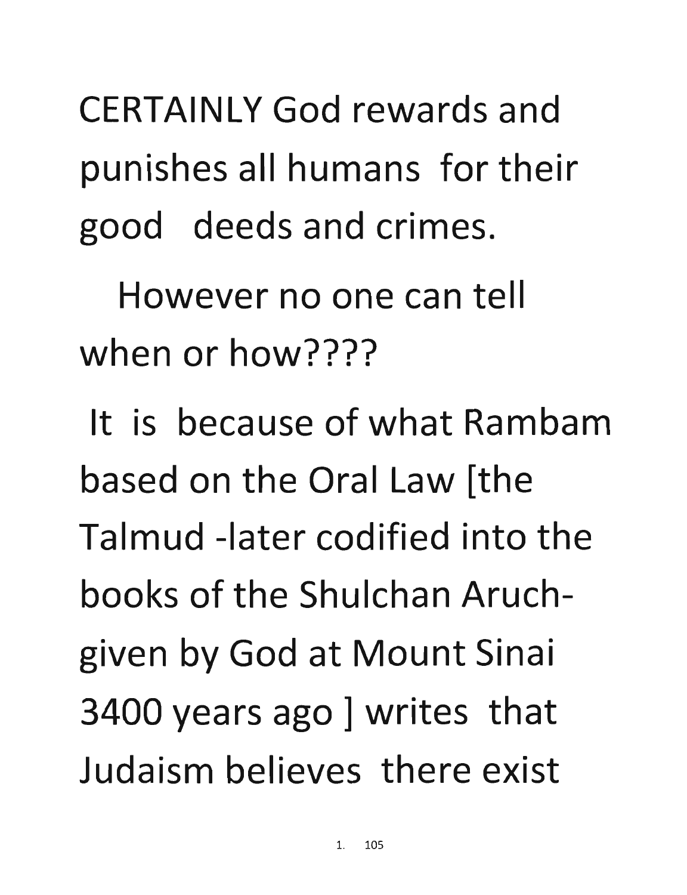CERTAINLY God rewards and punishes all humans for their good deeds and crimes.

However no one can tell when or how????

It is because of what Rambam based on the Oral Law [the Talmud -later codified into the books of the Shulchan Aruch- given by God at Mount Sinai 3400 years ago ] writes that Judaism believes there exist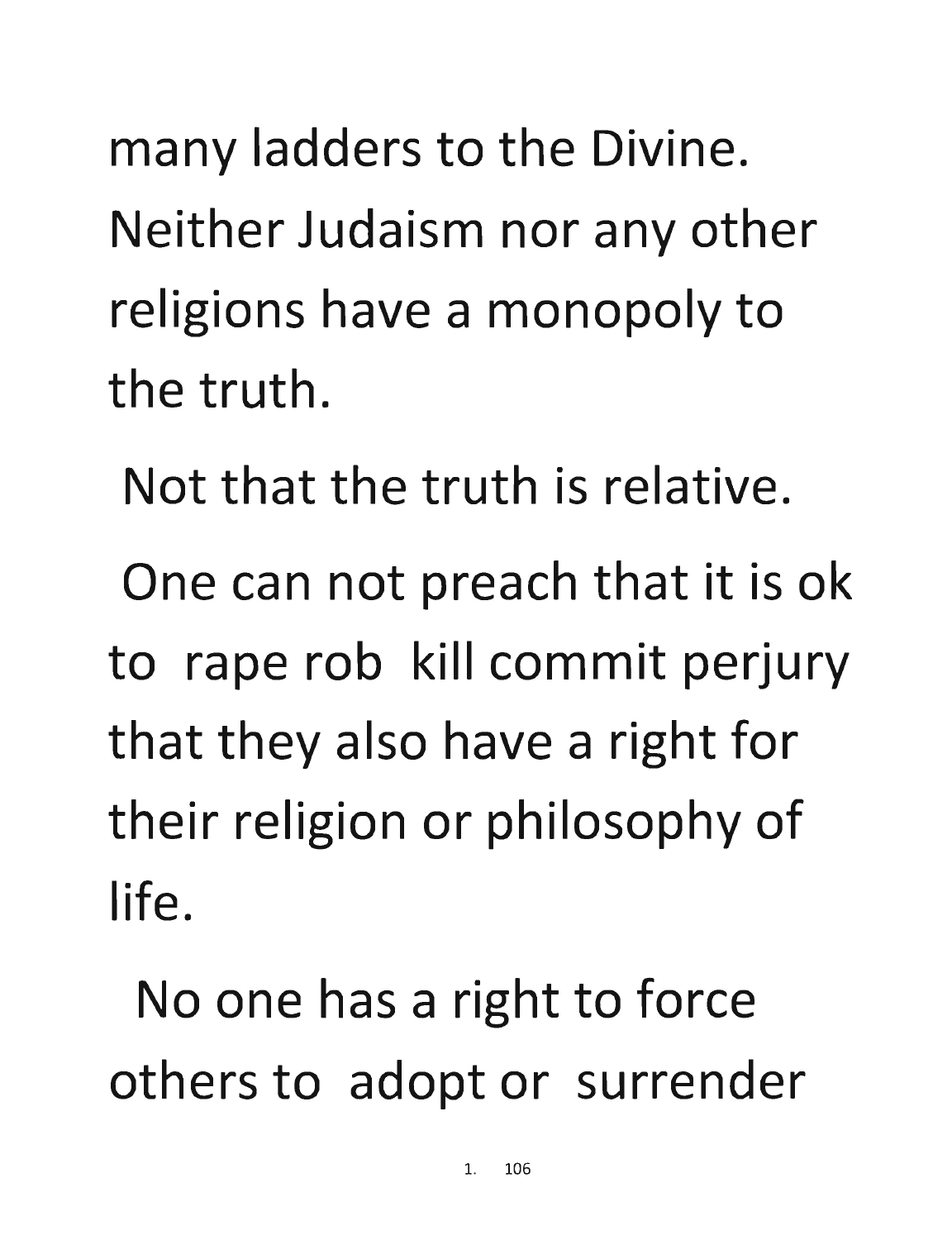many ladders to the Divine. Neither Judaism nor any other religions have a monopoly to the truth.

Not that the truth is relative.

One can not preach that it is ok to rape rob kill commit perjury that they also have a right for their religion or philosophy of life.

No one has a right to force others to adopt or surrender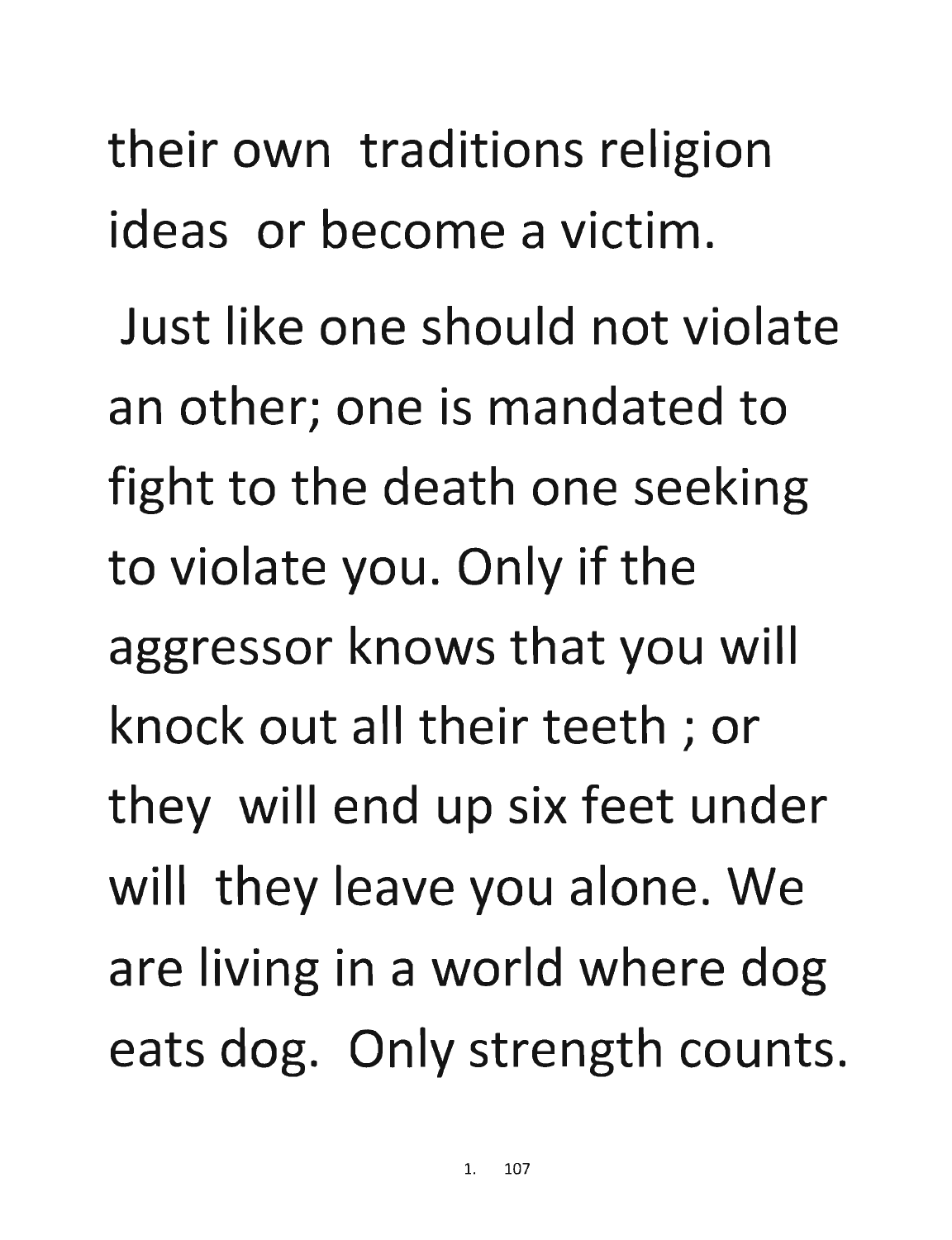their own traditions religion ideas or become a victim.

Just like one should not violate an other; one is mandated to fight to the death one seeking to violate you. Only if the aggressor knows that you will knock out all their teeth ; or they will end up six feet under will they leave you alone. We are living in a world where dog eats dog. Only strength counts.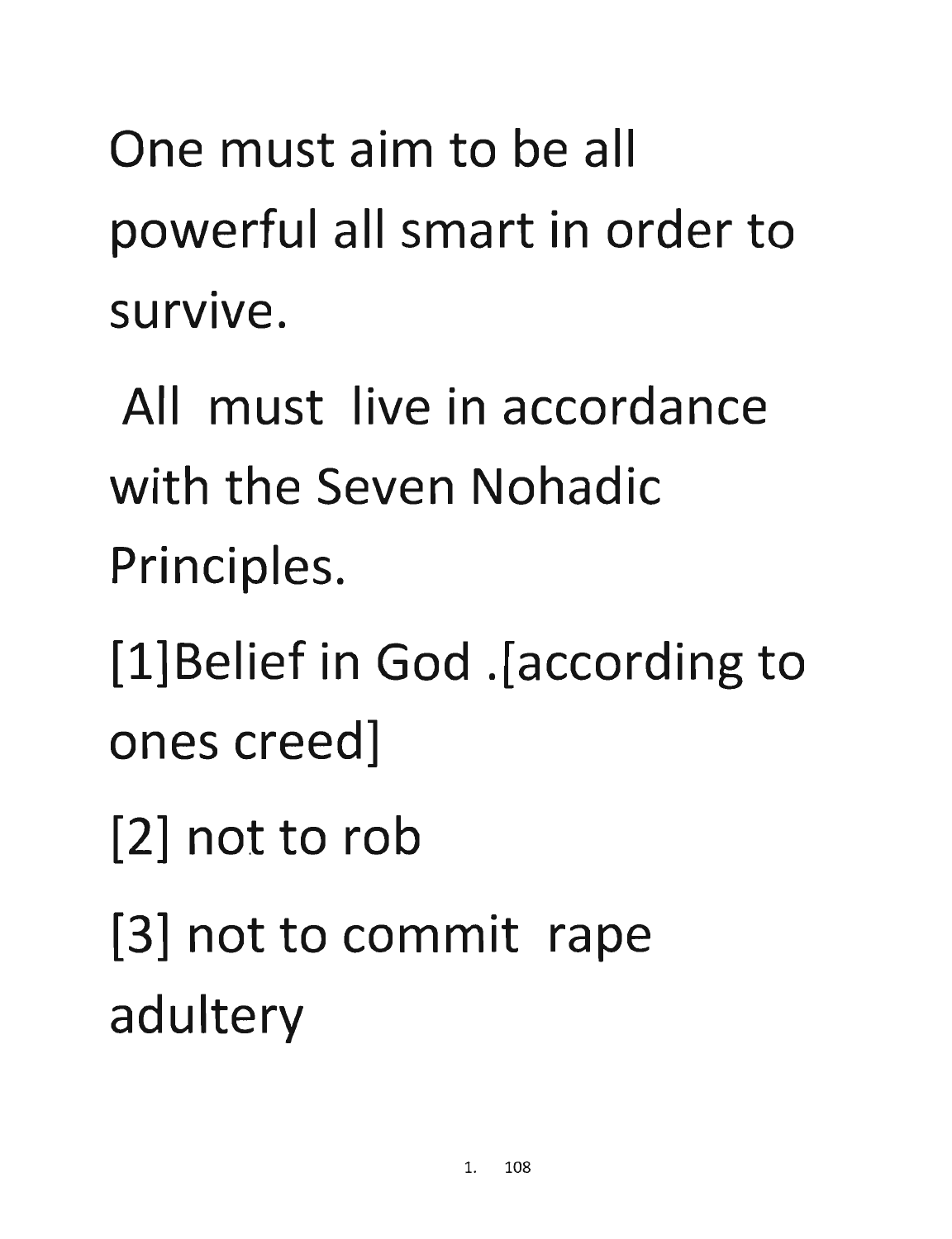One must aim to be all powerful all smart in order to survive.

All must live in accordance with the Seven Nohadic Principles.

[1]Belief in God .[according to ones creed]

[2] not to rob

[3] not to commit rape adultery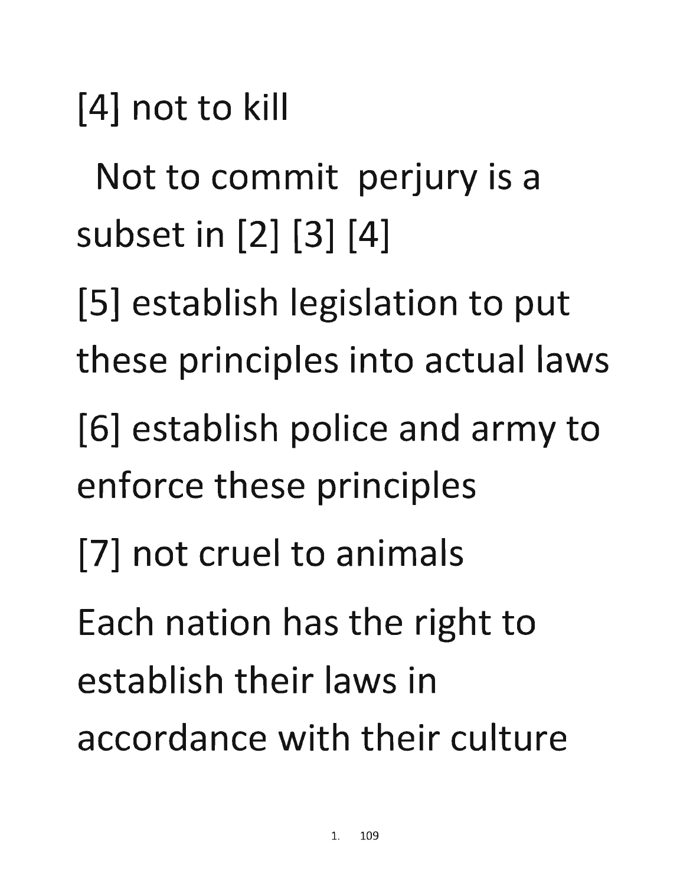[4] not to kill

Not to commit perjury is a subset in [2] [3] [4]

[5] establish legislation to put these principles into actual laws

[6] establish police and army to enforce these principles

[7] not cruel to animals

Each nation has the right to establish their laws in accordance with their culture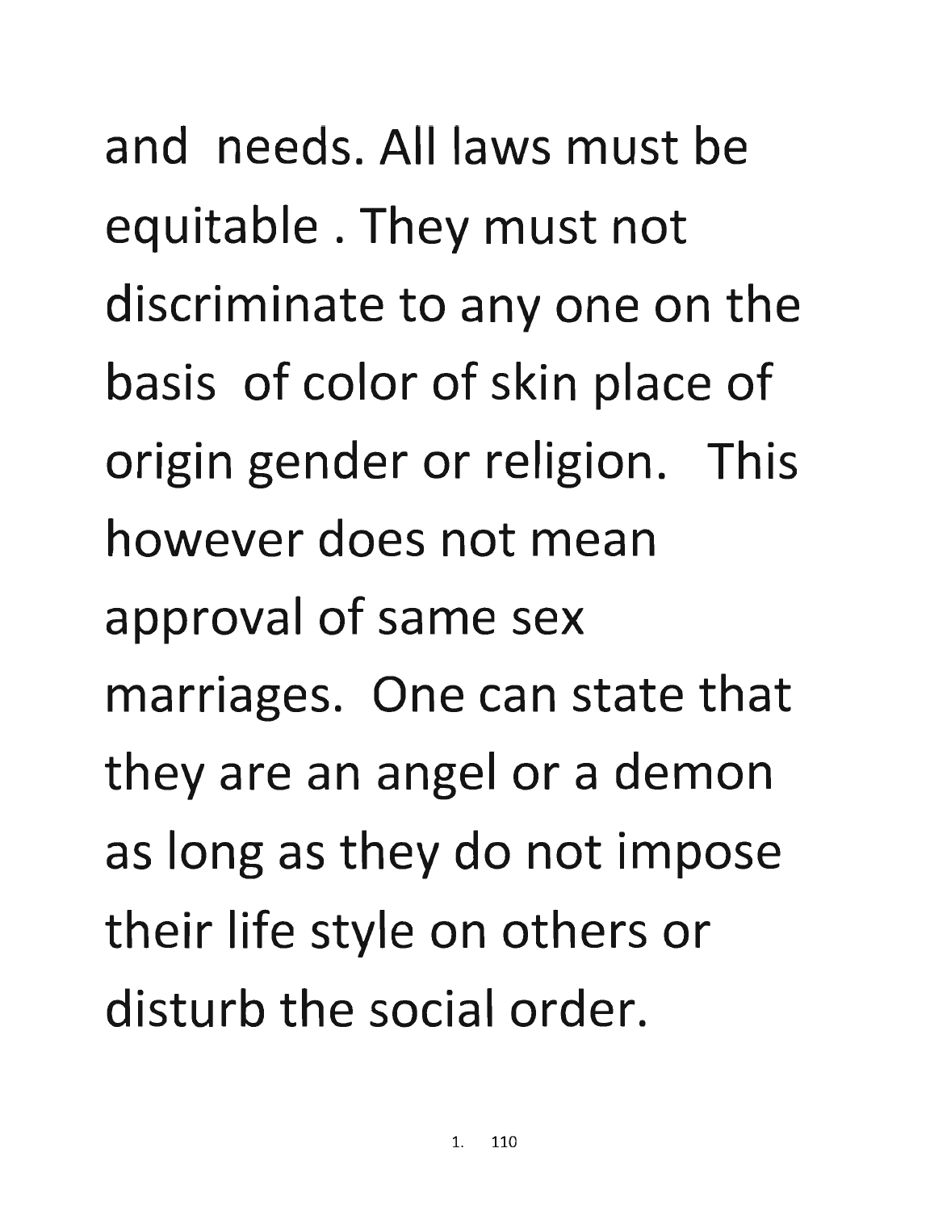and needs. All laws must be equitable . They must not discriminate to any one on the basis of color of skin place of origin gender or religion. This however does not mean approval of same sex marriages. One can state that they are an angel or a demon as long as they do not impose their life style on others or disturb the social order.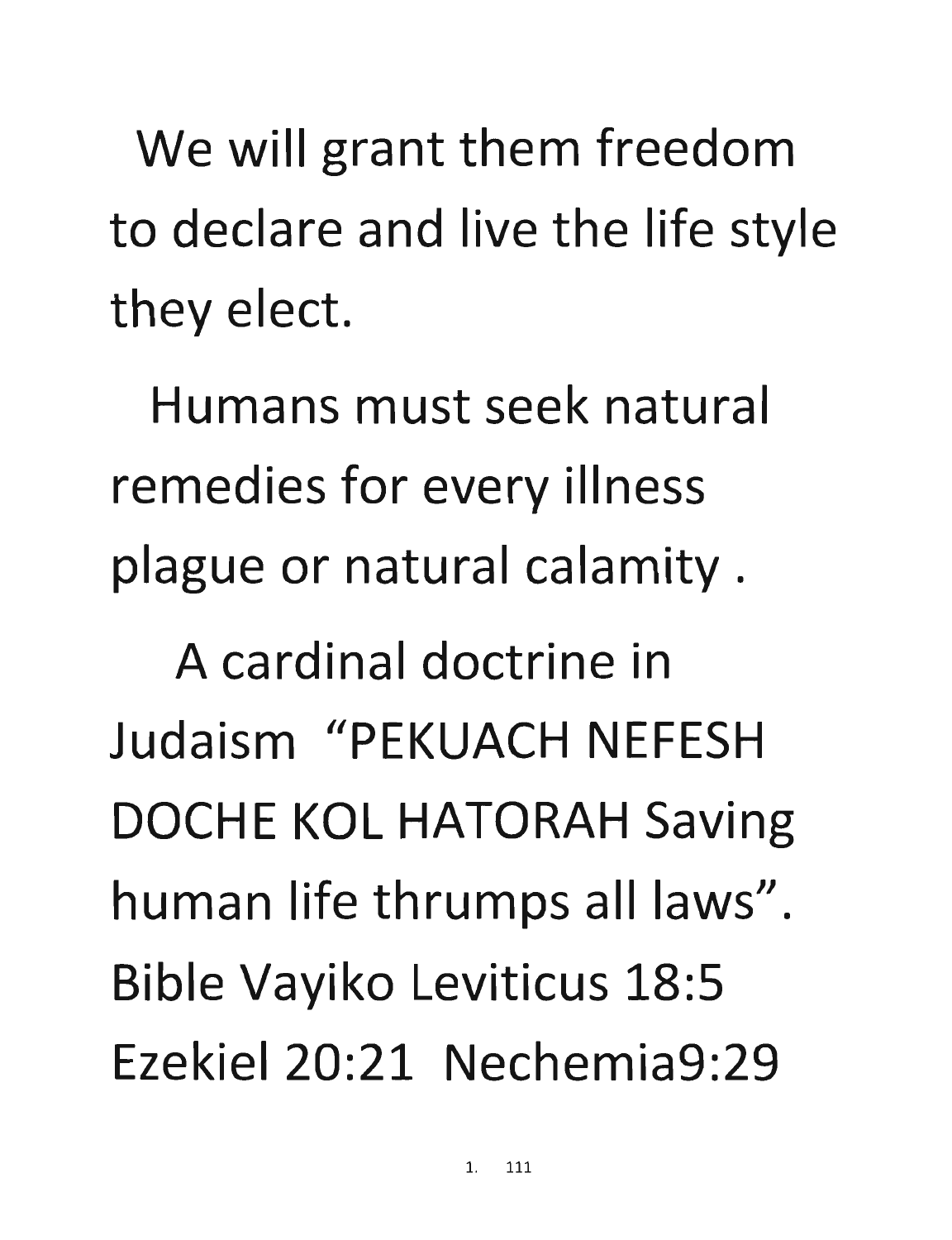We will grant them freedom to declare and live the life style they elect.

Humans must seek natural remedies for every illness plague or natural calamity .

A cardinal doctrine in Judaism "PEKUACH NEFESH DOCHE KOL HATORAH Saving human life thrumps all laws". Bible Vayiko Leviticus 18:5 Ezekiel 20:21 Nechemia9:29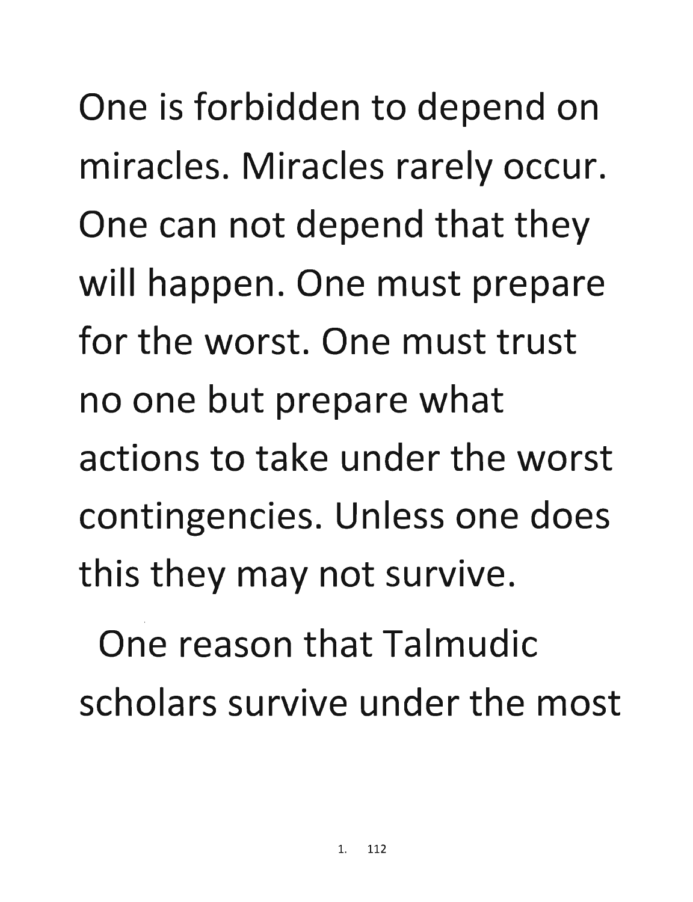One is forbidden to depend on miracles. Miracles rarely occur. One can not depend that they will happen. One must prepare for the worst. One must trust no one but prepare what actions to take under the worst contingencies. Unless one does this they may not survive.

One reason that Talmudic scholars survive under the most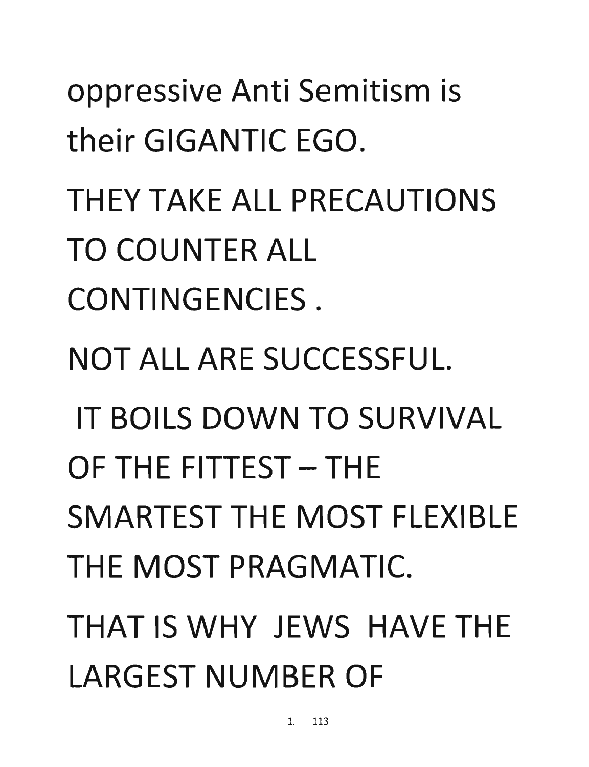oppressive Anti Semitism is their GIGANTIC EGO.

THEY TAKE ALL PRECAUTIONS TO COUNTER ALL CONTINGENCIES .

NOT ALL ARE SUCCESSFUL.

IT BOILS DOWN TO SURVIVAL OF THE FITTEST – THE SMARTEST THE MOST FLEXIBLE THE MOST PRAGMATIC.

THAT IS WHY JEWS HAVE THE LARGEST NUMBER OF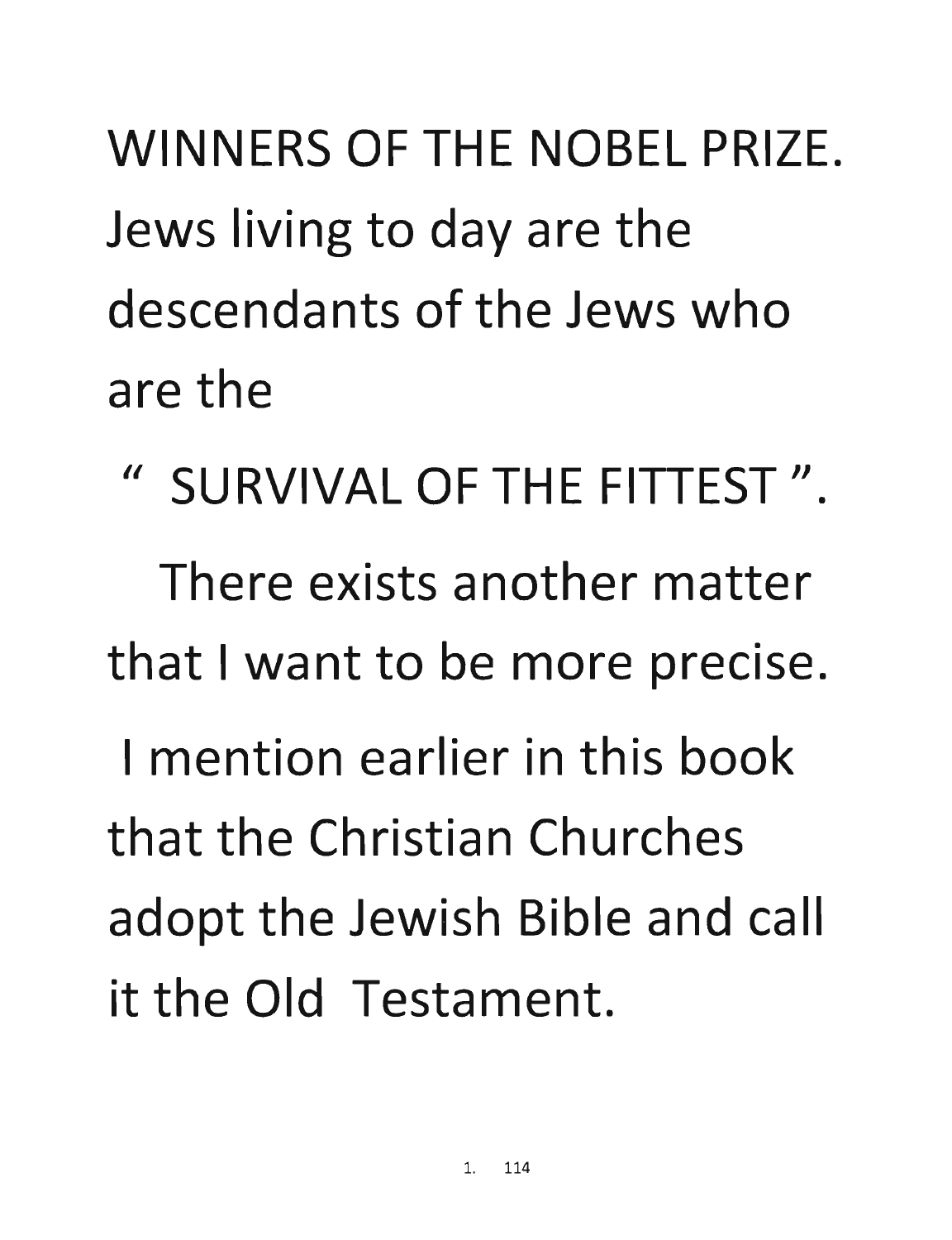WINNERS OF THE NOBEL PRIZE. Jews living to day are the descendants of the Jews who are the

" SURVIVAL OF THE FITTEST ".

There exists another matter that I want to be more precise.

I mention earlier in this book that the Christian Churches adopt the Jewish Bible and call it the Old Testament.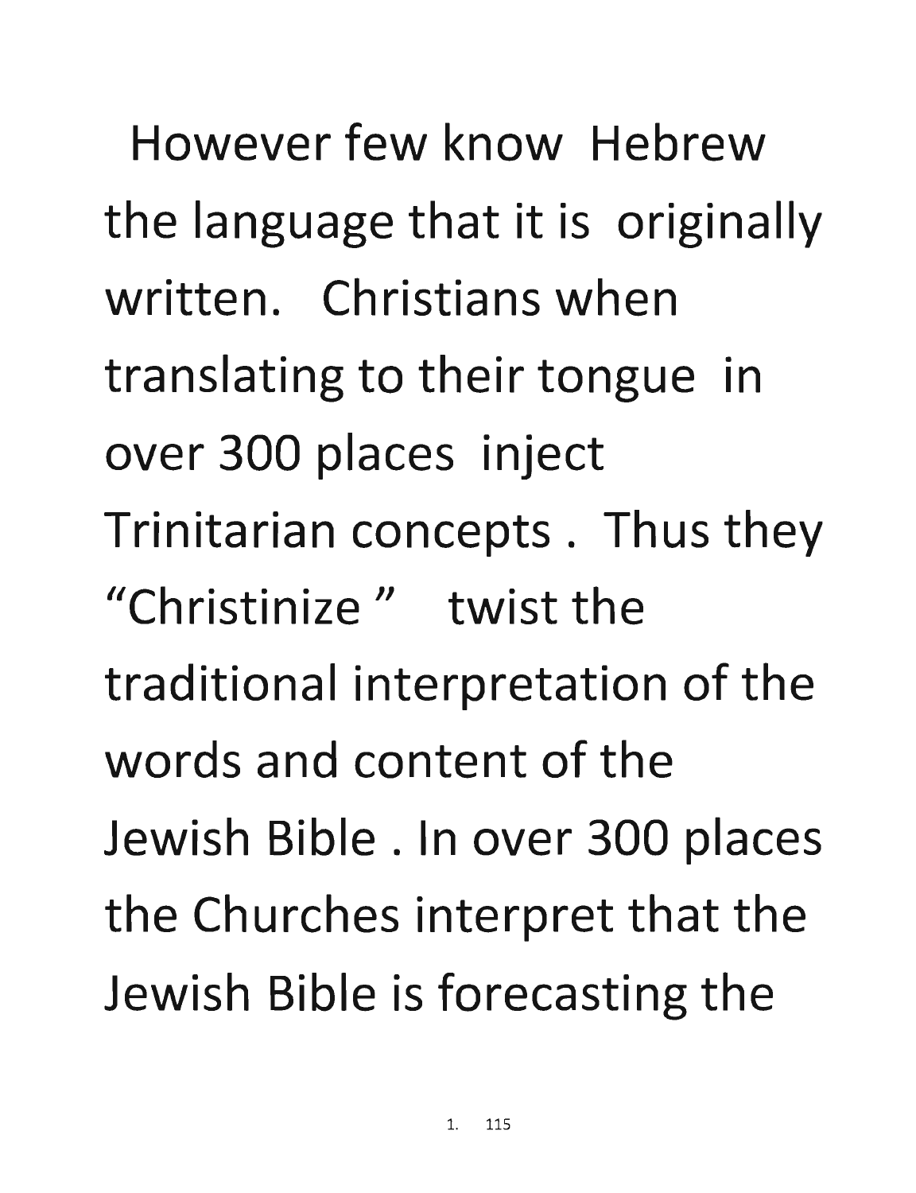However few know Hebrew the language that it is originally written. Christians when translating to their tongue in over 300 places inject Trinitarian concepts . Thus they "Christinize " twist the traditional interpretation of the words and content of the Jewish Bible . In over 300 places the Churches interpret that the Jewish Bible is forecasting the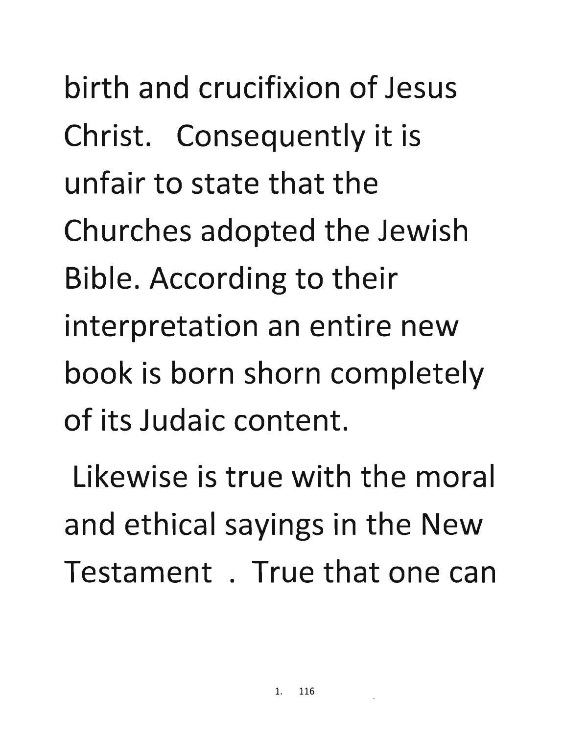birth and crucifixion of Jesus Christ. Consequently it is unfair to state that the Churches adopted the Jewish Bible. According to their interpretation an entire new book is born shorn completely of its Judaic content.

Likewise is true with the moral and ethical sayings in the New Testament . True that one can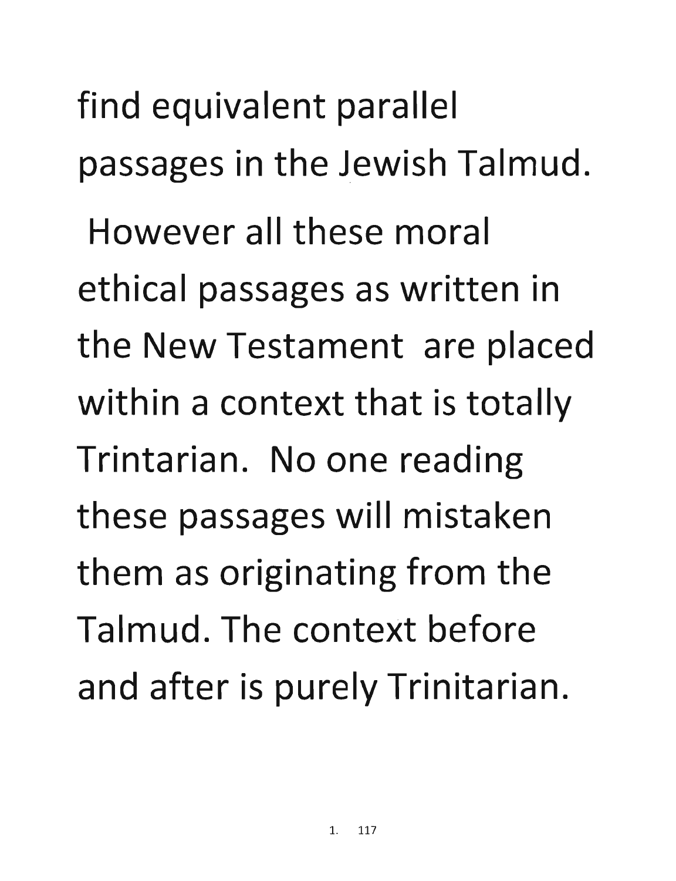find equivalent parallel passages in the Jewish Talmud.

However all these moral ethical passages as written in the New Testament are placed within a context that is totally Trintarian. No one reading these passages will mistaken them as originating from the Talmud. The context before and after is purely Trinitarian.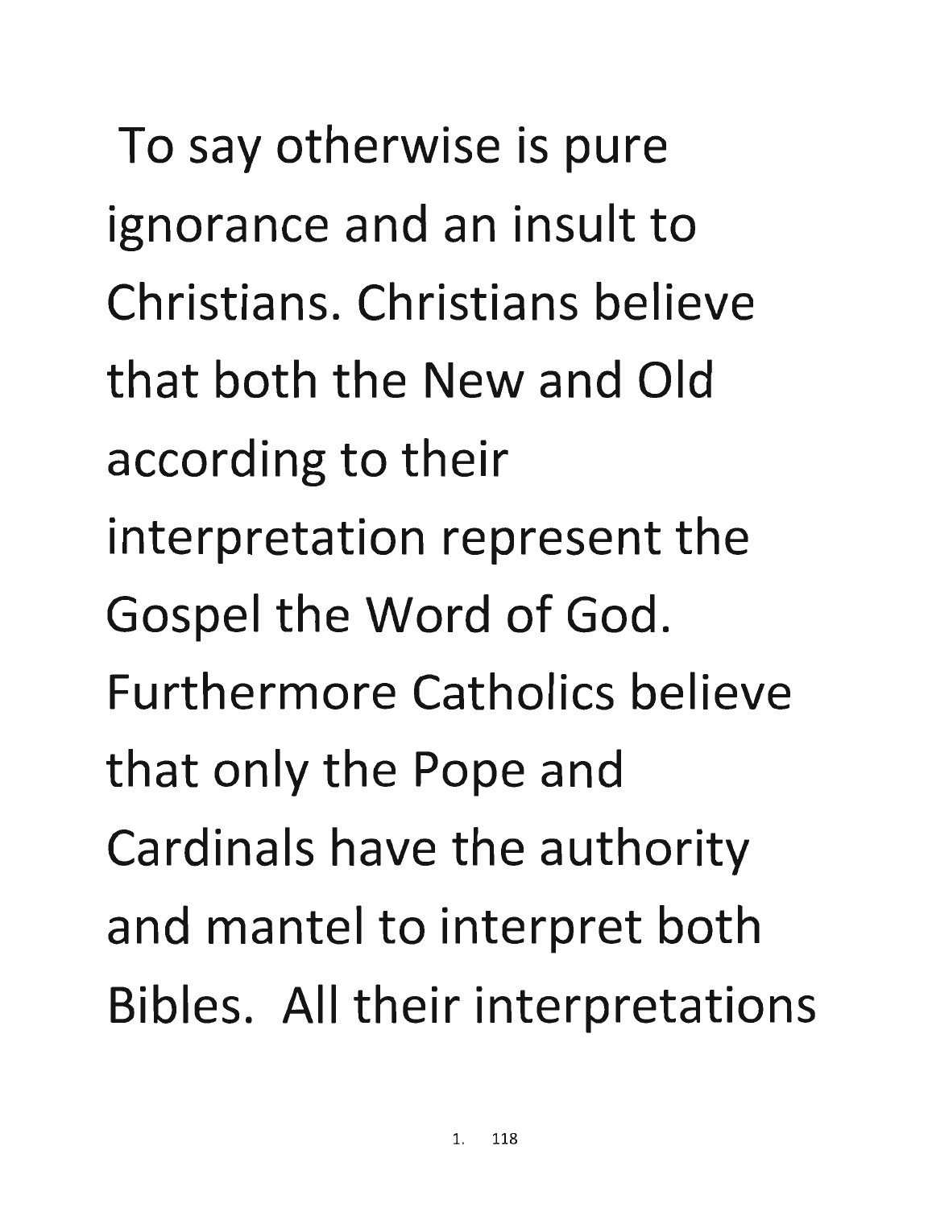To say otherwise is pure ignorance and an insult to Christians. Christians believe that both the New and Old according to their interpretation represent the Gospel the Word of God. Furthermore Catholics believe that only the Pope and Cardinals have the authority and mantel to interpret both Bibles. All their interpretations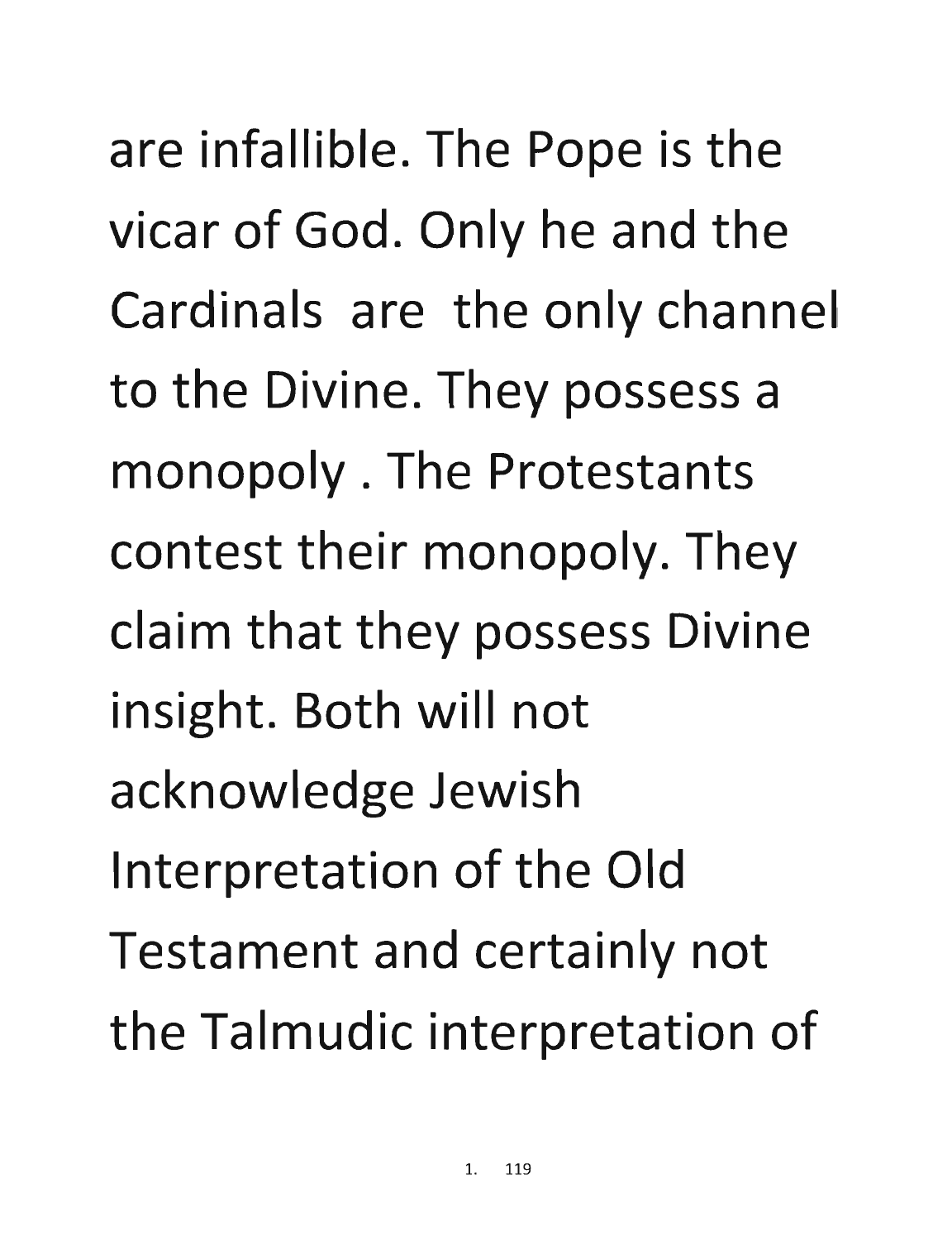are infallible. The Pope is the vicar of God. Only he and the Cardinals are the only channel to the Divine. They possess a monopoly . The Protestants contest their monopoly. They claim that they possess Divine insight. Both will not acknowledge Jewish Interpretation of the Old Testament and certainly not the Talmudic interpretation of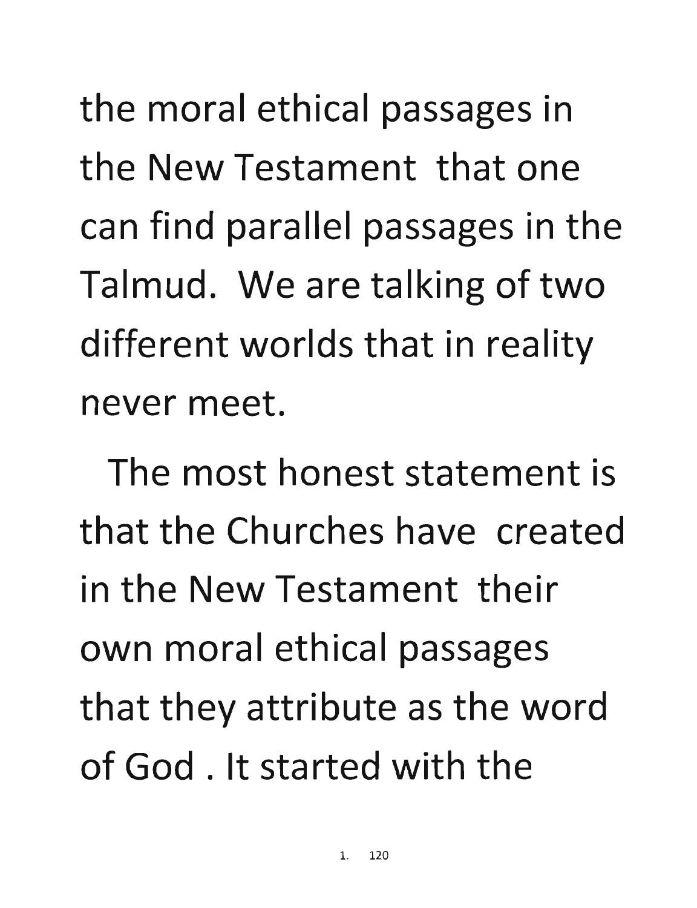the moral ethical passages in the New Testament that one can find parallel passages in the Talmud. We are talking of two different worlds that in reality never meet.

The most honest statement is that the Churches have created in the New Testament their own moral ethical passages that they attribute as the word of God . It started with the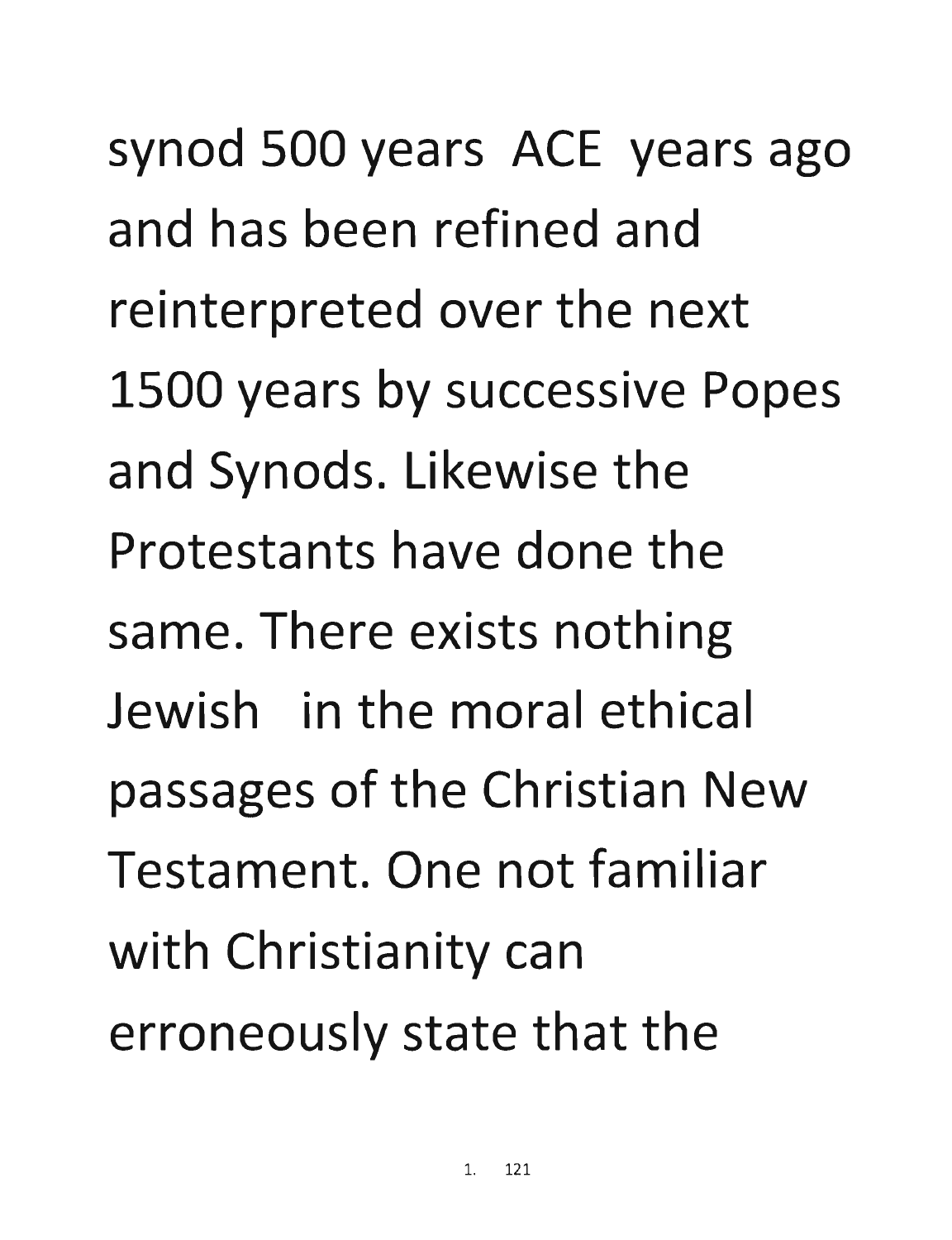synod 500 years ACE years ago and has been refined and reinterpreted over the next 1500 years by successive Popes and Synods. Likewise the Protestants have done the same. There exists nothing Jewish in the moral ethical passages of the Christian New Testament. One not familiar with Christianity can erroneously state that the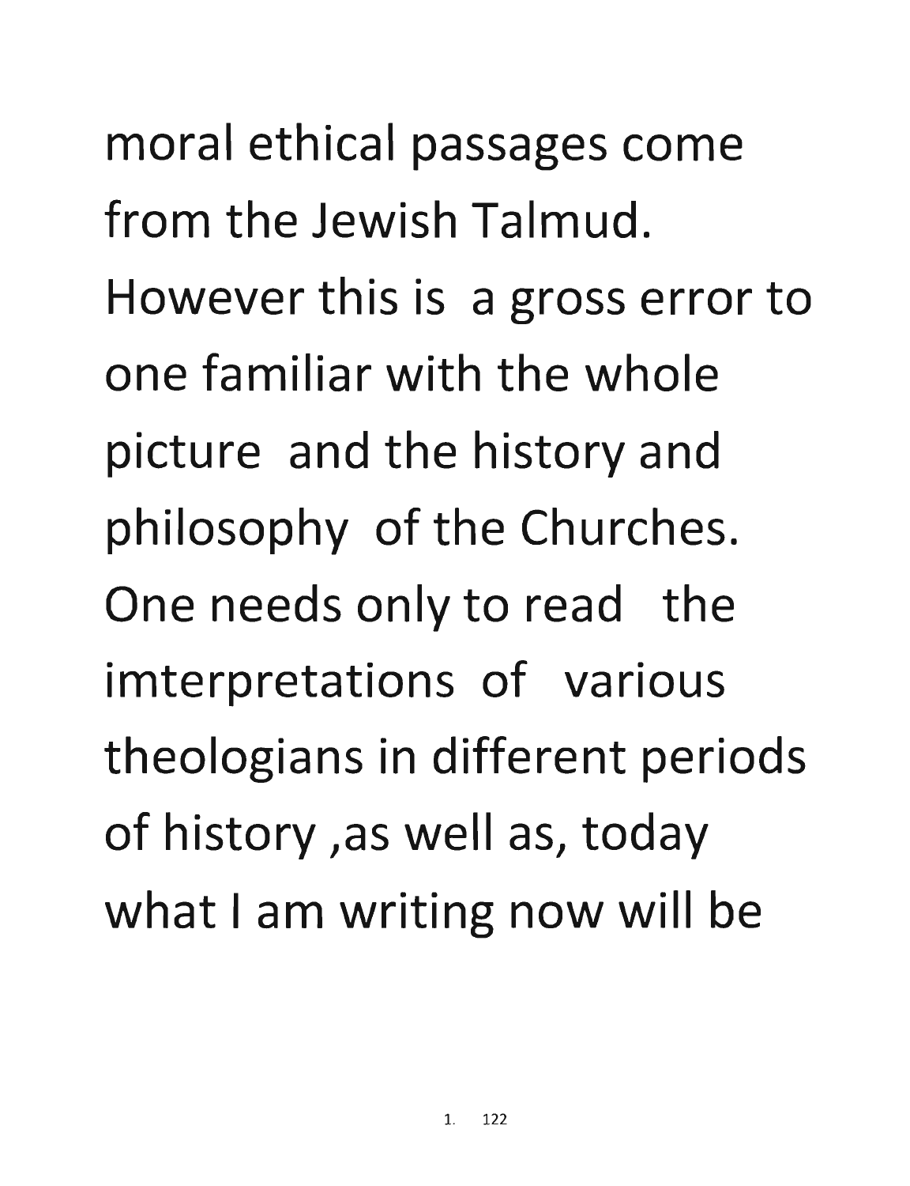moral ethical passages come from the Jewish Talmud. However this is a gross error to one familiar with the whole picture and the history and philosophy of the Churches. One needs only to read the imterpretations of various theologians in different periods of history ,as well as, today what I am writing now will be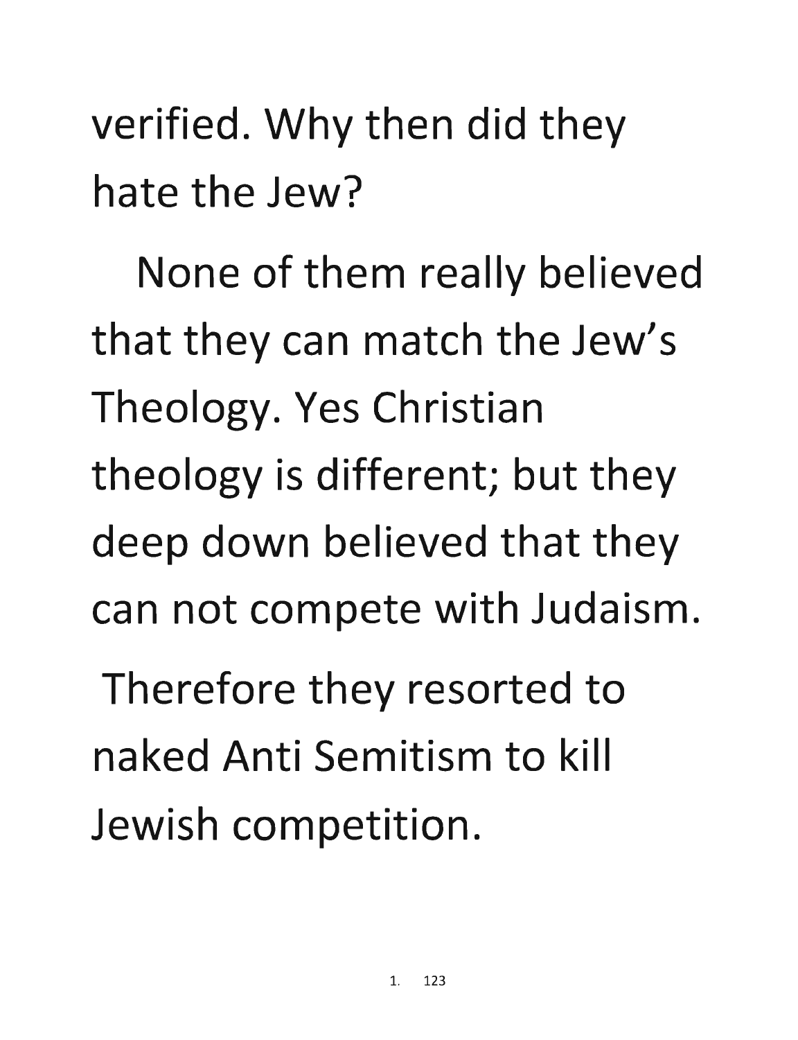verified. Why then did they hate the Jew?

None of them really believed that they can match the Jew's Theology. Yes Christian theology is different; but they deep down believed that they can not compete with Judaism.

Therefore they resorted to naked Anti Semitism to kill Jewish competition.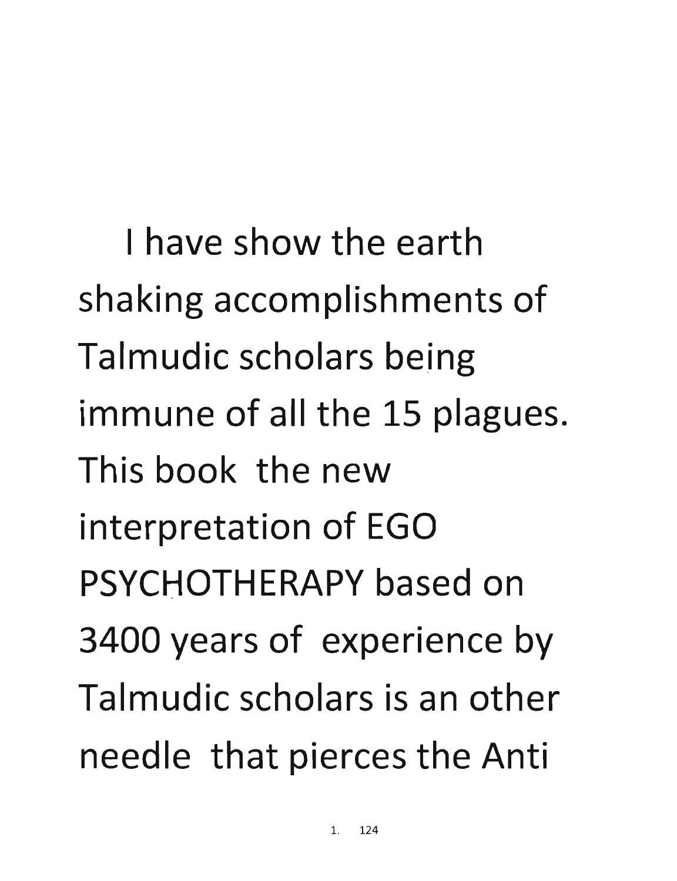I have show the earth shaking accomplishments of Talmudic scholars being immune of all the 15 plagues. This book the new interpretation of EGO PSYCHOTHERAPY based on 3400 years of experience by Talmudic scholars is an other needle that pierces the Anti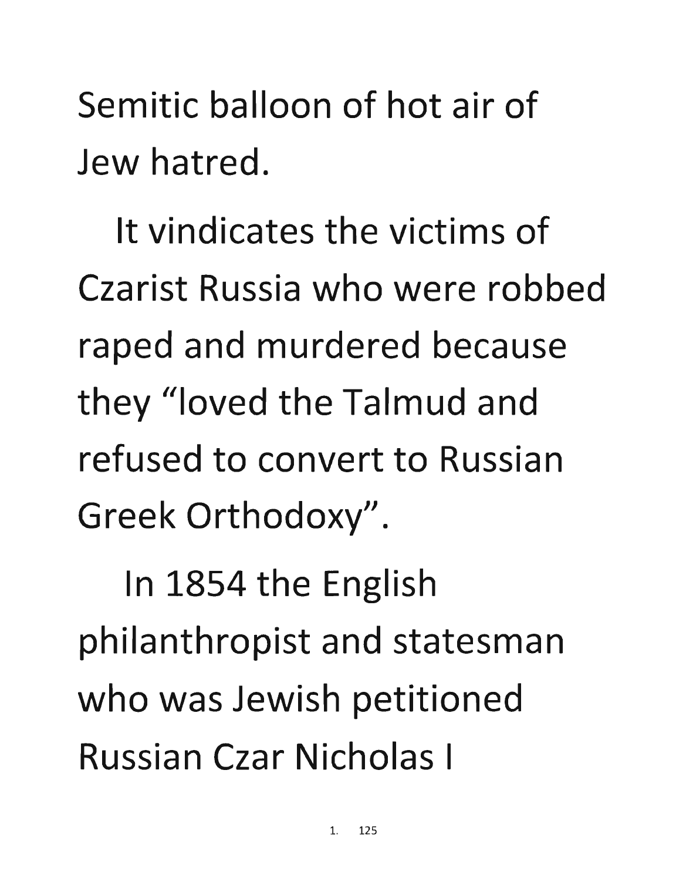Semitic balloon of hot air of Jew hatred.

It vindicates the victims of Czarist Russia who were robbed raped and murdered because they "loved the Talmud and refused to convert to Russian Greek Orthodoxy".

In 1854 the English philanthropist and statesman who was Jewish petitioned Russian Czar Nicholas I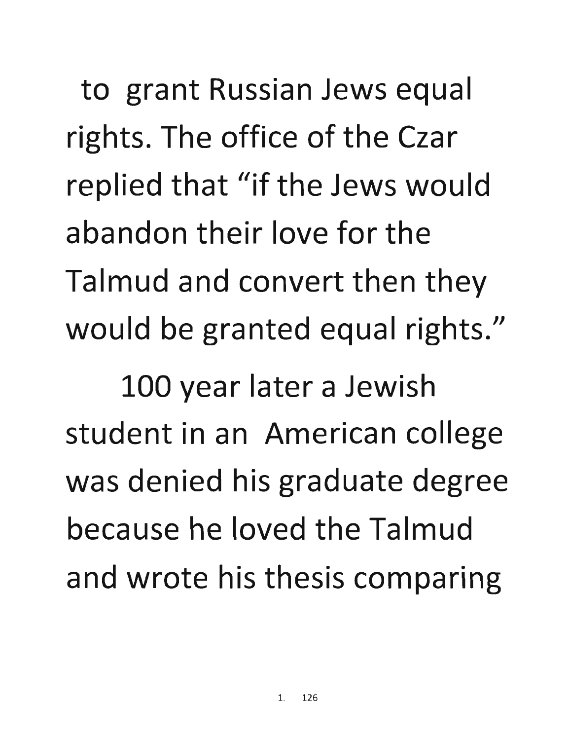to grant Russian Jews equal rights. The office of the Czar replied that "if the Jews would abandon their love for the Talmud and convert then they would be granted equal rights."

100 year later a Jewish student in an American college was denied his graduate degree because he loved the Talmud and wrote his thesis comparing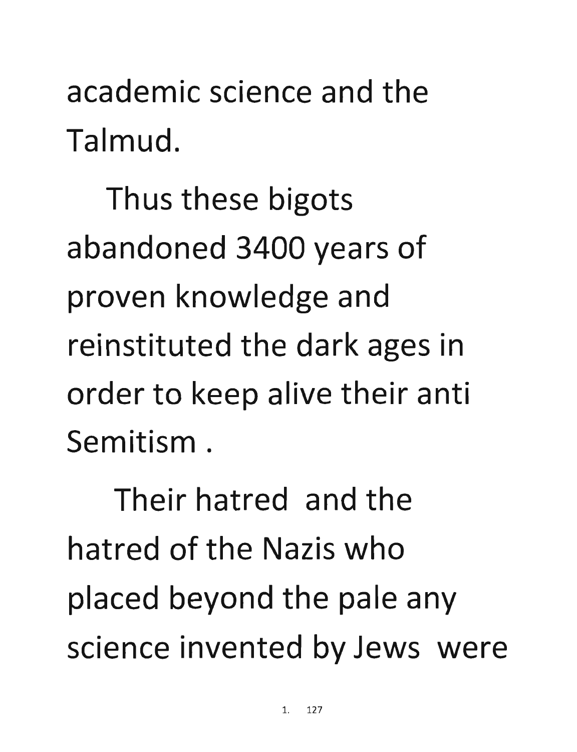academic science and the Talmud.

Thus these bigots abandoned 3400 years of proven knowledge and reinstituted the dark ages in order to keep alive their anti Semitism .

Their hatred and the hatred of the Nazis who placed beyond the pale any science invented by Jews were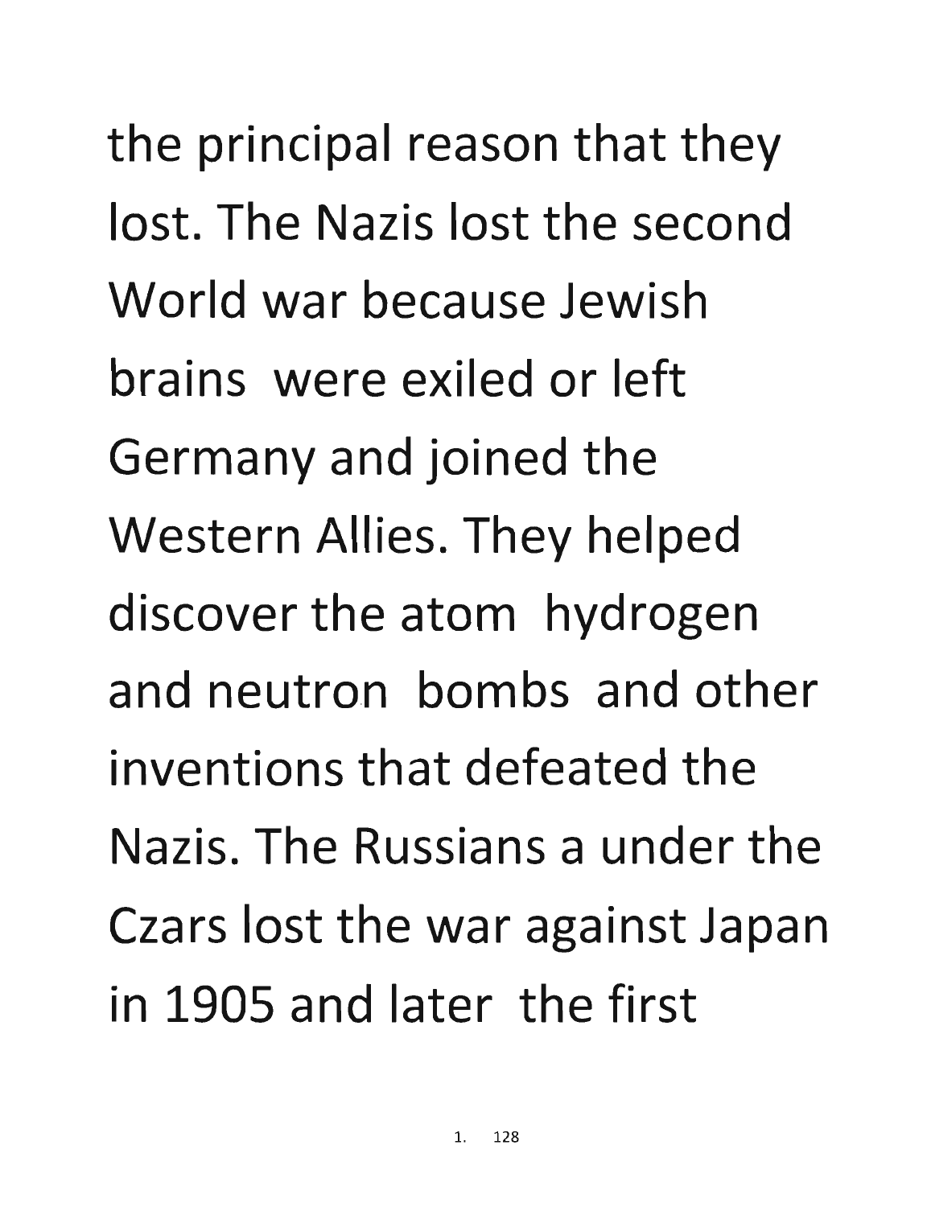the principal reason that they lost. The Nazis lost the second World war because Jewish brains were exiled or left Germany and joined the Western Allies. They helped discover the atom hydrogen and neutron bombs and other inventions that defeated the Nazis. The Russians a under the Czars lost the war against Japan in 1905 and later the first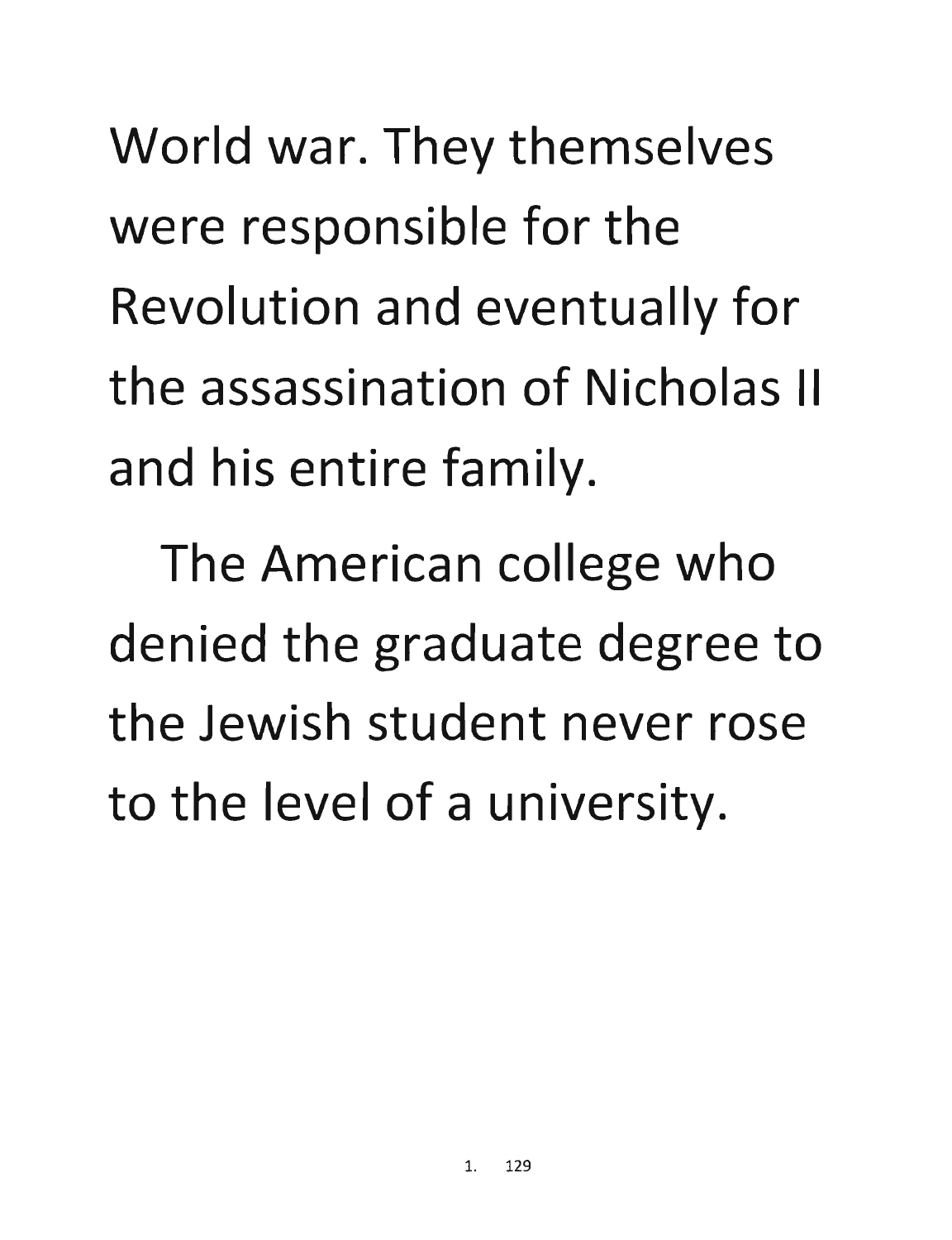World war. They themselves were responsible for the Revolution and eventually for the assassination of Nicholas II and his entire family.

The American college who denied the graduate degree to the Jewish student never rose to the level of a university.